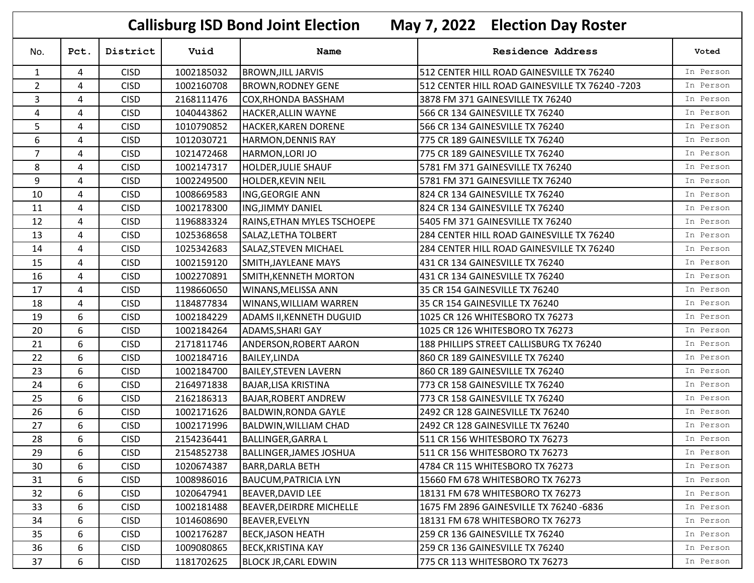# Callisburg ISD Bond Joint Election May 7, 2022 Election Day Roster

| No. | Pct. | District | Vuid | Name | Residence Address | Voted |
|---|---|---|---|---|---|---|
| 1 | 4 | CISD | 1002185032 | BROWN,JILL JARVIS | 512 CENTER HILL ROAD GAINESVILLE TX 76240 | In Person |
| 2 | 4 | CISD | 1002160708 | BROWN,RODNEY GENE | 512 CENTER HILL ROAD GAINESVILLE TX 76240 -7203 | In Person |
| 3 | 4 | CISD | 2168111476 | COX,RHONDA BASSHAM | 3878 FM 371 GAINESVILLE TX 76240 | In Person |
| 4 | 4 | CISD | 1040443862 | HACKER,ALLIN WAYNE | 566 CR 134 GAINESVILLE TX 76240 | In Person |
| 5 | 4 | CISD | 1010790852 | HACKER,KAREN DORENE | 566 CR 134 GAINESVILLE TX 76240 | In Person |
| 6 | 4 | CISD | 1012030721 | HARMON,DENNIS RAY | 775 CR 189 GAINESVILLE TX 76240 | In Person |
| 7 | 4 | CISD | 1021472468 | HARMON,LORI JO | 775 CR 189 GAINESVILLE TX 76240 | In Person |
| 8 | 4 | CISD | 1002147317 | HOLDER,JULIE SHAUF | 5781 FM 371 GAINESVILLE TX 76240 | In Person |
| 9 | 4 | CISD | 1002249500 | HOLDER,KEVIN NEIL | 5781 FM 371 GAINESVILLE TX 76240 | In Person |
| 10 | 4 | CISD | 1008669583 | ING,GEORGIE ANN | 824 CR 134 GAINESVILLE TX 76240 | In Person |
| 11 | 4 | CISD | 1002178300 | ING,JIMMY DANIEL | 824 CR 134 GAINESVILLE TX 76240 | In Person |
| 12 | 4 | CISD | 1196883324 | RAINS,ETHAN MYLES TSCHOEPE | 5405 FM 371 GAINESVILLE TX 76240 | In Person |
| 13 | 4 | CISD | 1025368658 | SALAZ,LETHA TOLBERT | 284 CENTER HILL ROAD GAINESVILLE TX 76240 | In Person |
| 14 | 4 | CISD | 1025342683 | SALAZ,STEVEN MICHAEL | 284 CENTER HILL ROAD GAINESVILLE TX 76240 | In Person |
| 15 | 4 | CISD | 1002159120 | SMITH,JAYLEANE MAYS | 431 CR 134 GAINESVILLE TX 76240 | In Person |
| 16 | 4 | CISD | 1002270891 | SMITH,KENNETH MORTON | 431 CR 134 GAINESVILLE TX 76240 | In Person |
| 17 | 4 | CISD | 1198660650 | WINANS,MELISSA ANN | 35 CR 154 GAINESVILLE TX 76240 | In Person |
| 18 | 4 | CISD | 1184877834 | WINANS,WILLIAM WARREN | 35 CR 154 GAINESVILLE TX 76240 | In Person |
| 19 | 6 | CISD | 1002184229 | ADAMS II,KENNETH DUGUID | 1025 CR 126 WHITESBORO TX 76273 | In Person |
| 20 | 6 | CISD | 1002184264 | ADAMS,SHARI GAY | 1025 CR 126 WHITESBORO TX 76273 | In Person |
| 21 | 6 | CISD | 2171811746 | ANDERSON,ROBERT AARON | 188 PHILLIPS STREET CALLISBURG TX 76240 | In Person |
| 22 | 6 | CISD | 1002184716 | BAILEY,LINDA | 860 CR 189 GAINESVILLE TX 76240 | In Person |
| 23 | 6 | CISD | 1002184700 | BAILEY,STEVEN LAVERN | 860 CR 189 GAINESVILLE TX 76240 | In Person |
| 24 | 6 | CISD | 2164971838 | BAJAR,LISA KRISTINA | 773 CR 158 GAINESVILLE TX 76240 | In Person |
| 25 | 6 | CISD | 2162186313 | BAJAR,ROBERT ANDREW | 773 CR 158 GAINESVILLE TX 76240 | In Person |
| 26 | 6 | CISD | 1002171626 | BALDWIN,RONDA GAYLE | 2492 CR 128 GAINESVILLE TX 76240 | In Person |
| 27 | 6 | CISD | 1002171996 | BALDWIN,WILLIAM CHAD | 2492 CR 128 GAINESVILLE TX 76240 | In Person |
| 28 | 6 | CISD | 2154236441 | BALLINGER,GARRA L | 511 CR 156 WHITESBORO TX 76273 | In Person |
| 29 | 6 | CISD | 2154852738 | BALLINGER,JAMES JOSHUA | 511 CR 156 WHITESBORO TX 76273 | In Person |
| 30 | 6 | CISD | 1020674387 | BARR,DARLA BETH | 4784 CR 115 WHITESBORO TX 76273 | In Person |
| 31 | 6 | CISD | 1008986016 | BAUCUM,PATRICIA LYN | 15660 FM 678 WHITESBORO TX 76273 | In Person |
| 32 | 6 | CISD | 1020647941 | BEAVER,DAVID LEE | 18131 FM 678 WHITESBORO TX 76273 | In Person |
| 33 | 6 | CISD | 1002181488 | BEAVER,DEIRDRE MICHELLE | 1675 FM 2896 GAINESVILLE TX 76240 -6836 | In Person |
| 34 | 6 | CISD | 1014608690 | BEAVER,EVELYN | 18131 FM 678 WHITESBORO TX 76273 | In Person |
| 35 | 6 | CISD | 1002176287 | BECK,JASON HEATH | 259 CR 136 GAINESVILLE TX 76240 | In Person |
| 36 | 6 | CISD | 1009080865 | BECK,KRISTINA KAY | 259 CR 136 GAINESVILLE TX 76240 | In Person |
| 37 | 6 | CISD | 1181702625 | BLOCK JR,CARL EDWIN | 775 CR 113 WHITESBORO TX 76273 | In Person |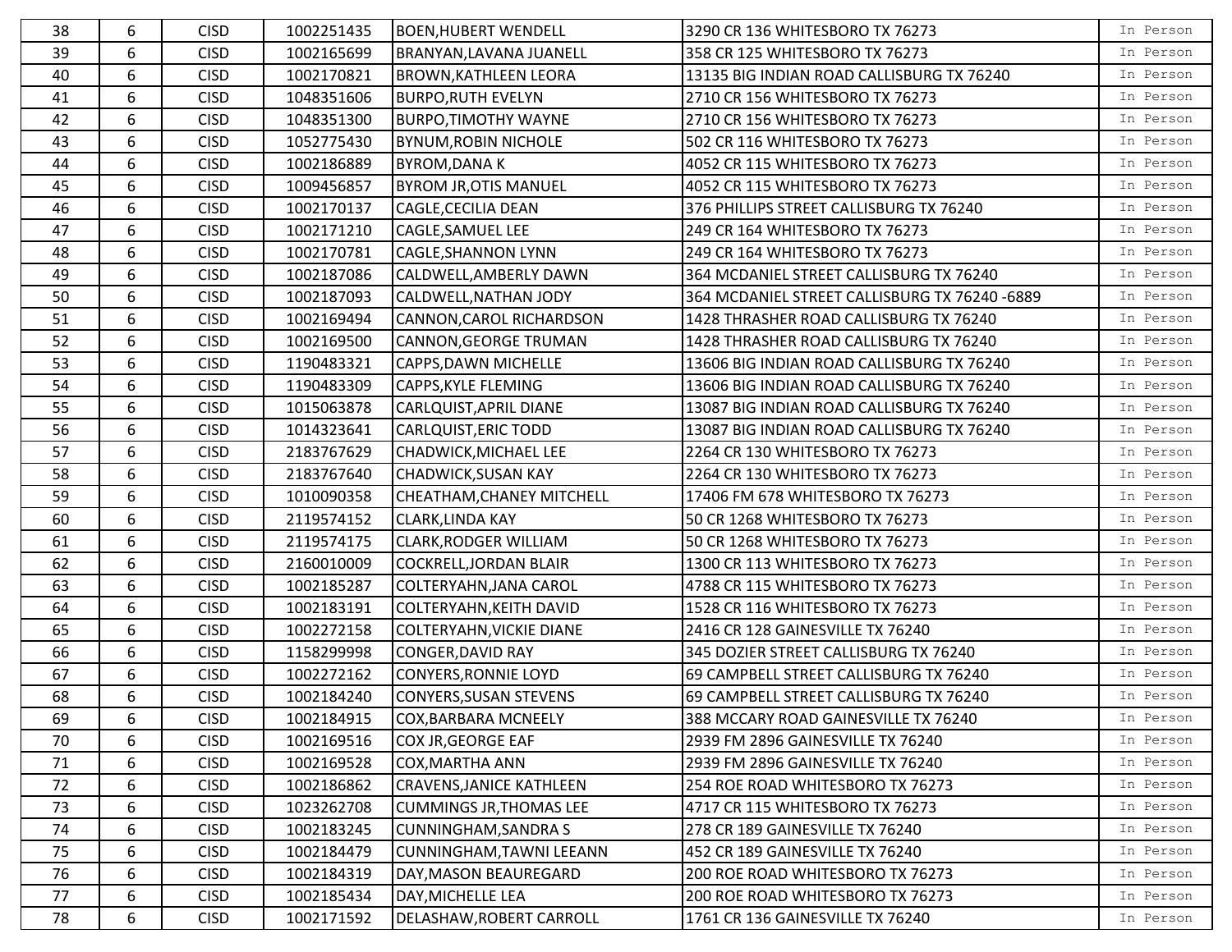| | | | | | | |
|---|---|---|---|---|---|---|
| 38 | 6 | CISD | 1002251435 | BOEN,HUBERT WENDELL | 3290 CR 136 WHITESBORO TX 76273 | In Person |
| 39 | 6 | CISD | 1002165699 | BRANYAN,LAVANA JUANELL | 358 CR 125 WHITESBORO TX 76273 | In Person |
| 40 | 6 | CISD | 1002170821 | BROWN,KATHLEEN LEORA | 13135 BIG INDIAN ROAD CALLISBURG TX 76240 | In Person |
| 41 | 6 | CISD | 1048351606 | BURPO,RUTH EVELYN | 2710 CR 156 WHITESBORO TX 76273 | In Person |
| 42 | 6 | CISD | 1048351300 | BURPO,TIMOTHY WAYNE | 2710 CR 156 WHITESBORO TX 76273 | In Person |
| 43 | 6 | CISD | 1052775430 | BYNUM,ROBIN NICHOLE | 502 CR 116 WHITESBORO TX 76273 | In Person |
| 44 | 6 | CISD | 1002186889 | BYROM,DANA K | 4052 CR 115 WHITESBORO TX 76273 | In Person |
| 45 | 6 | CISD | 1009456857 | BYROM JR,OTIS MANUEL | 4052 CR 115 WHITESBORO TX 76273 | In Person |
| 46 | 6 | CISD | 1002170137 | CAGLE,CECILIA DEAN | 376 PHILLIPS STREET CALLISBURG TX 76240 | In Person |
| 47 | 6 | CISD | 1002171210 | CAGLE,SAMUEL LEE | 249 CR 164 WHITESBORO TX 76273 | In Person |
| 48 | 6 | CISD | 1002170781 | CAGLE,SHANNON LYNN | 249 CR 164 WHITESBORO TX 76273 | In Person |
| 49 | 6 | CISD | 1002187086 | CALDWELL,AMBERLY DAWN | 364 MCDANIEL STREET CALLISBURG TX 76240 | In Person |
| 50 | 6 | CISD | 1002187093 | CALDWELL,NATHAN JODY | 364 MCDANIEL STREET CALLISBURG TX 76240 -6889 | In Person |
| 51 | 6 | CISD | 1002169494 | CANNON,CAROL RICHARDSON | 1428 THRASHER ROAD CALLISBURG TX 76240 | In Person |
| 52 | 6 | CISD | 1002169500 | CANNON,GEORGE TRUMAN | 1428 THRASHER ROAD CALLISBURG TX 76240 | In Person |
| 53 | 6 | CISD | 1190483321 | CAPPS,DAWN MICHELLE | 13606 BIG INDIAN ROAD CALLISBURG TX 76240 | In Person |
| 54 | 6 | CISD | 1190483309 | CAPPS,KYLE FLEMING | 13606 BIG INDIAN ROAD CALLISBURG TX 76240 | In Person |
| 55 | 6 | CISD | 1015063878 | CARLQUIST,APRIL DIANE | 13087 BIG INDIAN ROAD CALLISBURG TX 76240 | In Person |
| 56 | 6 | CISD | 1014323641 | CARLQUIST,ERIC TODD | 13087 BIG INDIAN ROAD CALLISBURG TX 76240 | In Person |
| 57 | 6 | CISD | 2183767629 | CHADWICK,MICHAEL LEE | 2264 CR 130 WHITESBORO TX 76273 | In Person |
| 58 | 6 | CISD | 2183767640 | CHADWICK,SUSAN KAY | 2264 CR 130 WHITESBORO TX 76273 | In Person |
| 59 | 6 | CISD | 1010090358 | CHEATHAM,CHANEY MITCHELL | 17406 FM 678 WHITESBORO TX 76273 | In Person |
| 60 | 6 | CISD | 2119574152 | CLARK,LINDA KAY | 50 CR 1268 WHITESBORO TX 76273 | In Person |
| 61 | 6 | CISD | 2119574175 | CLARK,RODGER WILLIAM | 50 CR 1268 WHITESBORO TX 76273 | In Person |
| 62 | 6 | CISD | 2160010009 | COCKRELL,JORDAN BLAIR | 1300 CR 113 WHITESBORO TX 76273 | In Person |
| 63 | 6 | CISD | 1002185287 | COLTERYAHN,JANA CAROL | 4788 CR 115 WHITESBORO TX 76273 | In Person |
| 64 | 6 | CISD | 1002183191 | COLTERYAHN,KEITH DAVID | 1528 CR 116 WHITESBORO TX 76273 | In Person |
| 65 | 6 | CISD | 1002272158 | COLTERYAHN,VICKIE DIANE | 2416 CR 128 GAINESVILLE TX 76240 | In Person |
| 66 | 6 | CISD | 1158299998 | CONGER,DAVID RAY | 345 DOZIER STREET CALLISBURG TX 76240 | In Person |
| 67 | 6 | CISD | 1002272162 | CONYERS,RONNIE LOYD | 69 CAMPBELL STREET CALLISBURG TX 76240 | In Person |
| 68 | 6 | CISD | 1002184240 | CONYERS,SUSAN STEVENS | 69 CAMPBELL STREET CALLISBURG TX 76240 | In Person |
| 69 | 6 | CISD | 1002184915 | COX,BARBARA MCNEELY | 388 MCCARY ROAD GAINESVILLE TX 76240 | In Person |
| 70 | 6 | CISD | 1002169516 | COX JR,GEORGE EAF | 2939 FM 2896 GAINESVILLE TX 76240 | In Person |
| 71 | 6 | CISD | 1002169528 | COX,MARTHA ANN | 2939 FM 2896 GAINESVILLE TX 76240 | In Person |
| 72 | 6 | CISD | 1002186862 | CRAVENS,JANICE KATHLEEN | 254 ROE ROAD WHITESBORO TX 76273 | In Person |
| 73 | 6 | CISD | 1023262708 | CUMMINGS JR,THOMAS LEE | 4717 CR 115 WHITESBORO TX 76273 | In Person |
| 74 | 6 | CISD | 1002183245 | CUNNINGHAM,SANDRA S | 278 CR 189 GAINESVILLE TX 76240 | In Person |
| 75 | 6 | CISD | 1002184479 | CUNNINGHAM,TAWNI LEEANN | 452 CR 189 GAINESVILLE TX 76240 | In Person |
| 76 | 6 | CISD | 1002184319 | DAY,MASON BEAUREGARD | 200 ROE ROAD WHITESBORO TX 76273 | In Person |
| 77 | 6 | CISD | 1002185434 | DAY,MICHELLE LEA | 200 ROE ROAD WHITESBORO TX 76273 | In Person |
| 78 | 6 | CISD | 1002171592 | DELASHAW,ROBERT CARROLL | 1761 CR 136 GAINESVILLE TX 76240 | In Person |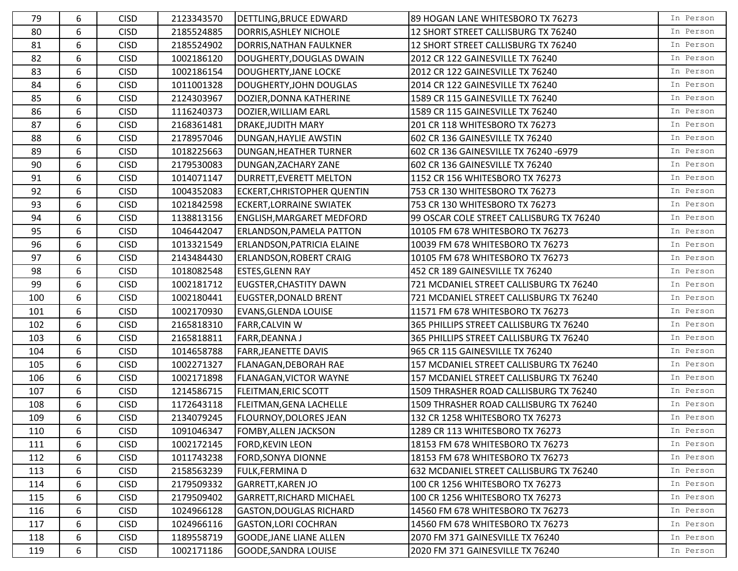| | | | | | | |
|---|---|---|---|---|---|---|
| 79 | 6 | CISD | 2123343570 | DETTLING,BRUCE EDWARD | 89 HOGAN LANE WHITESBORO TX 76273 | In Person |
| 80 | 6 | CISD | 2185524885 | DORRIS,ASHLEY NICHOLE | 12 SHORT STREET CALLISBURG TX 76240 | In Person |
| 81 | 6 | CISD | 2185524902 | DORRIS,NATHAN FAULKNER | 12 SHORT STREET CALLISBURG TX 76240 | In Person |
| 82 | 6 | CISD | 1002186120 | DOUGHERTY,DOUGLAS DWAIN | 2012 CR 122 GAINESVILLE TX 76240 | In Person |
| 83 | 6 | CISD | 1002186154 | DOUGHERTY,JANE LOCKE | 2012 CR 122 GAINESVILLE TX 76240 | In Person |
| 84 | 6 | CISD | 1011001328 | DOUGHERTY,JOHN DOUGLAS | 2014 CR 122 GAINESVILLE TX 76240 | In Person |
| 85 | 6 | CISD | 2124303967 | DOZIER,DONNA KATHERINE | 1589 CR 115 GAINESVILLE TX 76240 | In Person |
| 86 | 6 | CISD | 1116240373 | DOZIER,WILLIAM EARL | 1589 CR 115 GAINESVILLE TX 76240 | In Person |
| 87 | 6 | CISD | 2168361481 | DRAKE,JUDITH MARY | 201 CR 118 WHITESBORO TX 76273 | In Person |
| 88 | 6 | CISD | 2178957046 | DUNGAN,HAYLIE AWSTIN | 602 CR 136 GAINESVILLE TX 76240 | In Person |
| 89 | 6 | CISD | 1018225663 | DUNGAN,HEATHER TURNER | 602 CR 136 GAINESVILLE TX 76240 -6979 | In Person |
| 90 | 6 | CISD | 2179530083 | DUNGAN,ZACHARY ZANE | 602 CR 136 GAINESVILLE TX 76240 | In Person |
| 91 | 6 | CISD | 1014071147 | DURRETT,EVERETT MELTON | 1152 CR 156 WHITESBORO TX 76273 | In Person |
| 92 | 6 | CISD | 1004352083 | ECKERT,CHRISTOPHER QUENTIN | 753 CR 130 WHITESBORO TX 76273 | In Person |
| 93 | 6 | CISD | 1021842598 | ECKERT,LORRAINE SWIATEK | 753 CR 130 WHITESBORO TX 76273 | In Person |
| 94 | 6 | CISD | 1138813156 | ENGLISH,MARGARET MEDFORD | 99 OSCAR COLE STREET CALLISBURG TX 76240 | In Person |
| 95 | 6 | CISD | 1046442047 | ERLANDSON,PAMELA PATTON | 10105 FM 678 WHITESBORO TX 76273 | In Person |
| 96 | 6 | CISD | 1013321549 | ERLANDSON,PATRICIA ELAINE | 10039 FM 678 WHITESBORO TX 76273 | In Person |
| 97 | 6 | CISD | 2143484430 | ERLANDSON,ROBERT CRAIG | 10105 FM 678 WHITESBORO TX 76273 | In Person |
| 98 | 6 | CISD | 1018082548 | ESTES,GLENN RAY | 452 CR 189 GAINESVILLE TX 76240 | In Person |
| 99 | 6 | CISD | 1002181712 | EUGSTER,CHASTITY DAWN | 721 MCDANIEL STREET CALLISBURG TX 76240 | In Person |
| 100 | 6 | CISD | 1002180441 | EUGSTER,DONALD BRENT | 721 MCDANIEL STREET CALLISBURG TX 76240 | In Person |
| 101 | 6 | CISD | 1002170930 | EVANS,GLENDA LOUISE | 11571 FM 678 WHITESBORO TX 76273 | In Person |
| 102 | 6 | CISD | 2165818310 | FARR,CALVIN W | 365 PHILLIPS STREET CALLISBURG TX 76240 | In Person |
| 103 | 6 | CISD | 2165818811 | FARR,DEANNA J | 365 PHILLIPS STREET CALLISBURG TX 76240 | In Person |
| 104 | 6 | CISD | 1014658788 | FARR,JEANETTE DAVIS | 965 CR 115 GAINESVILLE TX 76240 | In Person |
| 105 | 6 | CISD | 1002271327 | FLANAGAN,DEBORAH RAE | 157 MCDANIEL STREET CALLISBURG TX 76240 | In Person |
| 106 | 6 | CISD | 1002171898 | FLANAGAN,VICTOR WAYNE | 157 MCDANIEL STREET CALLISBURG TX 76240 | In Person |
| 107 | 6 | CISD | 1214586715 | FLEITMAN,ERIC SCOTT | 1509 THRASHER ROAD CALLISBURG TX 76240 | In Person |
| 108 | 6 | CISD | 1172643118 | FLEITMAN,GENA LACHELLE | 1509 THRASHER ROAD CALLISBURG TX 76240 | In Person |
| 109 | 6 | CISD | 2134079245 | FLOURNOY,DOLORES JEAN | 132 CR 1258 WHITESBORO TX 76273 | In Person |
| 110 | 6 | CISD | 1091046347 | FOMBY,ALLEN JACKSON | 1289 CR 113 WHITESBORO TX 76273 | In Person |
| 111 | 6 | CISD | 1002172145 | FORD,KEVIN LEON | 18153 FM 678 WHITESBORO TX 76273 | In Person |
| 112 | 6 | CISD | 1011743238 | FORD,SONYA DIONNE | 18153 FM 678 WHITESBORO TX 76273 | In Person |
| 113 | 6 | CISD | 2158563239 | FULK,FERMINA D | 632 MCDANIEL STREET CALLISBURG TX 76240 | In Person |
| 114 | 6 | CISD | 2179509332 | GARRETT,KAREN JO | 100 CR 1256 WHITESBORO TX 76273 | In Person |
| 115 | 6 | CISD | 2179509402 | GARRETT,RICHARD MICHAEL | 100 CR 1256 WHITESBORO TX 76273 | In Person |
| 116 | 6 | CISD | 1024966128 | GASTON,DOUGLAS RICHARD | 14560 FM 678 WHITESBORO TX 76273 | In Person |
| 117 | 6 | CISD | 1024966116 | GASTON,LORI COCHRAN | 14560 FM 678 WHITESBORO TX 76273 | In Person |
| 118 | 6 | CISD | 1189558719 | GOODE,JANE LIANE ALLEN | 2070 FM 371 GAINESVILLE TX 76240 | In Person |
| 119 | 6 | CISD | 1002171186 | GOODE,SANDRA LOUISE | 2020 FM 371 GAINESVILLE TX 76240 | In Person |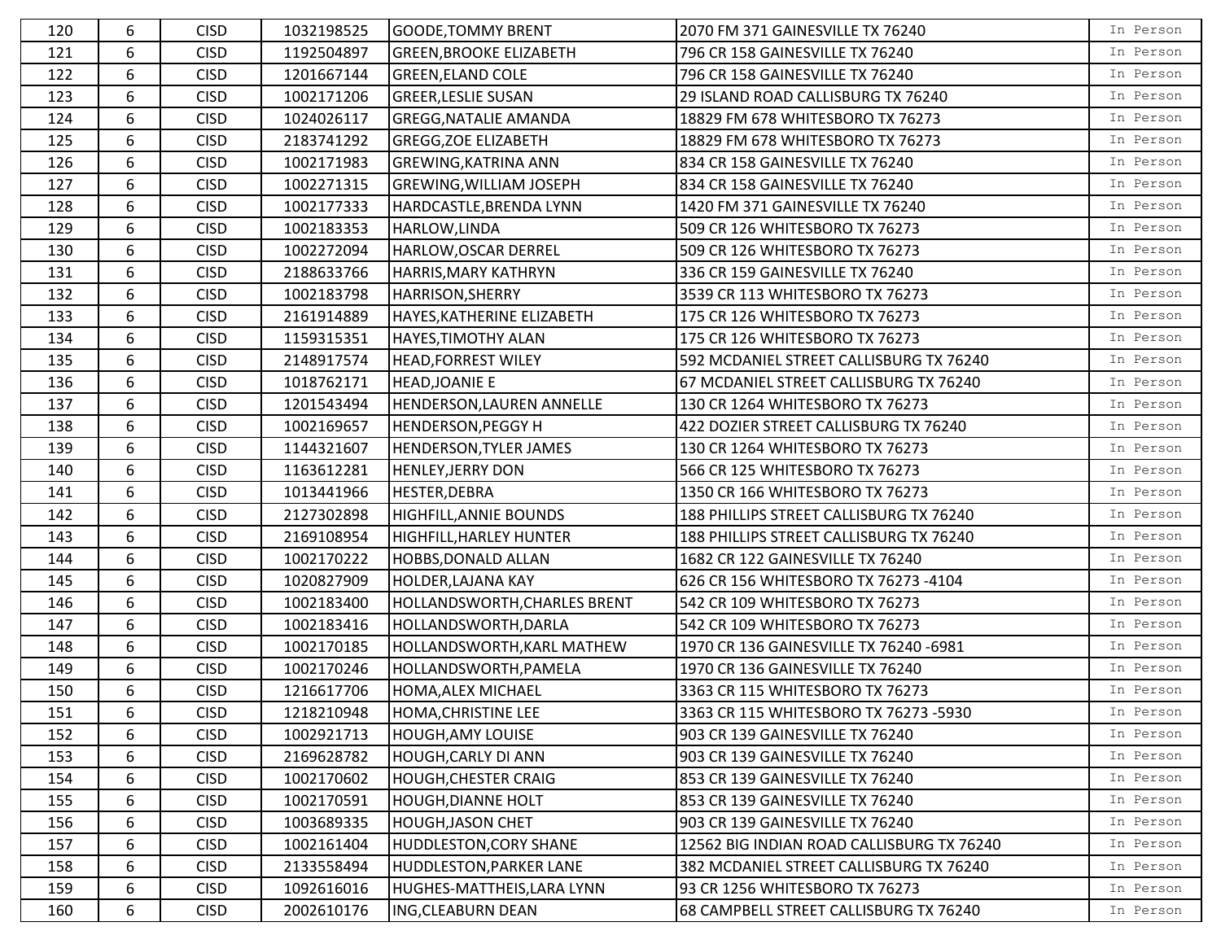| 120 | 6 | CISD | 1032198525 | GOODE,TOMMY BRENT | 2070 FM 371 GAINESVILLE TX 76240 | In Person |
|---|---|---|---|---|---|---|
| 121 | 6 | CISD | 1192504897 | GREEN,BROOKE ELIZABETH | 796 CR 158 GAINESVILLE TX 76240 | In Person |
| 122 | 6 | CISD | 1201667144 | GREEN,ELAND COLE | 796 CR 158 GAINESVILLE TX 76240 | In Person |
| 123 | 6 | CISD | 1002171206 | GREER,LESLIE SUSAN | 29 ISLAND ROAD CALLISBURG TX 76240 | In Person |
| 124 | 6 | CISD | 1024026117 | GREGG,NATALIE AMANDA | 18829 FM 678 WHITESBORO TX 76273 | In Person |
| 125 | 6 | CISD | 2183741292 | GREGG,ZOE ELIZABETH | 18829 FM 678 WHITESBORO TX 76273 | In Person |
| 126 | 6 | CISD | 1002171983 | GREWING,KATRINA ANN | 834 CR 158 GAINESVILLE TX 76240 | In Person |
| 127 | 6 | CISD | 1002271315 | GREWING,WILLIAM JOSEPH | 834 CR 158 GAINESVILLE TX 76240 | In Person |
| 128 | 6 | CISD | 1002177333 | HARDCASTLE,BRENDA LYNN | 1420 FM 371 GAINESVILLE TX 76240 | In Person |
| 129 | 6 | CISD | 1002183353 | HARLOW,LINDA | 509 CR 126 WHITESBORO TX 76273 | In Person |
| 130 | 6 | CISD | 1002272094 | HARLOW,OSCAR DERREL | 509 CR 126 WHITESBORO TX 76273 | In Person |
| 131 | 6 | CISD | 2188633766 | HARRIS,MARY KATHRYN | 336 CR 159 GAINESVILLE TX 76240 | In Person |
| 132 | 6 | CISD | 1002183798 | HARRISON,SHERRY | 3539 CR 113 WHITESBORO TX 76273 | In Person |
| 133 | 6 | CISD | 2161914889 | HAYES,KATHERINE ELIZABETH | 175 CR 126 WHITESBORO TX 76273 | In Person |
| 134 | 6 | CISD | 1159315351 | HAYES,TIMOTHY ALAN | 175 CR 126 WHITESBORO TX 76273 | In Person |
| 135 | 6 | CISD | 2148917574 | HEAD,FORREST WILEY | 592 MCDANIEL STREET CALLISBURG TX 76240 | In Person |
| 136 | 6 | CISD | 1018762171 | HEAD,JOANIE E | 67 MCDANIEL STREET CALLISBURG TX 76240 | In Person |
| 137 | 6 | CISD | 1201543494 | HENDERSON,LAUREN ANNELLE | 130 CR 1264 WHITESBORO TX 76273 | In Person |
| 138 | 6 | CISD | 1002169657 | HENDERSON,PEGGY H | 422 DOZIER STREET CALLISBURG TX 76240 | In Person |
| 139 | 6 | CISD | 1144321607 | HENDERSON,TYLER JAMES | 130 CR 1264 WHITESBORO TX 76273 | In Person |
| 140 | 6 | CISD | 1163612281 | HENLEY,JERRY DON | 566 CR 125 WHITESBORO TX 76273 | In Person |
| 141 | 6 | CISD | 1013441966 | HESTER,DEBRA | 1350 CR 166 WHITESBORO TX 76273 | In Person |
| 142 | 6 | CISD | 2127302898 | HIGHFILL,ANNIE BOUNDS | 188 PHILLIPS STREET CALLISBURG TX 76240 | In Person |
| 143 | 6 | CISD | 2169108954 | HIGHFILL,HARLEY HUNTER | 188 PHILLIPS STREET CALLISBURG TX 76240 | In Person |
| 144 | 6 | CISD | 1002170222 | HOBBS,DONALD ALLAN | 1682 CR 122 GAINESVILLE TX 76240 | In Person |
| 145 | 6 | CISD | 1020827909 | HOLDER,LAJANA KAY | 626 CR 156 WHITESBORO TX 76273 -4104 | In Person |
| 146 | 6 | CISD | 1002183400 | HOLLANDSWORTH,CHARLES BRENT | 542 CR 109 WHITESBORO TX 76273 | In Person |
| 147 | 6 | CISD | 1002183416 | HOLLANDSWORTH,DARLA | 542 CR 109 WHITESBORO TX 76273 | In Person |
| 148 | 6 | CISD | 1002170185 | HOLLANDSWORTH,KARL MATHEW | 1970 CR 136 GAINESVILLE TX 76240 -6981 | In Person |
| 149 | 6 | CISD | 1002170246 | HOLLANDSWORTH,PAMELA | 1970 CR 136 GAINESVILLE TX 76240 | In Person |
| 150 | 6 | CISD | 1216617706 | HOMA,ALEX MICHAEL | 3363 CR 115 WHITESBORO TX 76273 | In Person |
| 151 | 6 | CISD | 1218210948 | HOMA,CHRISTINE LEE | 3363 CR 115 WHITESBORO TX 76273 -5930 | In Person |
| 152 | 6 | CISD | 1002921713 | HOUGH,AMY LOUISE | 903 CR 139 GAINESVILLE TX 76240 | In Person |
| 153 | 6 | CISD | 2169628782 | HOUGH,CARLY DI ANN | 903 CR 139 GAINESVILLE TX 76240 | In Person |
| 154 | 6 | CISD | 1002170602 | HOUGH,CHESTER CRAIG | 853 CR 139 GAINESVILLE TX 76240 | In Person |
| 155 | 6 | CISD | 1002170591 | HOUGH,DIANNE HOLT | 853 CR 139 GAINESVILLE TX 76240 | In Person |
| 156 | 6 | CISD | 1003689335 | HOUGH,JASON CHET | 903 CR 139 GAINESVILLE TX 76240 | In Person |
| 157 | 6 | CISD | 1002161404 | HUDDLESTON,CORY SHANE | 12562 BIG INDIAN ROAD CALLISBURG TX 76240 | In Person |
| 158 | 6 | CISD | 2133558494 | HUDDLESTON,PARKER LANE | 382 MCDANIEL STREET CALLISBURG TX 76240 | In Person |
| 159 | 6 | CISD | 1092616016 | HUGHES-MATTHEIS,LARA LYNN | 93 CR 1256 WHITESBORO TX 76273 | In Person |
| 160 | 6 | CISD | 2002610176 | ING,CLEABURN DEAN | 68 CAMPBELL STREET CALLISBURG TX 76240 | In Person |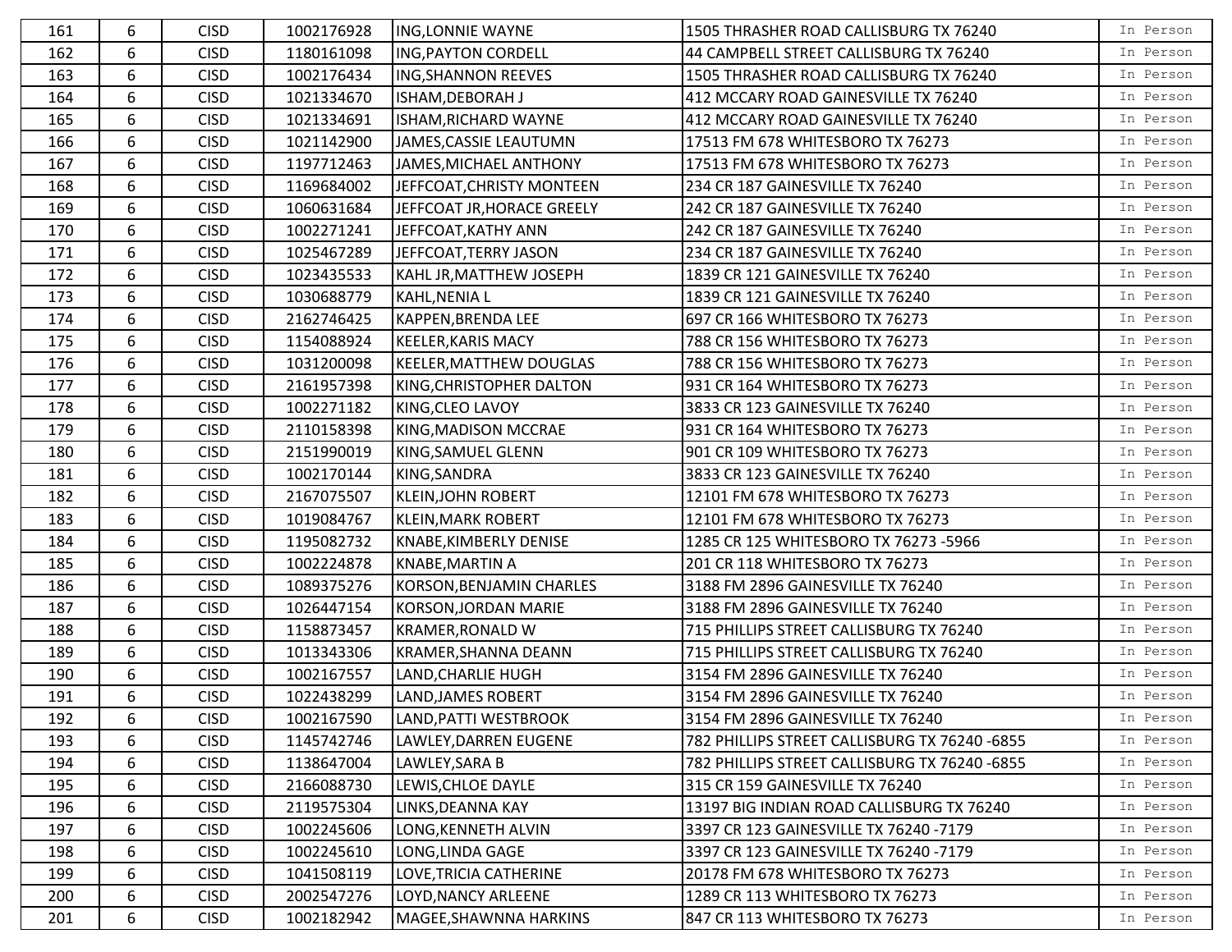| 161 | 6 | CISD | 1002176928 | ING,LONNIE WAYNE | 1505 THRASHER ROAD CALLISBURG TX 76240 | In Person |
|---|---|---|---|---|---|---|
| 162 | 6 | CISD | 1180161098 | ING,PAYTON CORDELL | 44 CAMPBELL STREET CALLISBURG TX 76240 | In Person |
| 163 | 6 | CISD | 1002176434 | ING,SHANNON REEVES | 1505 THRASHER ROAD CALLISBURG TX 76240 | In Person |
| 164 | 6 | CISD | 1021334670 | ISHAM,DEBORAH J | 412 MCCARY ROAD GAINESVILLE TX 76240 | In Person |
| 165 | 6 | CISD | 1021334691 | ISHAM,RICHARD WAYNE | 412 MCCARY ROAD GAINESVILLE TX 76240 | In Person |
| 166 | 6 | CISD | 1021142900 | JAMES,CASSIE LEAUTUMN | 17513 FM 678 WHITESBORO TX 76273 | In Person |
| 167 | 6 | CISD | 1197712463 | JAMES,MICHAEL ANTHONY | 17513 FM 678 WHITESBORO TX 76273 | In Person |
| 168 | 6 | CISD | 1169684002 | JEFFCOAT,CHRISTY MONTEEN | 234 CR 187 GAINESVILLE TX 76240 | In Person |
| 169 | 6 | CISD | 1060631684 | JEFFCOAT JR,HORACE GREELY | 242 CR 187 GAINESVILLE TX 76240 | In Person |
| 170 | 6 | CISD | 1002271241 | JEFFCOAT,KATHY ANN | 242 CR 187 GAINESVILLE TX 76240 | In Person |
| 171 | 6 | CISD | 1025467289 | JEFFCOAT,TERRY JASON | 234 CR 187 GAINESVILLE TX 76240 | In Person |
| 172 | 6 | CISD | 1023435533 | KAHL JR,MATTHEW JOSEPH | 1839 CR 121 GAINESVILLE TX 76240 | In Person |
| 173 | 6 | CISD | 1030688779 | KAHL,NENIA L | 1839 CR 121 GAINESVILLE TX 76240 | In Person |
| 174 | 6 | CISD | 2162746425 | KAPPEN,BRENDA LEE | 697 CR 166 WHITESBORO TX 76273 | In Person |
| 175 | 6 | CISD | 1154088924 | KEELER,KARIS MACY | 788 CR 156 WHITESBORO TX 76273 | In Person |
| 176 | 6 | CISD | 1031200098 | KEELER,MATTHEW DOUGLAS | 788 CR 156 WHITESBORO TX 76273 | In Person |
| 177 | 6 | CISD | 2161957398 | KING,CHRISTOPHER DALTON | 931 CR 164 WHITESBORO TX 76273 | In Person |
| 178 | 6 | CISD | 1002271182 | KING,CLEO LAVOY | 3833 CR 123 GAINESVILLE TX 76240 | In Person |
| 179 | 6 | CISD | 2110158398 | KING,MADISON MCCRAE | 931 CR 164 WHITESBORO TX 76273 | In Person |
| 180 | 6 | CISD | 2151990019 | KING,SAMUEL GLENN | 901 CR 109 WHITESBORO TX 76273 | In Person |
| 181 | 6 | CISD | 1002170144 | KING,SANDRA | 3833 CR 123 GAINESVILLE TX 76240 | In Person |
| 182 | 6 | CISD | 2167075507 | KLEIN,JOHN ROBERT | 12101 FM 678 WHITESBORO TX 76273 | In Person |
| 183 | 6 | CISD | 1019084767 | KLEIN,MARK ROBERT | 12101 FM 678 WHITESBORO TX 76273 | In Person |
| 184 | 6 | CISD | 1195082732 | KNABE,KIMBERLY DENISE | 1285 CR 125 WHITESBORO TX 76273 -5966 | In Person |
| 185 | 6 | CISD | 1002224878 | KNABE,MARTIN A | 201 CR 118 WHITESBORO TX 76273 | In Person |
| 186 | 6 | CISD | 1089375276 | KORSON,BENJAMIN CHARLES | 3188 FM 2896 GAINESVILLE TX 76240 | In Person |
| 187 | 6 | CISD | 1026447154 | KORSON,JORDAN MARIE | 3188 FM 2896 GAINESVILLE TX 76240 | In Person |
| 188 | 6 | CISD | 1158873457 | KRAMER,RONALD W | 715 PHILLIPS STREET CALLISBURG TX 76240 | In Person |
| 189 | 6 | CISD | 1013343306 | KRAMER,SHANNA DEANN | 715 PHILLIPS STREET CALLISBURG TX 76240 | In Person |
| 190 | 6 | CISD | 1002167557 | LAND,CHARLIE HUGH | 3154 FM 2896 GAINESVILLE TX 76240 | In Person |
| 191 | 6 | CISD | 1022438299 | LAND,JAMES ROBERT | 3154 FM 2896 GAINESVILLE TX 76240 | In Person |
| 192 | 6 | CISD | 1002167590 | LAND,PATTI WESTBROOK | 3154 FM 2896 GAINESVILLE TX 76240 | In Person |
| 193 | 6 | CISD | 1145742746 | LAWLEY,DARREN EUGENE | 782 PHILLIPS STREET CALLISBURG TX 76240 -6855 | In Person |
| 194 | 6 | CISD | 1138647004 | LAWLEY,SARA B | 782 PHILLIPS STREET CALLISBURG TX 76240 -6855 | In Person |
| 195 | 6 | CISD | 2166088730 | LEWIS,CHLOE DAYLE | 315 CR 159 GAINESVILLE TX 76240 | In Person |
| 196 | 6 | CISD | 2119575304 | LINKS,DEANNA KAY | 13197 BIG INDIAN ROAD CALLISBURG TX 76240 | In Person |
| 197 | 6 | CISD | 1002245606 | LONG,KENNETH ALVIN | 3397 CR 123 GAINESVILLE TX 76240 -7179 | In Person |
| 198 | 6 | CISD | 1002245610 | LONG,LINDA GAGE | 3397 CR 123 GAINESVILLE TX 76240 -7179 | In Person |
| 199 | 6 | CISD | 1041508119 | LOVE,TRICIA CATHERINE | 20178 FM 678 WHITESBORO TX 76273 | In Person |
| 200 | 6 | CISD | 2002547276 | LOYD,NANCY ARLEENE | 1289 CR 113 WHITESBORO TX 76273 | In Person |
| 201 | 6 | CISD | 1002182942 | MAGEE,SHAWNNA HARKINS | 847 CR 113 WHITESBORO TX 76273 | In Person |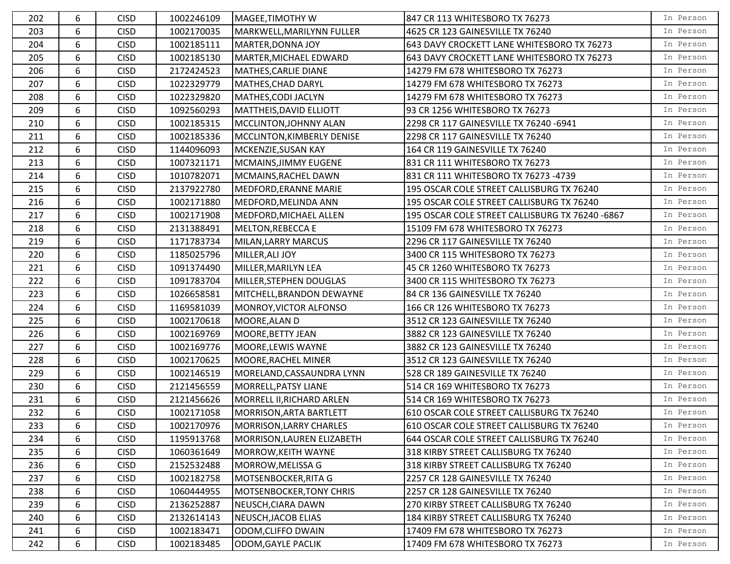| | | | | | | |
|---|---|---|---|---|---|---|
| 202 | 6 | CISD | 1002246109 | MAGEE,TIMOTHY W | 847 CR 113 WHITESBORO TX 76273 | In Person |
| 203 | 6 | CISD | 1002170035 | MARKWELL,MARILYNN FULLER | 4625 CR 123 GAINESVILLE TX 76240 | In Person |
| 204 | 6 | CISD | 1002185111 | MARTER,DONNA JOY | 643 DAVY CROCKETT LANE WHITESBORO TX 76273 | In Person |
| 205 | 6 | CISD | 1002185130 | MARTER,MICHAEL EDWARD | 643 DAVY CROCKETT LANE WHITESBORO TX 76273 | In Person |
| 206 | 6 | CISD | 2172424523 | MATHES,CARLIE DIANE | 14279 FM 678 WHITESBORO TX 76273 | In Person |
| 207 | 6 | CISD | 1022329779 | MATHES,CHAD DARYL | 14279 FM 678 WHITESBORO TX 76273 | In Person |
| 208 | 6 | CISD | 1022329820 | MATHES,CODI JACLYN | 14279 FM 678 WHITESBORO TX 76273 | In Person |
| 209 | 6 | CISD | 1092560293 | MATTHEIS,DAVID ELLIOTT | 93 CR 1256 WHITESBORO TX 76273 | In Person |
| 210 | 6 | CISD | 1002185315 | MCCLINTON,JOHNNY ALAN | 2298 CR 117 GAINESVILLE TX 76240 -6941 | In Person |
| 211 | 6 | CISD | 1002185336 | MCCLINTON,KIMBERLY DENISE | 2298 CR 117 GAINESVILLE TX 76240 | In Person |
| 212 | 6 | CISD | 1144096093 | MCKENZIE,SUSAN KAY | 164 CR 119 GAINESVILLE TX 76240 | In Person |
| 213 | 6 | CISD | 1007321171 | MCMAINS,JIMMY EUGENE | 831 CR 111 WHITESBORO TX 76273 | In Person |
| 214 | 6 | CISD | 1010782071 | MCMAINS,RACHEL DAWN | 831 CR 111 WHITESBORO TX 76273 -4739 | In Person |
| 215 | 6 | CISD | 2137922780 | MEDFORD,ERANNE MARIE | 195 OSCAR COLE STREET CALLISBURG TX 76240 | In Person |
| 216 | 6 | CISD | 1002171880 | MEDFORD,MELINDA ANN | 195 OSCAR COLE STREET CALLISBURG TX 76240 | In Person |
| 217 | 6 | CISD | 1002171908 | MEDFORD,MICHAEL ALLEN | 195 OSCAR COLE STREET CALLISBURG TX 76240 -6867 | In Person |
| 218 | 6 | CISD | 2131388491 | MELTON,REBECCA E | 15109 FM 678 WHITESBORO TX 76273 | In Person |
| 219 | 6 | CISD | 1171783734 | MILAN,LARRY MARCUS | 2296 CR 117 GAINESVILLE TX 76240 | In Person |
| 220 | 6 | CISD | 1185025796 | MILLER,ALI JOY | 3400 CR 115 WHITESBORO TX 76273 | In Person |
| 221 | 6 | CISD | 1091374490 | MILLER,MARILYN LEA | 45 CR 1260 WHITESBORO TX 76273 | In Person |
| 222 | 6 | CISD | 1091783704 | MILLER,STEPHEN DOUGLAS | 3400 CR 115 WHITESBORO TX 76273 | In Person |
| 223 | 6 | CISD | 1026658581 | MITCHELL,BRANDON DEWAYNE | 84 CR 136 GAINESVILLE TX 76240 | In Person |
| 224 | 6 | CISD | 1169581039 | MONROY,VICTOR ALFONSO | 166 CR 126 WHITESBORO TX 76273 | In Person |
| 225 | 6 | CISD | 1002170618 | MOORE,ALAN D | 3512 CR 123 GAINESVILLE TX 76240 | In Person |
| 226 | 6 | CISD | 1002169769 | MOORE,BETTY JEAN | 3882 CR 123 GAINESVILLE TX 76240 | In Person |
| 227 | 6 | CISD | 1002169776 | MOORE,LEWIS WAYNE | 3882 CR 123 GAINESVILLE TX 76240 | In Person |
| 228 | 6 | CISD | 1002170625 | MOORE,RACHEL MINER | 3512 CR 123 GAINESVILLE TX 76240 | In Person |
| 229 | 6 | CISD | 1002146519 | MORELAND,CASSAUNDRA LYNN | 528 CR 189 GAINESVILLE TX 76240 | In Person |
| 230 | 6 | CISD | 2121456559 | MORRELL,PATSY LIANE | 514 CR 169 WHITESBORO TX 76273 | In Person |
| 231 | 6 | CISD | 2121456626 | MORRELL II,RICHARD ARLEN | 514 CR 169 WHITESBORO TX 76273 | In Person |
| 232 | 6 | CISD | 1002171058 | MORRISON,ARTA BARTLETT | 610 OSCAR COLE STREET CALLISBURG TX 76240 | In Person |
| 233 | 6 | CISD | 1002170976 | MORRISON,LARRY CHARLES | 610 OSCAR COLE STREET CALLISBURG TX 76240 | In Person |
| 234 | 6 | CISD | 1195913768 | MORRISON,LAUREN ELIZABETH | 644 OSCAR COLE STREET CALLISBURG TX 76240 | In Person |
| 235 | 6 | CISD | 1060361649 | MORROW,KEITH WAYNE | 318 KIRBY STREET CALLISBURG TX 76240 | In Person |
| 236 | 6 | CISD | 2152532488 | MORROW,MELISSA G | 318 KIRBY STREET CALLISBURG TX 76240 | In Person |
| 237 | 6 | CISD | 1002182758 | MOTSENBOCKER,RITA G | 2257 CR 128 GAINESVILLE TX 76240 | In Person |
| 238 | 6 | CISD | 1060444955 | MOTSENBOCKER,TONY CHRIS | 2257 CR 128 GAINESVILLE TX 76240 | In Person |
| 239 | 6 | CISD | 2136252887 | NEUSCH,CIARA DAWN | 270 KIRBY STREET CALLISBURG TX 76240 | In Person |
| 240 | 6 | CISD | 2132614143 | NEUSCH,JACOB ELIAS | 184 KIRBY STREET CALLISBURG TX 76240 | In Person |
| 241 | 6 | CISD | 1002183471 | ODOM,CLIFFO DWAIN | 17409 FM 678 WHITESBORO TX 76273 | In Person |
| 242 | 6 | CISD | 1002183485 | ODOM,GAYLE PACLIK | 17409 FM 678 WHITESBORO TX 76273 | In Person |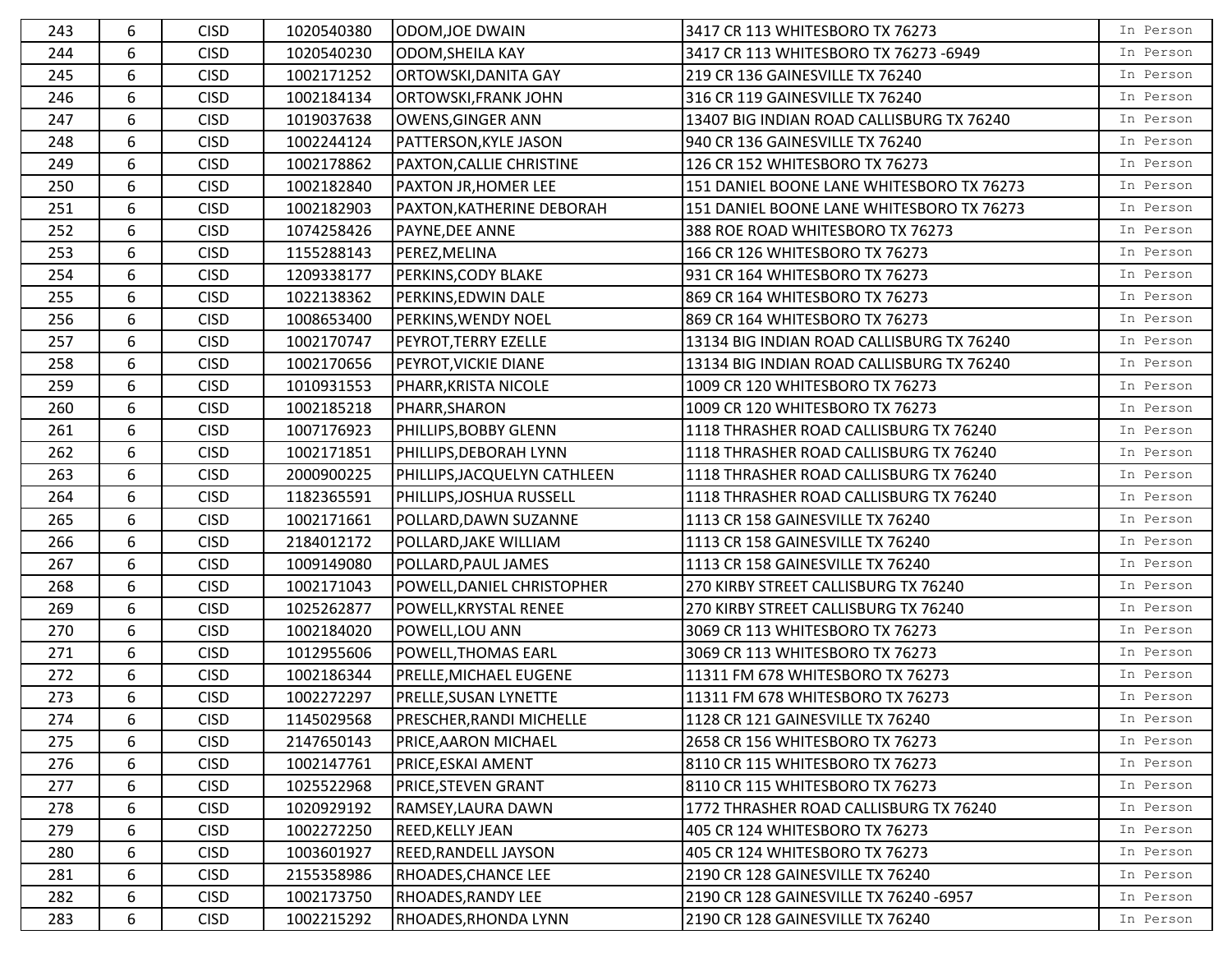| | | | | | | |
|---|---|---|---|---|---|---|
| 243 | 6 | CISD | 1020540380 | ODOM,JOE DWAIN | 3417 CR 113 WHITESBORO TX 76273 | In Person |
| 244 | 6 | CISD | 1020540230 | ODOM,SHEILA KAY | 3417 CR 113 WHITESBORO TX 76273 -6949 | In Person |
| 245 | 6 | CISD | 1002171252 | ORTOWSKI,DANITA GAY | 219 CR 136 GAINESVILLE TX 76240 | In Person |
| 246 | 6 | CISD | 1002184134 | ORTOWSKI,FRANK JOHN | 316 CR 119 GAINESVILLE TX 76240 | In Person |
| 247 | 6 | CISD | 1019037638 | OWENS,GINGER ANN | 13407 BIG INDIAN ROAD CALLISBURG TX 76240 | In Person |
| 248 | 6 | CISD | 1002244124 | PATTERSON,KYLE JASON | 940 CR 136 GAINESVILLE TX 76240 | In Person |
| 249 | 6 | CISD | 1002178862 | PAXTON,CALLIE CHRISTINE | 126 CR 152 WHITESBORO TX 76273 | In Person |
| 250 | 6 | CISD | 1002182840 | PAXTON JR,HOMER LEE | 151 DANIEL BOONE LANE WHITESBORO TX 76273 | In Person |
| 251 | 6 | CISD | 1002182903 | PAXTON,KATHERINE DEBORAH | 151 DANIEL BOONE LANE WHITESBORO TX 76273 | In Person |
| 252 | 6 | CISD | 1074258426 | PAYNE,DEE ANNE | 388 ROE ROAD WHITESBORO TX 76273 | In Person |
| 253 | 6 | CISD | 1155288143 | PEREZ,MELINA | 166 CR 126 WHITESBORO TX 76273 | In Person |
| 254 | 6 | CISD | 1209338177 | PERKINS,CODY BLAKE | 931 CR 164 WHITESBORO TX 76273 | In Person |
| 255 | 6 | CISD | 1022138362 | PERKINS,EDWIN DALE | 869 CR 164 WHITESBORO TX 76273 | In Person |
| 256 | 6 | CISD | 1008653400 | PERKINS,WENDY NOEL | 869 CR 164 WHITESBORO TX 76273 | In Person |
| 257 | 6 | CISD | 1002170747 | PEYROT,TERRY EZELLE | 13134 BIG INDIAN ROAD CALLISBURG TX 76240 | In Person |
| 258 | 6 | CISD | 1002170656 | PEYROT,VICKIE DIANE | 13134 BIG INDIAN ROAD CALLISBURG TX 76240 | In Person |
| 259 | 6 | CISD | 1010931553 | PHARR,KRISTA NICOLE | 1009 CR 120 WHITESBORO TX 76273 | In Person |
| 260 | 6 | CISD | 1002185218 | PHARR,SHARON | 1009 CR 120 WHITESBORO TX 76273 | In Person |
| 261 | 6 | CISD | 1007176923 | PHILLIPS,BOBBY GLENN | 1118 THRASHER ROAD CALLISBURG TX 76240 | In Person |
| 262 | 6 | CISD | 1002171851 | PHILLIPS,DEBORAH LYNN | 1118 THRASHER ROAD CALLISBURG TX 76240 | In Person |
| 263 | 6 | CISD | 2000900225 | PHILLIPS,JACQUELYN CATHLEEN | 1118 THRASHER ROAD CALLISBURG TX 76240 | In Person |
| 264 | 6 | CISD | 1182365591 | PHILLIPS,JOSHUA RUSSELL | 1118 THRASHER ROAD CALLISBURG TX 76240 | In Person |
| 265 | 6 | CISD | 1002171661 | POLLARD,DAWN SUZANNE | 1113 CR 158 GAINESVILLE TX 76240 | In Person |
| 266 | 6 | CISD | 2184012172 | POLLARD,JAKE WILLIAM | 1113 CR 158 GAINESVILLE TX 76240 | In Person |
| 267 | 6 | CISD | 1009149080 | POLLARD,PAUL JAMES | 1113 CR 158 GAINESVILLE TX 76240 | In Person |
| 268 | 6 | CISD | 1002171043 | POWELL,DANIEL CHRISTOPHER | 270 KIRBY STREET CALLISBURG TX 76240 | In Person |
| 269 | 6 | CISD | 1025262877 | POWELL,KRYSTAL RENEE | 270 KIRBY STREET CALLISBURG TX 76240 | In Person |
| 270 | 6 | CISD | 1002184020 | POWELL,LOU ANN | 3069 CR 113 WHITESBORO TX 76273 | In Person |
| 271 | 6 | CISD | 1012955606 | POWELL,THOMAS EARL | 3069 CR 113 WHITESBORO TX 76273 | In Person |
| 272 | 6 | CISD | 1002186344 | PRELLE,MICHAEL EUGENE | 11311 FM 678 WHITESBORO TX 76273 | In Person |
| 273 | 6 | CISD | 1002272297 | PRELLE,SUSAN LYNETTE | 11311 FM 678 WHITESBORO TX 76273 | In Person |
| 274 | 6 | CISD | 1145029568 | PRESCHER,RANDI MICHELLE | 1128 CR 121 GAINESVILLE TX 76240 | In Person |
| 275 | 6 | CISD | 2147650143 | PRICE,AARON MICHAEL | 2658 CR 156 WHITESBORO TX 76273 | In Person |
| 276 | 6 | CISD | 1002147761 | PRICE,ESKAI AMENT | 8110 CR 115 WHITESBORO TX 76273 | In Person |
| 277 | 6 | CISD | 1025522968 | PRICE,STEVEN GRANT | 8110 CR 115 WHITESBORO TX 76273 | In Person |
| 278 | 6 | CISD | 1020929192 | RAMSEY,LAURA DAWN | 1772 THRASHER ROAD CALLISBURG TX 76240 | In Person |
| 279 | 6 | CISD | 1002272250 | REED,KELLY JEAN | 405 CR 124 WHITESBORO TX 76273 | In Person |
| 280 | 6 | CISD | 1003601927 | REED,RANDELL JAYSON | 405 CR 124 WHITESBORO TX 76273 | In Person |
| 281 | 6 | CISD | 2155358986 | RHOADES,CHANCE LEE | 2190 CR 128 GAINESVILLE TX 76240 | In Person |
| 282 | 6 | CISD | 1002173750 | RHOADES,RANDY LEE | 2190 CR 128 GAINESVILLE TX 76240 -6957 | In Person |
| 283 | 6 | CISD | 1002215292 | RHOADES,RHONDA LYNN | 2190 CR 128 GAINESVILLE TX 76240 | In Person |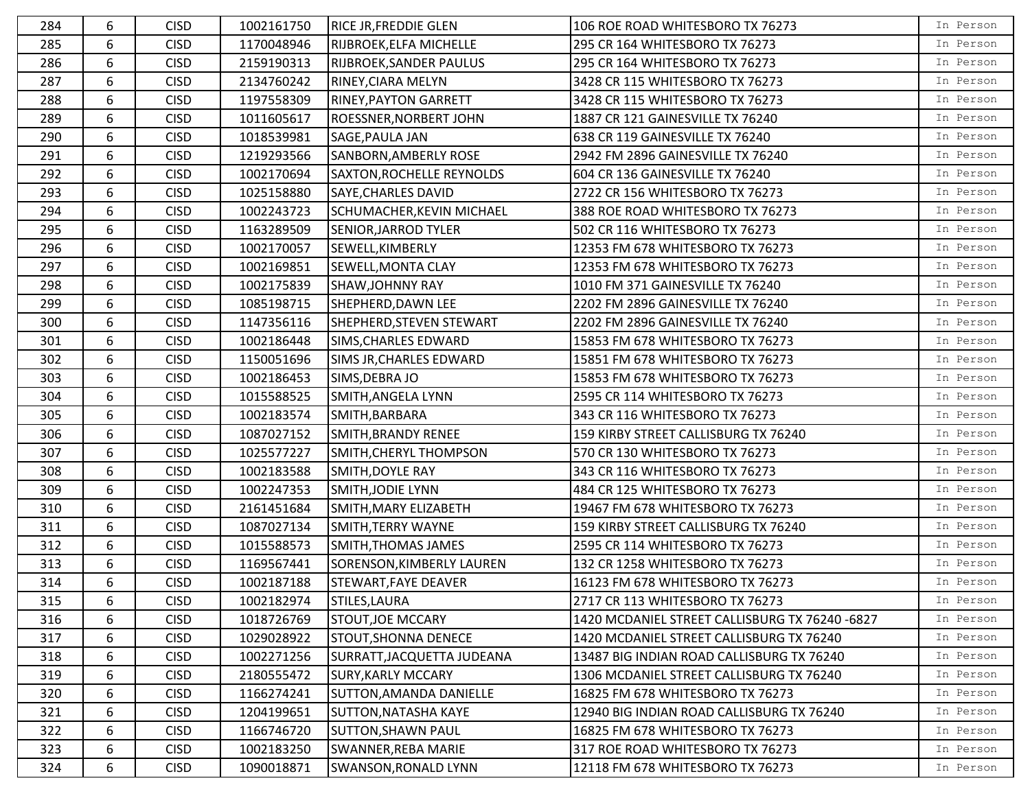| | | | | | | |
|---|---|---|---|---|---|---|
| 284 | 6 | CISD | 1002161750 | RICE JR,FREDDIE GLEN | 106 ROE ROAD WHITESBORO TX 76273 | In Person |
| 285 | 6 | CISD | 1170048946 | RIJBROEK,ELFA MICHELLE | 295 CR 164 WHITESBORO TX 76273 | In Person |
| 286 | 6 | CISD | 2159190313 | RIJBROEK,SANDER PAULUS | 295 CR 164 WHITESBORO TX 76273 | In Person |
| 287 | 6 | CISD | 2134760242 | RINEY,CIARA MELYN | 3428 CR 115 WHITESBORO TX 76273 | In Person |
| 288 | 6 | CISD | 1197558309 | RINEY,PAYTON GARRETT | 3428 CR 115 WHITESBORO TX 76273 | In Person |
| 289 | 6 | CISD | 1011605617 | ROESSNER,NORBERT JOHN | 1887 CR 121 GAINESVILLE TX 76240 | In Person |
| 290 | 6 | CISD | 1018539981 | SAGE,PAULA JAN | 638 CR 119 GAINESVILLE TX 76240 | In Person |
| 291 | 6 | CISD | 1219293566 | SANBORN,AMBERLY ROSE | 2942 FM 2896 GAINESVILLE TX 76240 | In Person |
| 292 | 6 | CISD | 1002170694 | SAXTON,ROCHELLE REYNOLDS | 604 CR 136 GAINESVILLE TX 76240 | In Person |
| 293 | 6 | CISD | 1025158880 | SAYE,CHARLES DAVID | 2722 CR 156 WHITESBORO TX 76273 | In Person |
| 294 | 6 | CISD | 1002243723 | SCHUMACHER,KEVIN MICHAEL | 388 ROE ROAD WHITESBORO TX 76273 | In Person |
| 295 | 6 | CISD | 1163289509 | SENIOR,JARROD TYLER | 502 CR 116 WHITESBORO TX 76273 | In Person |
| 296 | 6 | CISD | 1002170057 | SEWELL,KIMBERLY | 12353 FM 678 WHITESBORO TX 76273 | In Person |
| 297 | 6 | CISD | 1002169851 | SEWELL,MONTA CLAY | 12353 FM 678 WHITESBORO TX 76273 | In Person |
| 298 | 6 | CISD | 1002175839 | SHAW,JOHNNY RAY | 1010 FM 371 GAINESVILLE TX 76240 | In Person |
| 299 | 6 | CISD | 1085198715 | SHEPHERD,DAWN LEE | 2202 FM 2896 GAINESVILLE TX 76240 | In Person |
| 300 | 6 | CISD | 1147356116 | SHEPHERD,STEVEN STEWART | 2202 FM 2896 GAINESVILLE TX 76240 | In Person |
| 301 | 6 | CISD | 1002186448 | SIMS,CHARLES EDWARD | 15853 FM 678 WHITESBORO TX 76273 | In Person |
| 302 | 6 | CISD | 1150051696 | SIMS JR,CHARLES EDWARD | 15851 FM 678 WHITESBORO TX 76273 | In Person |
| 303 | 6 | CISD | 1002186453 | SIMS,DEBRA JO | 15853 FM 678 WHITESBORO TX 76273 | In Person |
| 304 | 6 | CISD | 1015588525 | SMITH,ANGELA LYNN | 2595 CR 114 WHITESBORO TX 76273 | In Person |
| 305 | 6 | CISD | 1002183574 | SMITH,BARBARA | 343 CR 116 WHITESBORO TX 76273 | In Person |
| 306 | 6 | CISD | 1087027152 | SMITH,BRANDY RENEE | 159 KIRBY STREET CALLISBURG TX 76240 | In Person |
| 307 | 6 | CISD | 1025577227 | SMITH,CHERYL THOMPSON | 570 CR 130 WHITESBORO TX 76273 | In Person |
| 308 | 6 | CISD | 1002183588 | SMITH,DOYLE RAY | 343 CR 116 WHITESBORO TX 76273 | In Person |
| 309 | 6 | CISD | 1002247353 | SMITH,JODIE LYNN | 484 CR 125 WHITESBORO TX 76273 | In Person |
| 310 | 6 | CISD | 2161451684 | SMITH,MARY ELIZABETH | 19467 FM 678 WHITESBORO TX 76273 | In Person |
| 311 | 6 | CISD | 1087027134 | SMITH,TERRY WAYNE | 159 KIRBY STREET CALLISBURG TX 76240 | In Person |
| 312 | 6 | CISD | 1015588573 | SMITH,THOMAS JAMES | 2595 CR 114 WHITESBORO TX 76273 | In Person |
| 313 | 6 | CISD | 1169567441 | SORENSON,KIMBERLY LAUREN | 132 CR 1258 WHITESBORO TX 76273 | In Person |
| 314 | 6 | CISD | 1002187188 | STEWART,FAYE DEAVER | 16123 FM 678 WHITESBORO TX 76273 | In Person |
| 315 | 6 | CISD | 1002182974 | STILES,LAURA | 2717 CR 113 WHITESBORO TX 76273 | In Person |
| 316 | 6 | CISD | 1018726769 | STOUT,JOE MCCARY | 1420 MCDANIEL STREET CALLISBURG TX 76240 -6827 | In Person |
| 317 | 6 | CISD | 1029028922 | STOUT,SHONNA DENECE | 1420 MCDANIEL STREET CALLISBURG TX 76240 | In Person |
| 318 | 6 | CISD | 1002271256 | SURRATT,JACQUETTA JUDEANA | 13487 BIG INDIAN ROAD CALLISBURG TX 76240 | In Person |
| 319 | 6 | CISD | 2180555472 | SURY,KARLY MCCARY | 1306 MCDANIEL STREET CALLISBURG TX 76240 | In Person |
| 320 | 6 | CISD | 1166274241 | SUTTON,AMANDA DANIELLE | 16825 FM 678 WHITESBORO TX 76273 | In Person |
| 321 | 6 | CISD | 1204199651 | SUTTON,NATASHA KAYE | 12940 BIG INDIAN ROAD CALLISBURG TX 76240 | In Person |
| 322 | 6 | CISD | 1166746720 | SUTTON,SHAWN PAUL | 16825 FM 678 WHITESBORO TX 76273 | In Person |
| 323 | 6 | CISD | 1002183250 | SWANNER,REBA MARIE | 317 ROE ROAD WHITESBORO TX 76273 | In Person |
| 324 | 6 | CISD | 1090018871 | SWANSON,RONALD LYNN | 12118 FM 678 WHITESBORO TX 76273 | In Person |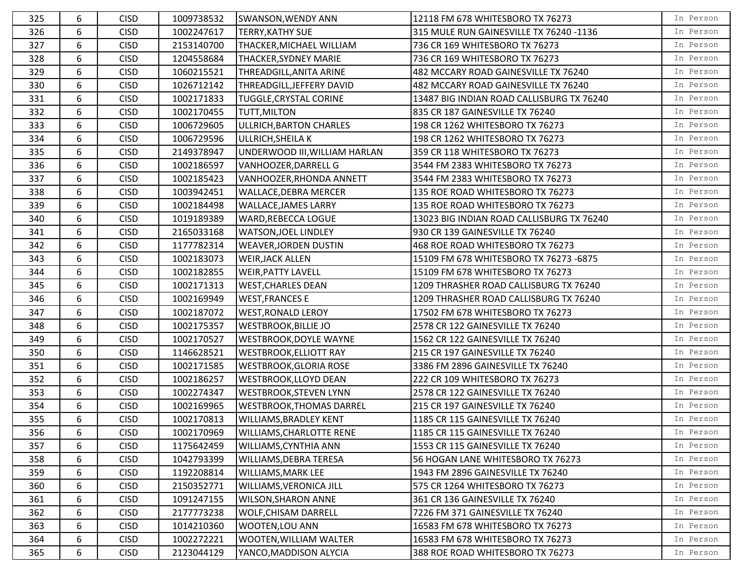| 325 | 6 | CISD | 1009738532 | SWANSON,WENDY ANN | 12118 FM 678 WHITESBORO TX 76273 | In Person |
|---|---|---|---|---|---|---|
| 326 | 6 | CISD | 1002247617 | TERRY,KATHY SUE | 315 MULE RUN GAINESVILLE TX 76240 -1136 | In Person |
| 327 | 6 | CISD | 2153140700 | THACKER,MICHAEL WILLIAM | 736 CR 169 WHITESBORO TX 76273 | In Person |
| 328 | 6 | CISD | 1204558684 | THACKER,SYDNEY MARIE | 736 CR 169 WHITESBORO TX 76273 | In Person |
| 329 | 6 | CISD | 1060215521 | THREADGILL,ANITA ARINE | 482 MCCARY ROAD GAINESVILLE TX 76240 | In Person |
| 330 | 6 | CISD | 1026712142 | THREADGILL,JEFFERY DAVID | 482 MCCARY ROAD GAINESVILLE TX 76240 | In Person |
| 331 | 6 | CISD | 1002171833 | TUGGLE,CRYSTAL CORINE | 13487 BIG INDIAN ROAD CALLISBURG TX 76240 | In Person |
| 332 | 6 | CISD | 1002170455 | TUTT,MILTON | 835 CR 187 GAINESVILLE TX 76240 | In Person |
| 333 | 6 | CISD | 1006729605 | ULLRICH,BARTON CHARLES | 198 CR 1262 WHITESBORO TX 76273 | In Person |
| 334 | 6 | CISD | 1006729596 | ULLRICH,SHEILA K | 198 CR 1262 WHITESBORO TX 76273 | In Person |
| 335 | 6 | CISD | 2149378947 | UNDERWOOD III,WILLIAM HARLAN | 359 CR 118 WHITESBORO TX 76273 | In Person |
| 336 | 6 | CISD | 1002186597 | VANHOOZER,DARRELL G | 3544 FM 2383 WHITESBORO TX 76273 | In Person |
| 337 | 6 | CISD | 1002185423 | VANHOOZER,RHONDA ANNETT | 3544 FM 2383 WHITESBORO TX 76273 | In Person |
| 338 | 6 | CISD | 1003942451 | WALLACE,DEBRA MERCER | 135 ROE ROAD WHITESBORO TX 76273 | In Person |
| 339 | 6 | CISD | 1002184498 | WALLACE,JAMES LARRY | 135 ROE ROAD WHITESBORO TX 76273 | In Person |
| 340 | 6 | CISD | 1019189389 | WARD,REBECCA LOGUE | 13023 BIG INDIAN ROAD CALLISBURG TX 76240 | In Person |
| 341 | 6 | CISD | 2165033168 | WATSON,JOEL LINDLEY | 930 CR 139 GAINESVILLE TX 76240 | In Person |
| 342 | 6 | CISD | 1177782314 | WEAVER,JORDEN DUSTIN | 468 ROE ROAD WHITESBORO TX 76273 | In Person |
| 343 | 6 | CISD | 1002183073 | WEIR,JACK ALLEN | 15109 FM 678 WHITESBORO TX 76273 -6875 | In Person |
| 344 | 6 | CISD | 1002182855 | WEIR,PATTY LAVELL | 15109 FM 678 WHITESBORO TX 76273 | In Person |
| 345 | 6 | CISD | 1002171313 | WEST,CHARLES DEAN | 1209 THRASHER ROAD CALLISBURG TX 76240 | In Person |
| 346 | 6 | CISD | 1002169949 | WEST,FRANCES E | 1209 THRASHER ROAD CALLISBURG TX 76240 | In Person |
| 347 | 6 | CISD | 1002187072 | WEST,RONALD LEROY | 17502 FM 678 WHITESBORO TX 76273 | In Person |
| 348 | 6 | CISD | 1002175357 | WESTBROOK,BILLIE JO | 2578 CR 122 GAINESVILLE TX 76240 | In Person |
| 349 | 6 | CISD | 1002170527 | WESTBROOK,DOYLE WAYNE | 1562 CR 122 GAINESVILLE TX 76240 | In Person |
| 350 | 6 | CISD | 1146628521 | WESTBROOK,ELLIOTT RAY | 215 CR 197 GAINESVILLE TX 76240 | In Person |
| 351 | 6 | CISD | 1002171585 | WESTBROOK,GLORIA ROSE | 3386 FM 2896 GAINESVILLE TX 76240 | In Person |
| 352 | 6 | CISD | 1002186257 | WESTBROOK,LLOYD DEAN | 222 CR 109 WHITESBORO TX 76273 | In Person |
| 353 | 6 | CISD | 1002274347 | WESTBROOK,STEVEN LYNN | 2578 CR 122 GAINESVILLE TX 76240 | In Person |
| 354 | 6 | CISD | 1002169965 | WESTBROOK,THOMAS DARREL | 215 CR 197 GAINESVILLE TX 76240 | In Person |
| 355 | 6 | CISD | 1002170813 | WILLIAMS,BRADLEY KENT | 1185 CR 115 GAINESVILLE TX 76240 | In Person |
| 356 | 6 | CISD | 1002170969 | WILLIAMS,CHARLOTTE RENE | 1185 CR 115 GAINESVILLE TX 76240 | In Person |
| 357 | 6 | CISD | 1175642459 | WILLIAMS,CYNTHIA ANN | 1553 CR 115 GAINESVILLE TX 76240 | In Person |
| 358 | 6 | CISD | 1042793399 | WILLIAMS,DEBRA TERESA | 56 HOGAN LANE WHITESBORO TX 76273 | In Person |
| 359 | 6 | CISD | 1192208814 | WILLIAMS,MARK LEE | 1943 FM 2896 GAINESVILLE TX 76240 | In Person |
| 360 | 6 | CISD | 2150352771 | WILLIAMS,VERONICA JILL | 575 CR 1264 WHITESBORO TX 76273 | In Person |
| 361 | 6 | CISD | 1091247155 | WILSON,SHARON ANNE | 361 CR 136 GAINESVILLE TX 76240 | In Person |
| 362 | 6 | CISD | 2177773238 | WOLF,CHISAM DARRELL | 7226 FM 371 GAINESVILLE TX 76240 | In Person |
| 363 | 6 | CISD | 1014210360 | WOOTEN,LOU ANN | 16583 FM 678 WHITESBORO TX 76273 | In Person |
| 364 | 6 | CISD | 1002272221 | WOOTEN,WILLIAM WALTER | 16583 FM 678 WHITESBORO TX 76273 | In Person |
| 365 | 6 | CISD | 2123044129 | YANCO,MADDISON ALYCIA | 388 ROE ROAD WHITESBORO TX 76273 | In Person |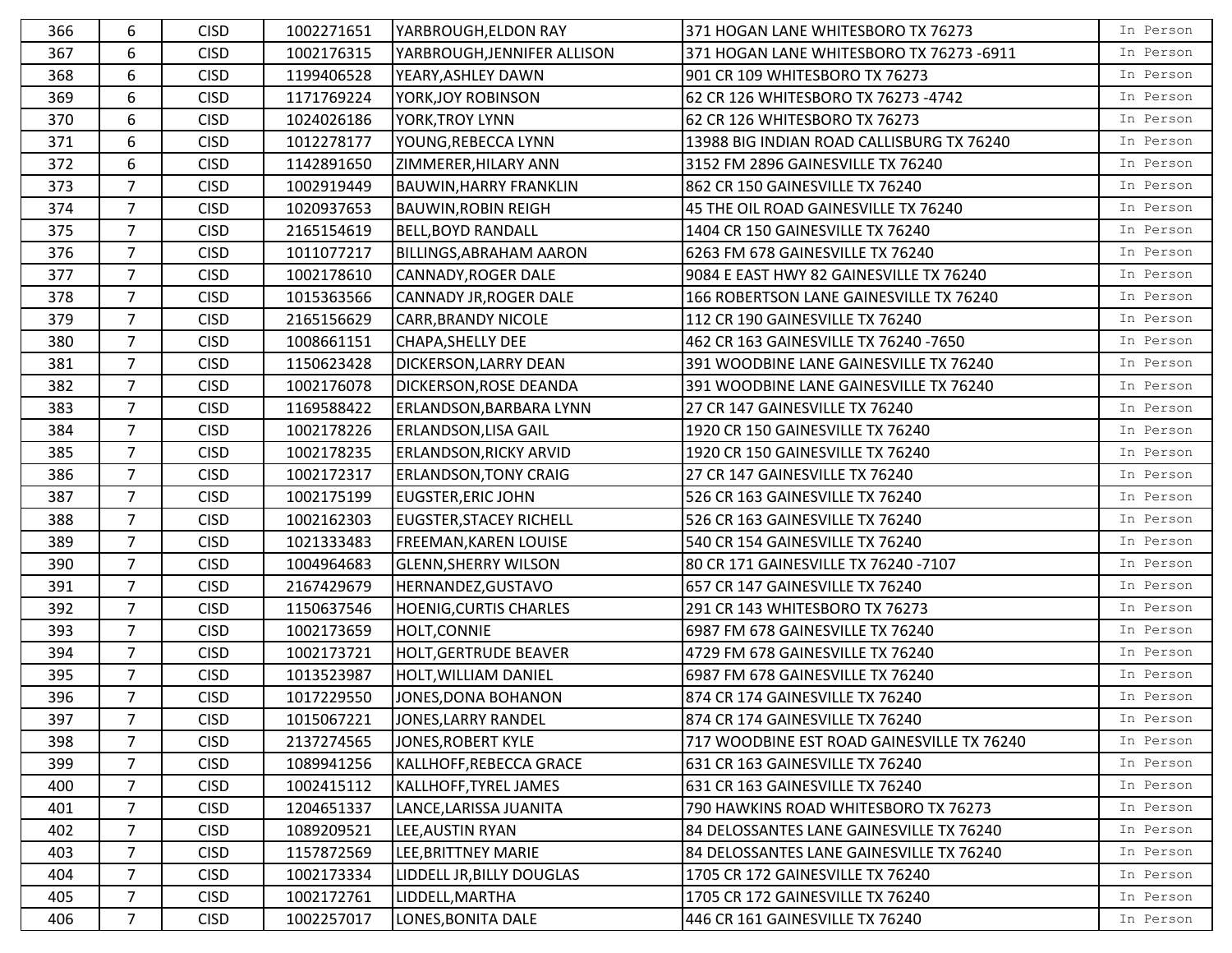| | | | | | | |
|---|---|---|---|---|---|---|
| 366 | 6 | CISD | 1002271651 | YARBROUGH,ELDON RAY | 371 HOGAN LANE WHITESBORO TX 76273 | In Person |
| 367 | 6 | CISD | 1002176315 | YARBROUGH,JENNIFER ALLISON | 371 HOGAN LANE WHITESBORO TX 76273 -6911 | In Person |
| 368 | 6 | CISD | 1199406528 | YEARY,ASHLEY DAWN | 901 CR 109 WHITESBORO TX 76273 | In Person |
| 369 | 6 | CISD | 1171769224 | YORK,JOY ROBINSON | 62 CR 126 WHITESBORO TX 76273 -4742 | In Person |
| 370 | 6 | CISD | 1024026186 | YORK,TROY LYNN | 62 CR 126 WHITESBORO TX 76273 | In Person |
| 371 | 6 | CISD | 1012278177 | YOUNG,REBECCA LYNN | 13988 BIG INDIAN ROAD CALLISBURG TX 76240 | In Person |
| 372 | 6 | CISD | 1142891650 | ZIMMERER,HILARY ANN | 3152 FM 2896 GAINESVILLE TX 76240 | In Person |
| 373 | 7 | CISD | 1002919449 | BAUWIN,HARRY FRANKLIN | 862 CR 150 GAINESVILLE TX 76240 | In Person |
| 374 | 7 | CISD | 1020937653 | BAUWIN,ROBIN REIGH | 45 THE OIL ROAD GAINESVILLE TX 76240 | In Person |
| 375 | 7 | CISD | 2165154619 | BELL,BOYD RANDALL | 1404 CR 150 GAINESVILLE TX 76240 | In Person |
| 376 | 7 | CISD | 1011077217 | BILLINGS,ABRAHAM AARON | 6263 FM 678 GAINESVILLE TX 76240 | In Person |
| 377 | 7 | CISD | 1002178610 | CANNADY,ROGER DALE | 9084 E EAST HWY 82 GAINESVILLE TX 76240 | In Person |
| 378 | 7 | CISD | 1015363566 | CANNADY JR,ROGER DALE | 166 ROBERTSON LANE GAINESVILLE TX 76240 | In Person |
| 379 | 7 | CISD | 2165156629 | CARR,BRANDY NICOLE | 112 CR 190 GAINESVILLE TX 76240 | In Person |
| 380 | 7 | CISD | 1008661151 | CHAPA,SHELLY DEE | 462 CR 163 GAINESVILLE TX 76240 -7650 | In Person |
| 381 | 7 | CISD | 1150623428 | DICKERSON,LARRY DEAN | 391 WOODBINE LANE GAINESVILLE TX 76240 | In Person |
| 382 | 7 | CISD | 1002176078 | DICKERSON,ROSE DEANDA | 391 WOODBINE LANE GAINESVILLE TX 76240 | In Person |
| 383 | 7 | CISD | 1169588422 | ERLANDSON,BARBARA LYNN | 27 CR 147 GAINESVILLE TX 76240 | In Person |
| 384 | 7 | CISD | 1002178226 | ERLANDSON,LISA GAIL | 1920 CR 150 GAINESVILLE TX 76240 | In Person |
| 385 | 7 | CISD | 1002178235 | ERLANDSON,RICKY ARVID | 1920 CR 150 GAINESVILLE TX 76240 | In Person |
| 386 | 7 | CISD | 1002172317 | ERLANDSON,TONY CRAIG | 27 CR 147 GAINESVILLE TX 76240 | In Person |
| 387 | 7 | CISD | 1002175199 | EUGSTER,ERIC JOHN | 526 CR 163 GAINESVILLE TX 76240 | In Person |
| 388 | 7 | CISD | 1002162303 | EUGSTER,STACEY RICHELL | 526 CR 163 GAINESVILLE TX 76240 | In Person |
| 389 | 7 | CISD | 1021333483 | FREEMAN,KAREN LOUISE | 540 CR 154 GAINESVILLE TX 76240 | In Person |
| 390 | 7 | CISD | 1004964683 | GLENN,SHERRY WILSON | 80 CR 171 GAINESVILLE TX 76240 -7107 | In Person |
| 391 | 7 | CISD | 2167429679 | HERNANDEZ,GUSTAVO | 657 CR 147 GAINESVILLE TX 76240 | In Person |
| 392 | 7 | CISD | 1150637546 | HOENIG,CURTIS CHARLES | 291 CR 143 WHITESBORO TX 76273 | In Person |
| 393 | 7 | CISD | 1002173659 | HOLT,CONNIE | 6987 FM 678 GAINESVILLE TX 76240 | In Person |
| 394 | 7 | CISD | 1002173721 | HOLT,GERTRUDE BEAVER | 4729 FM 678 GAINESVILLE TX 76240 | In Person |
| 395 | 7 | CISD | 1013523987 | HOLT,WILLIAM DANIEL | 6987 FM 678 GAINESVILLE TX 76240 | In Person |
| 396 | 7 | CISD | 1017229550 | JONES,DONA BOHANON | 874 CR 174 GAINESVILLE TX 76240 | In Person |
| 397 | 7 | CISD | 1015067221 | JONES,LARRY RANDEL | 874 CR 174 GAINESVILLE TX 76240 | In Person |
| 398 | 7 | CISD | 2137274565 | JONES,ROBERT KYLE | 717 WOODBINE EST ROAD GAINESVILLE TX 76240 | In Person |
| 399 | 7 | CISD | 1089941256 | KALLHOFF,REBECCA GRACE | 631 CR 163 GAINESVILLE TX 76240 | In Person |
| 400 | 7 | CISD | 1002415112 | KALLHOFF,TYREL JAMES | 631 CR 163 GAINESVILLE TX 76240 | In Person |
| 401 | 7 | CISD | 1204651337 | LANCE,LARISSA JUANITA | 790 HAWKINS ROAD WHITESBORO TX 76273 | In Person |
| 402 | 7 | CISD | 1089209521 | LEE,AUSTIN RYAN | 84 DELOSSANTES LANE GAINESVILLE TX 76240 | In Person |
| 403 | 7 | CISD | 1157872569 | LEE,BRITTNEY MARIE | 84 DELOSSANTES LANE GAINESVILLE TX 76240 | In Person |
| 404 | 7 | CISD | 1002173334 | LIDDELL JR,BILLY DOUGLAS | 1705 CR 172 GAINESVILLE TX 76240 | In Person |
| 405 | 7 | CISD | 1002172761 | LIDDELL,MARTHA | 1705 CR 172 GAINESVILLE TX 76240 | In Person |
| 406 | 7 | CISD | 1002257017 | LONES,BONITA DALE | 446 CR 161 GAINESVILLE TX 76240 | In Person |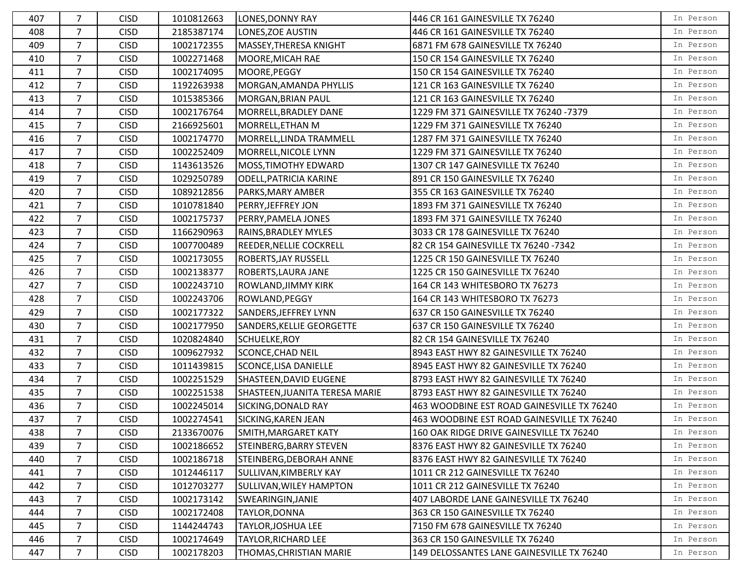| 407 | 7 | CISD | 1010812663 | LONES,DONNY RAY | 446 CR 161 GAINESVILLE TX 76240 | In Person |
|---|---|---|---|---|---|---|
| 408 | 7 | CISD | 2185387174 | LONES,ZOE AUSTIN | 446 CR 161 GAINESVILLE TX 76240 | In Person |
| 409 | 7 | CISD | 1002172355 | MASSEY,THERESA KNIGHT | 6871 FM 678 GAINESVILLE TX 76240 | In Person |
| 410 | 7 | CISD | 1002271468 | MOORE,MICAH RAE | 150 CR 154 GAINESVILLE TX 76240 | In Person |
| 411 | 7 | CISD | 1002174095 | MOORE,PEGGY | 150 CR 154 GAINESVILLE TX 76240 | In Person |
| 412 | 7 | CISD | 1192263938 | MORGAN,AMANDA PHYLLIS | 121 CR 163 GAINESVILLE TX 76240 | In Person |
| 413 | 7 | CISD | 1015385366 | MORGAN,BRIAN PAUL | 121 CR 163 GAINESVILLE TX 76240 | In Person |
| 414 | 7 | CISD | 1002176764 | MORRELL,BRADLEY DANE | 1229 FM 371 GAINESVILLE TX 76240 -7379 | In Person |
| 415 | 7 | CISD | 2166925601 | MORRELL,ETHAN M | 1229 FM 371 GAINESVILLE TX 76240 | In Person |
| 416 | 7 | CISD | 1002174770 | MORRELL,LINDA TRAMMELL | 1287 FM 371 GAINESVILLE TX 76240 | In Person |
| 417 | 7 | CISD | 1002252409 | MORRELL,NICOLE LYNN | 1229 FM 371 GAINESVILLE TX 76240 | In Person |
| 418 | 7 | CISD | 1143613526 | MOSS,TIMOTHY EDWARD | 1307 CR 147 GAINESVILLE TX 76240 | In Person |
| 419 | 7 | CISD | 1029250789 | ODELL,PATRICIA KARINE | 891 CR 150 GAINESVILLE TX 76240 | In Person |
| 420 | 7 | CISD | 1089212856 | PARKS,MARY AMBER | 355 CR 163 GAINESVILLE TX 76240 | In Person |
| 421 | 7 | CISD | 1010781840 | PERRY,JEFFREY JON | 1893 FM 371 GAINESVILLE TX 76240 | In Person |
| 422 | 7 | CISD | 1002175737 | PERRY,PAMELA JONES | 1893 FM 371 GAINESVILLE TX 76240 | In Person |
| 423 | 7 | CISD | 1166290963 | RAINS,BRADLEY MYLES | 3033 CR 178 GAINESVILLE TX 76240 | In Person |
| 424 | 7 | CISD | 1007700489 | REEDER,NELLIE COCKRELL | 82 CR 154 GAINESVILLE TX 76240 -7342 | In Person |
| 425 | 7 | CISD | 1002173055 | ROBERTS,JAY RUSSELL | 1225 CR 150 GAINESVILLE TX 76240 | In Person |
| 426 | 7 | CISD | 1002138377 | ROBERTS,LAURA JANE | 1225 CR 150 GAINESVILLE TX 76240 | In Person |
| 427 | 7 | CISD | 1002243710 | ROWLAND,JIMMY KIRK | 164 CR 143 WHITESBORO TX 76273 | In Person |
| 428 | 7 | CISD | 1002243706 | ROWLAND,PEGGY | 164 CR 143 WHITESBORO TX 76273 | In Person |
| 429 | 7 | CISD | 1002177322 | SANDERS,JEFFREY LYNN | 637 CR 150 GAINESVILLE TX 76240 | In Person |
| 430 | 7 | CISD | 1002177950 | SANDERS,KELLIE GEORGETTE | 637 CR 150 GAINESVILLE TX 76240 | In Person |
| 431 | 7 | CISD | 1020824840 | SCHUELKE,ROY | 82 CR 154 GAINESVILLE TX 76240 | In Person |
| 432 | 7 | CISD | 1009627932 | SCONCE,CHAD NEIL | 8943 EAST HWY 82 GAINESVILLE TX 76240 | In Person |
| 433 | 7 | CISD | 1011439815 | SCONCE,LISA DANIELLE | 8945 EAST HWY 82 GAINESVILLE TX 76240 | In Person |
| 434 | 7 | CISD | 1002251529 | SHASTEEN,DAVID EUGENE | 8793 EAST HWY 82 GAINESVILLE TX 76240 | In Person |
| 435 | 7 | CISD | 1002251538 | SHASTEEN,JUANITA TERESA MARIE | 8793 EAST HWY 82 GAINESVILLE TX 76240 | In Person |
| 436 | 7 | CISD | 1002245014 | SICKING,DONALD RAY | 463 WOODBINE EST ROAD GAINESVILLE TX 76240 | In Person |
| 437 | 7 | CISD | 1002274541 | SICKING,KAREN JEAN | 463 WOODBINE EST ROAD GAINESVILLE TX 76240 | In Person |
| 438 | 7 | CISD | 2133670076 | SMITH,MARGARET KATY | 160 OAK RIDGE DRIVE GAINESVILLE TX 76240 | In Person |
| 439 | 7 | CISD | 1002186652 | STEINBERG,BARRY STEVEN | 8376 EAST HWY 82 GAINESVILLE TX 76240 | In Person |
| 440 | 7 | CISD | 1002186718 | STEINBERG,DEBORAH ANNE | 8376 EAST HWY 82 GAINESVILLE TX 76240 | In Person |
| 441 | 7 | CISD | 1012446117 | SULLIVAN,KIMBERLY KAY | 1011 CR 212 GAINESVILLE TX 76240 | In Person |
| 442 | 7 | CISD | 1012703277 | SULLIVAN,WILEY HAMPTON | 1011 CR 212 GAINESVILLE TX 76240 | In Person |
| 443 | 7 | CISD | 1002173142 | SWEARINGIN,JANIE | 407 LABORDE LANE GAINESVILLE TX 76240 | In Person |
| 444 | 7 | CISD | 1002172408 | TAYLOR,DONNA | 363 CR 150 GAINESVILLE TX 76240 | In Person |
| 445 | 7 | CISD | 1144244743 | TAYLOR,JOSHUA LEE | 7150 FM 678 GAINESVILLE TX 76240 | In Person |
| 446 | 7 | CISD | 1002174649 | TAYLOR,RICHARD LEE | 363 CR 150 GAINESVILLE TX 76240 | In Person |
| 447 | 7 | CISD | 1002178203 | THOMAS,CHRISTIAN MARIE | 149 DELOSSANTES LANE GAINESVILLE TX 76240 | In Person |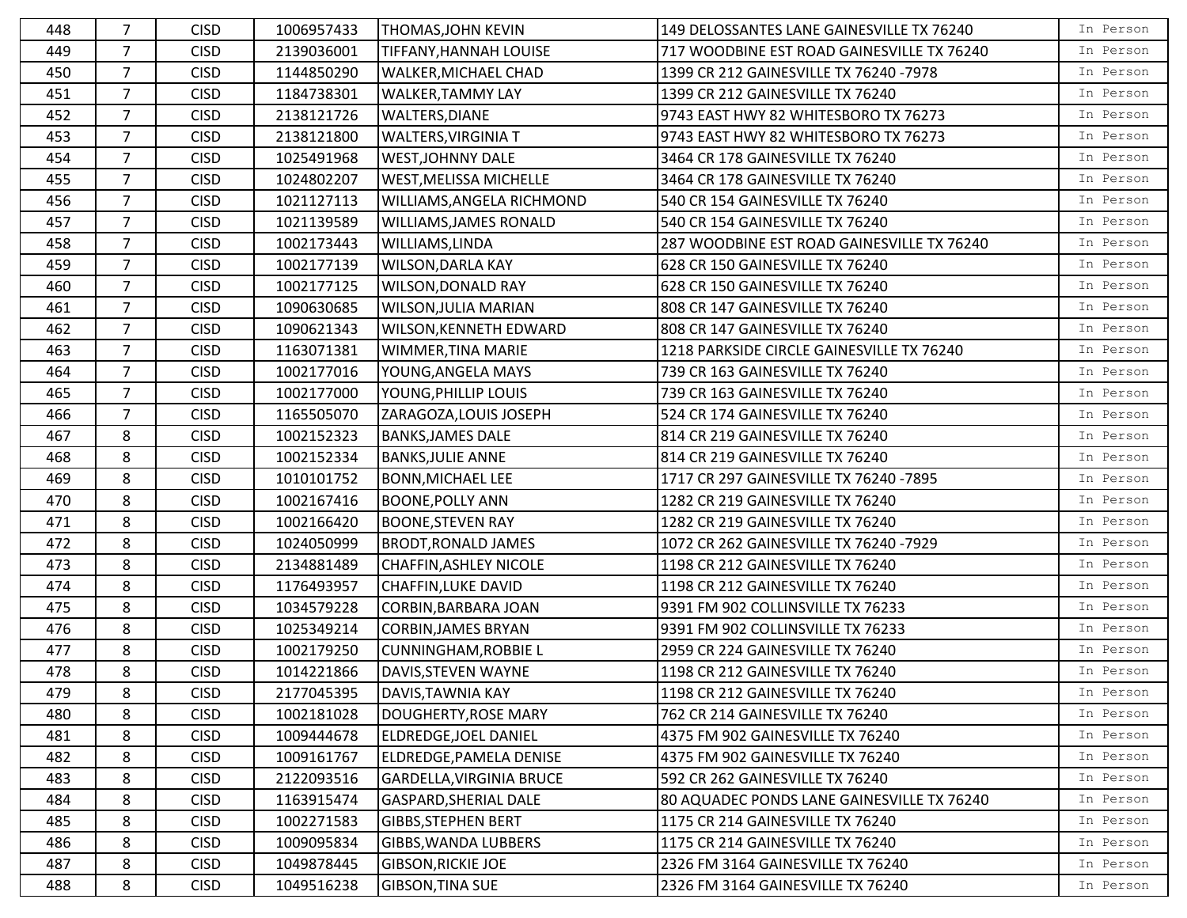| | | | | | | |
|---|---|---|---|---|---|---|
| 448 | 7 | CISD | 1006957433 | THOMAS,JOHN KEVIN | 149 DELOSSANTES LANE GAINESVILLE TX 76240 | In Person |
| 449 | 7 | CISD | 2139036001 | TIFFANY,HANNAH LOUISE | 717 WOODBINE EST ROAD GAINESVILLE TX 76240 | In Person |
| 450 | 7 | CISD | 1144850290 | WALKER,MICHAEL CHAD | 1399 CR 212 GAINESVILLE TX 76240 -7978 | In Person |
| 451 | 7 | CISD | 1184738301 | WALKER,TAMMY LAY | 1399 CR 212 GAINESVILLE TX 76240 | In Person |
| 452 | 7 | CISD | 2138121726 | WALTERS,DIANE | 9743 EAST HWY 82 WHITESBORO TX 76273 | In Person |
| 453 | 7 | CISD | 2138121800 | WALTERS,VIRGINIA T | 9743 EAST HWY 82 WHITESBORO TX 76273 | In Person |
| 454 | 7 | CISD | 1025491968 | WEST,JOHNNY DALE | 3464 CR 178 GAINESVILLE TX 76240 | In Person |
| 455 | 7 | CISD | 1024802207 | WEST,MELISSA MICHELLE | 3464 CR 178 GAINESVILLE TX 76240 | In Person |
| 456 | 7 | CISD | 1021127113 | WILLIAMS,ANGELA RICHMOND | 540 CR 154 GAINESVILLE TX 76240 | In Person |
| 457 | 7 | CISD | 1021139589 | WILLIAMS,JAMES RONALD | 540 CR 154 GAINESVILLE TX 76240 | In Person |
| 458 | 7 | CISD | 1002173443 | WILLIAMS,LINDA | 287 WOODBINE EST ROAD GAINESVILLE TX 76240 | In Person |
| 459 | 7 | CISD | 1002177139 | WILSON,DARLA KAY | 628 CR 150 GAINESVILLE TX 76240 | In Person |
| 460 | 7 | CISD | 1002177125 | WILSON,DONALD RAY | 628 CR 150 GAINESVILLE TX 76240 | In Person |
| 461 | 7 | CISD | 1090630685 | WILSON,JULIA MARIAN | 808 CR 147 GAINESVILLE TX 76240 | In Person |
| 462 | 7 | CISD | 1090621343 | WILSON,KENNETH EDWARD | 808 CR 147 GAINESVILLE TX 76240 | In Person |
| 463 | 7 | CISD | 1163071381 | WIMMER,TINA MARIE | 1218 PARKSIDE CIRCLE GAINESVILLE TX 76240 | In Person |
| 464 | 7 | CISD | 1002177016 | YOUNG,ANGELA MAYS | 739 CR 163 GAINESVILLE TX 76240 | In Person |
| 465 | 7 | CISD | 1002177000 | YOUNG,PHILLIP LOUIS | 739 CR 163 GAINESVILLE TX 76240 | In Person |
| 466 | 7 | CISD | 1165505070 | ZARAGOZA,LOUIS JOSEPH | 524 CR 174 GAINESVILLE TX 76240 | In Person |
| 467 | 8 | CISD | 1002152323 | BANKS,JAMES DALE | 814 CR 219 GAINESVILLE TX 76240 | In Person |
| 468 | 8 | CISD | 1002152334 | BANKS,JULIE ANNE | 814 CR 219 GAINESVILLE TX 76240 | In Person |
| 469 | 8 | CISD | 1010101752 | BONN,MICHAEL LEE | 1717 CR 297 GAINESVILLE TX 76240 -7895 | In Person |
| 470 | 8 | CISD | 1002167416 | BOONE,POLLY ANN | 1282 CR 219 GAINESVILLE TX 76240 | In Person |
| 471 | 8 | CISD | 1002166420 | BOONE,STEVEN RAY | 1282 CR 219 GAINESVILLE TX 76240 | In Person |
| 472 | 8 | CISD | 1024050999 | BRODT,RONALD JAMES | 1072 CR 262 GAINESVILLE TX 76240 -7929 | In Person |
| 473 | 8 | CISD | 2134881489 | CHAFFIN,ASHLEY NICOLE | 1198 CR 212 GAINESVILLE TX 76240 | In Person |
| 474 | 8 | CISD | 1176493957 | CHAFFIN,LUKE DAVID | 1198 CR 212 GAINESVILLE TX 76240 | In Person |
| 475 | 8 | CISD | 1034579228 | CORBIN,BARBARA JOAN | 9391 FM 902 COLLINSVILLE TX 76233 | In Person |
| 476 | 8 | CISD | 1025349214 | CORBIN,JAMES BRYAN | 9391 FM 902 COLLINSVILLE TX 76233 | In Person |
| 477 | 8 | CISD | 1002179250 | CUNNINGHAM,ROBBIE L | 2959 CR 224 GAINESVILLE TX 76240 | In Person |
| 478 | 8 | CISD | 1014221866 | DAVIS,STEVEN WAYNE | 1198 CR 212 GAINESVILLE TX 76240 | In Person |
| 479 | 8 | CISD | 2177045395 | DAVIS,TAWNIA KAY | 1198 CR 212 GAINESVILLE TX 76240 | In Person |
| 480 | 8 | CISD | 1002181028 | DOUGHERTY,ROSE MARY | 762 CR 214 GAINESVILLE TX 76240 | In Person |
| 481 | 8 | CISD | 1009444678 | ELDREDGE,JOEL DANIEL | 4375 FM 902 GAINESVILLE TX 76240 | In Person |
| 482 | 8 | CISD | 1009161767 | ELDREDGE,PAMELA DENISE | 4375 FM 902 GAINESVILLE TX 76240 | In Person |
| 483 | 8 | CISD | 2122093516 | GARDELLA,VIRGINIA BRUCE | 592 CR 262 GAINESVILLE TX 76240 | In Person |
| 484 | 8 | CISD | 1163915474 | GASPARD,SHERIAL DALE | 80 AQUADEC PONDS LANE GAINESVILLE TX 76240 | In Person |
| 485 | 8 | CISD | 1002271583 | GIBBS,STEPHEN BERT | 1175 CR 214 GAINESVILLE TX 76240 | In Person |
| 486 | 8 | CISD | 1009095834 | GIBBS,WANDA LUBBERS | 1175 CR 214 GAINESVILLE TX 76240 | In Person |
| 487 | 8 | CISD | 1049878445 | GIBSON,RICKIE JOE | 2326 FM 3164 GAINESVILLE TX 76240 | In Person |
| 488 | 8 | CISD | 1049516238 | GIBSON,TINA SUE | 2326 FM 3164 GAINESVILLE TX 76240 | In Person |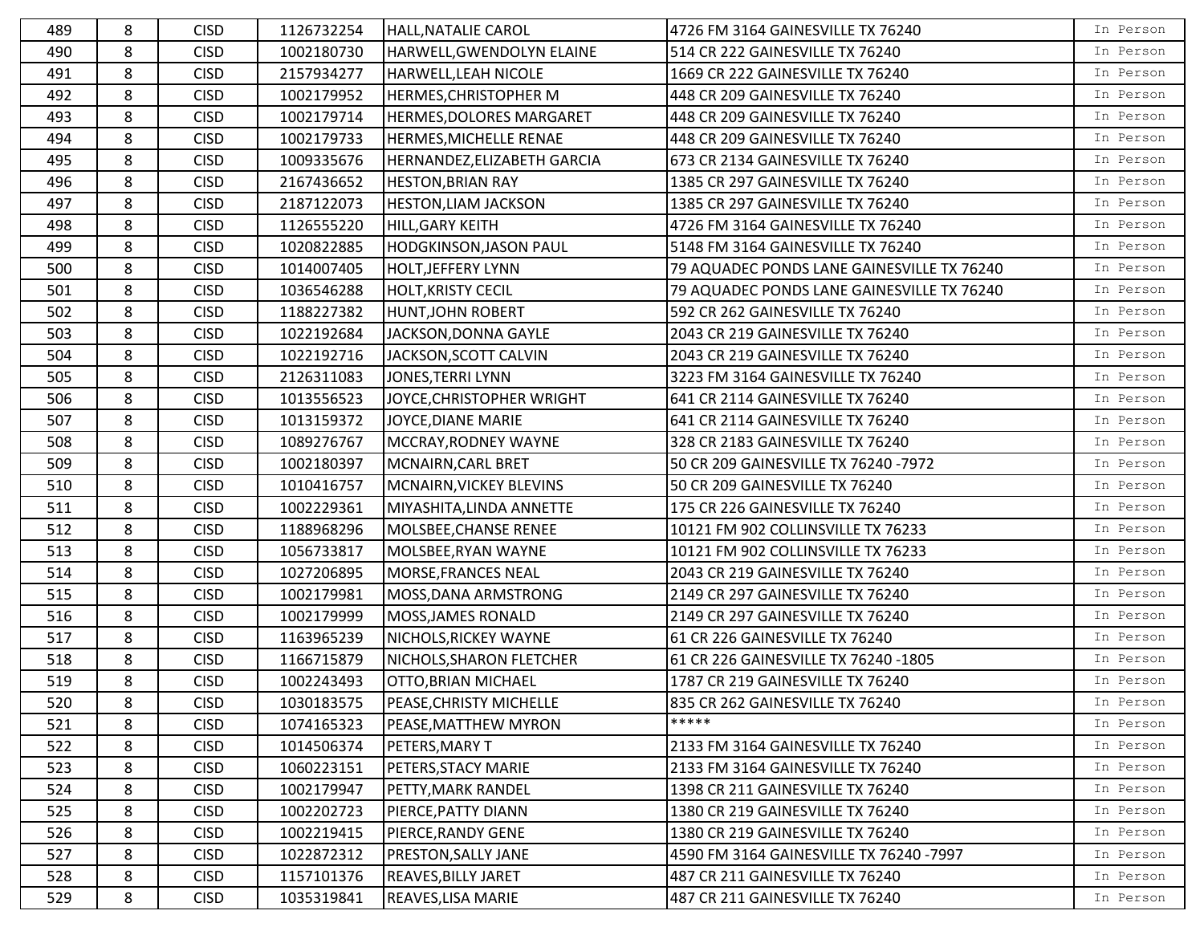| | | | | | | |
|---|---|---|---|---|---|---|
| 489 | 8 | CISD | 1126732254 | HALL,NATALIE CAROL | 4726 FM 3164 GAINESVILLE TX 76240 | In Person |
| 490 | 8 | CISD | 1002180730 | HARWELL,GWENDOLYN ELAINE | 514 CR 222 GAINESVILLE TX 76240 | In Person |
| 491 | 8 | CISD | 2157934277 | HARWELL,LEAH NICOLE | 1669 CR 222 GAINESVILLE TX 76240 | In Person |
| 492 | 8 | CISD | 1002179952 | HERMES,CHRISTOPHER M | 448 CR 209 GAINESVILLE TX 76240 | In Person |
| 493 | 8 | CISD | 1002179714 | HERMES,DOLORES MARGARET | 448 CR 209 GAINESVILLE TX 76240 | In Person |
| 494 | 8 | CISD | 1002179733 | HERMES,MICHELLE RENAE | 448 CR 209 GAINESVILLE TX 76240 | In Person |
| 495 | 8 | CISD | 1009335676 | HERNANDEZ,ELIZABETH GARCIA | 673 CR 2134 GAINESVILLE TX 76240 | In Person |
| 496 | 8 | CISD | 2167436652 | HESTON,BRIAN RAY | 1385 CR 297 GAINESVILLE TX 76240 | In Person |
| 497 | 8 | CISD | 2187122073 | HESTON,LIAM JACKSON | 1385 CR 297 GAINESVILLE TX 76240 | In Person |
| 498 | 8 | CISD | 1126555220 | HILL,GARY KEITH | 4726 FM 3164 GAINESVILLE TX 76240 | In Person |
| 499 | 8 | CISD | 1020822885 | HODGKINSON,JASON PAUL | 5148 FM 3164 GAINESVILLE TX 76240 | In Person |
| 500 | 8 | CISD | 1014007405 | HOLT,JEFFERY LYNN | 79 AQUADEC PONDS LANE GAINESVILLE TX 76240 | In Person |
| 501 | 8 | CISD | 1036546288 | HOLT,KRISTY CECIL | 79 AQUADEC PONDS LANE GAINESVILLE TX 76240 | In Person |
| 502 | 8 | CISD | 1188227382 | HUNT,JOHN ROBERT | 592 CR 262 GAINESVILLE TX 76240 | In Person |
| 503 | 8 | CISD | 1022192684 | JACKSON,DONNA GAYLE | 2043 CR 219 GAINESVILLE TX 76240 | In Person |
| 504 | 8 | CISD | 1022192716 | JACKSON,SCOTT CALVIN | 2043 CR 219 GAINESVILLE TX 76240 | In Person |
| 505 | 8 | CISD | 2126311083 | JONES,TERRI LYNN | 3223 FM 3164 GAINESVILLE TX 76240 | In Person |
| 506 | 8 | CISD | 1013556523 | JOYCE,CHRISTOPHER WRIGHT | 641 CR 2114 GAINESVILLE TX 76240 | In Person |
| 507 | 8 | CISD | 1013159372 | JOYCE,DIANE MARIE | 641 CR 2114 GAINESVILLE TX 76240 | In Person |
| 508 | 8 | CISD | 1089276767 | MCCRAY,RODNEY WAYNE | 328 CR 2183 GAINESVILLE TX 76240 | In Person |
| 509 | 8 | CISD | 1002180397 | MCNAIRN,CARL BRET | 50 CR 209 GAINESVILLE TX 76240 -7972 | In Person |
| 510 | 8 | CISD | 1010416757 | MCNAIRN,VICKEY BLEVINS | 50 CR 209 GAINESVILLE TX 76240 | In Person |
| 511 | 8 | CISD | 1002229361 | MIYASHITA,LINDA ANNETTE | 175 CR 226 GAINESVILLE TX 76240 | In Person |
| 512 | 8 | CISD | 1188968296 | MOLSBEE,CHANSE RENEE | 10121 FM 902 COLLINSVILLE TX 76233 | In Person |
| 513 | 8 | CISD | 1056733817 | MOLSBEE,RYAN WAYNE | 10121 FM 902 COLLINSVILLE TX 76233 | In Person |
| 514 | 8 | CISD | 1027206895 | MORSE,FRANCES NEAL | 2043 CR 219 GAINESVILLE TX 76240 | In Person |
| 515 | 8 | CISD | 1002179981 | MOSS,DANA ARMSTRONG | 2149 CR 297 GAINESVILLE TX 76240 | In Person |
| 516 | 8 | CISD | 1002179999 | MOSS,JAMES RONALD | 2149 CR 297 GAINESVILLE TX 76240 | In Person |
| 517 | 8 | CISD | 1163965239 | NICHOLS,RICKEY WAYNE | 61 CR 226 GAINESVILLE TX 76240 | In Person |
| 518 | 8 | CISD | 1166715879 | NICHOLS,SHARON FLETCHER | 61 CR 226 GAINESVILLE TX 76240 -1805 | In Person |
| 519 | 8 | CISD | 1002243493 | OTTO,BRIAN MICHAEL | 1787 CR 219 GAINESVILLE TX 76240 | In Person |
| 520 | 8 | CISD | 1030183575 | PEASE,CHRISTY MICHELLE | 835 CR 262 GAINESVILLE TX 76240 | In Person |
| 521 | 8 | CISD | 1074165323 | PEASE,MATTHEW MYRON | ***** | In Person |
| 522 | 8 | CISD | 1014506374 | PETERS,MARY T | 2133 FM 3164 GAINESVILLE TX 76240 | In Person |
| 523 | 8 | CISD | 1060223151 | PETERS,STACY MARIE | 2133 FM 3164 GAINESVILLE TX 76240 | In Person |
| 524 | 8 | CISD | 1002179947 | PETTY,MARK RANDEL | 1398 CR 211 GAINESVILLE TX 76240 | In Person |
| 525 | 8 | CISD | 1002202723 | PIERCE,PATTY DIANN | 1380 CR 219 GAINESVILLE TX 76240 | In Person |
| 526 | 8 | CISD | 1002219415 | PIERCE,RANDY GENE | 1380 CR 219 GAINESVILLE TX 76240 | In Person |
| 527 | 8 | CISD | 1022872312 | PRESTON,SALLY JANE | 4590 FM 3164 GAINESVILLE TX 76240 -7997 | In Person |
| 528 | 8 | CISD | 1157101376 | REAVES,BILLY JARET | 487 CR 211 GAINESVILLE TX 76240 | In Person |
| 529 | 8 | CISD | 1035319841 | REAVES,LISA MARIE | 487 CR 211 GAINESVILLE TX 76240 | In Person |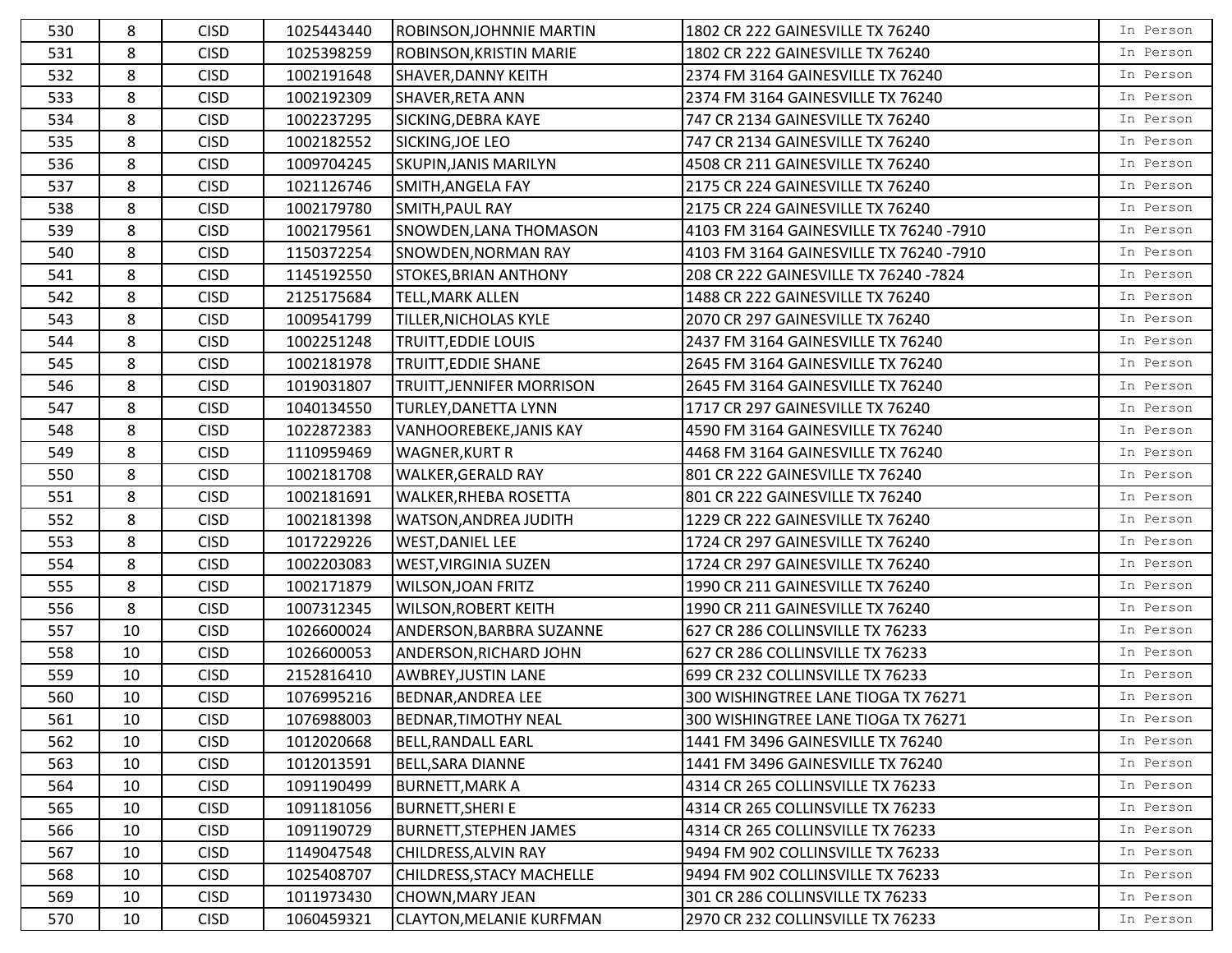| | | | | | | |
|---|---|---|---|---|---|---|
| 530 | 8 | CISD | 1025443440 | ROBINSON,JOHNNIE MARTIN | 1802 CR 222 GAINESVILLE TX 76240 | In Person |
| 531 | 8 | CISD | 1025398259 | ROBINSON,KRISTIN MARIE | 1802 CR 222 GAINESVILLE TX 76240 | In Person |
| 532 | 8 | CISD | 1002191648 | SHAVER,DANNY KEITH | 2374 FM 3164 GAINESVILLE TX 76240 | In Person |
| 533 | 8 | CISD | 1002192309 | SHAVER,RETA ANN | 2374 FM 3164 GAINESVILLE TX 76240 | In Person |
| 534 | 8 | CISD | 1002237295 | SICKING,DEBRA KAYE | 747 CR 2134 GAINESVILLE TX 76240 | In Person |
| 535 | 8 | CISD | 1002182552 | SICKING,JOE LEO | 747 CR 2134 GAINESVILLE TX 76240 | In Person |
| 536 | 8 | CISD | 1009704245 | SKUPIN,JANIS MARILYN | 4508 CR 211 GAINESVILLE TX 76240 | In Person |
| 537 | 8 | CISD | 1021126746 | SMITH,ANGELA FAY | 2175 CR 224 GAINESVILLE TX 76240 | In Person |
| 538 | 8 | CISD | 1002179780 | SMITH,PAUL RAY | 2175 CR 224 GAINESVILLE TX 76240 | In Person |
| 539 | 8 | CISD | 1002179561 | SNOWDEN,LANA THOMASON | 4103 FM 3164 GAINESVILLE TX 76240 -7910 | In Person |
| 540 | 8 | CISD | 1150372254 | SNOWDEN,NORMAN RAY | 4103 FM 3164 GAINESVILLE TX 76240 -7910 | In Person |
| 541 | 8 | CISD | 1145192550 | STOKES,BRIAN ANTHONY | 208 CR 222 GAINESVILLE TX 76240 -7824 | In Person |
| 542 | 8 | CISD | 2125175684 | TELL,MARK ALLEN | 1488 CR 222 GAINESVILLE TX 76240 | In Person |
| 543 | 8 | CISD | 1009541799 | TILLER,NICHOLAS KYLE | 2070 CR 297 GAINESVILLE TX 76240 | In Person |
| 544 | 8 | CISD | 1002251248 | TRUITT,EDDIE LOUIS | 2437 FM 3164 GAINESVILLE TX 76240 | In Person |
| 545 | 8 | CISD | 1002181978 | TRUITT,EDDIE SHANE | 2645 FM 3164 GAINESVILLE TX 76240 | In Person |
| 546 | 8 | CISD | 1019031807 | TRUITT,JENNIFER MORRISON | 2645 FM 3164 GAINESVILLE TX 76240 | In Person |
| 547 | 8 | CISD | 1040134550 | TURLEY,DANETTA LYNN | 1717 CR 297 GAINESVILLE TX 76240 | In Person |
| 548 | 8 | CISD | 1022872383 | VANHOOREBEKE,JANIS KAY | 4590 FM 3164 GAINESVILLE TX 76240 | In Person |
| 549 | 8 | CISD | 1110959469 | WAGNER,KURT R | 4468 FM 3164 GAINESVILLE TX 76240 | In Person |
| 550 | 8 | CISD | 1002181708 | WALKER,GERALD RAY | 801 CR 222 GAINESVILLE TX 76240 | In Person |
| 551 | 8 | CISD | 1002181691 | WALKER,RHEBA ROSETTA | 801 CR 222 GAINESVILLE TX 76240 | In Person |
| 552 | 8 | CISD | 1002181398 | WATSON,ANDREA JUDITH | 1229 CR 222 GAINESVILLE TX 76240 | In Person |
| 553 | 8 | CISD | 1017229226 | WEST,DANIEL LEE | 1724 CR 297 GAINESVILLE TX 76240 | In Person |
| 554 | 8 | CISD | 1002203083 | WEST,VIRGINIA SUZEN | 1724 CR 297 GAINESVILLE TX 76240 | In Person |
| 555 | 8 | CISD | 1002171879 | WILSON,JOAN FRITZ | 1990 CR 211 GAINESVILLE TX 76240 | In Person |
| 556 | 8 | CISD | 1007312345 | WILSON,ROBERT KEITH | 1990 CR 211 GAINESVILLE TX 76240 | In Person |
| 557 | 10 | CISD | 1026600024 | ANDERSON,BARBRA SUZANNE | 627 CR 286 COLLINSVILLE TX 76233 | In Person |
| 558 | 10 | CISD | 1026600053 | ANDERSON,RICHARD JOHN | 627 CR 286 COLLINSVILLE TX 76233 | In Person |
| 559 | 10 | CISD | 2152816410 | AWBREY,JUSTIN LANE | 699 CR 232 COLLINSVILLE TX 76233 | In Person |
| 560 | 10 | CISD | 1076995216 | BEDNAR,ANDREA LEE | 300 WISHINGTREE LANE TIOGA TX 76271 | In Person |
| 561 | 10 | CISD | 1076988003 | BEDNAR,TIMOTHY NEAL | 300 WISHINGTREE LANE TIOGA TX 76271 | In Person |
| 562 | 10 | CISD | 1012020668 | BELL,RANDALL EARL | 1441 FM 3496 GAINESVILLE TX 76240 | In Person |
| 563 | 10 | CISD | 1012013591 | BELL,SARA DIANNE | 1441 FM 3496 GAINESVILLE TX 76240 | In Person |
| 564 | 10 | CISD | 1091190499 | BURNETT,MARK A | 4314 CR 265 COLLINSVILLE TX 76233 | In Person |
| 565 | 10 | CISD | 1091181056 | BURNETT,SHERI E | 4314 CR 265 COLLINSVILLE TX 76233 | In Person |
| 566 | 10 | CISD | 1091190729 | BURNETT,STEPHEN JAMES | 4314 CR 265 COLLINSVILLE TX 76233 | In Person |
| 567 | 10 | CISD | 1149047548 | CHILDRESS,ALVIN RAY | 9494 FM 902 COLLINSVILLE TX 76233 | In Person |
| 568 | 10 | CISD | 1025408707 | CHILDRESS,STACY MACHELLE | 9494 FM 902 COLLINSVILLE TX 76233 | In Person |
| 569 | 10 | CISD | 1011973430 | CHOWN,MARY JEAN | 301 CR 286 COLLINSVILLE TX 76233 | In Person |
| 570 | 10 | CISD | 1060459321 | CLAYTON,MELANIE KURFMAN | 2970 CR 232 COLLINSVILLE TX 76233 | In Person |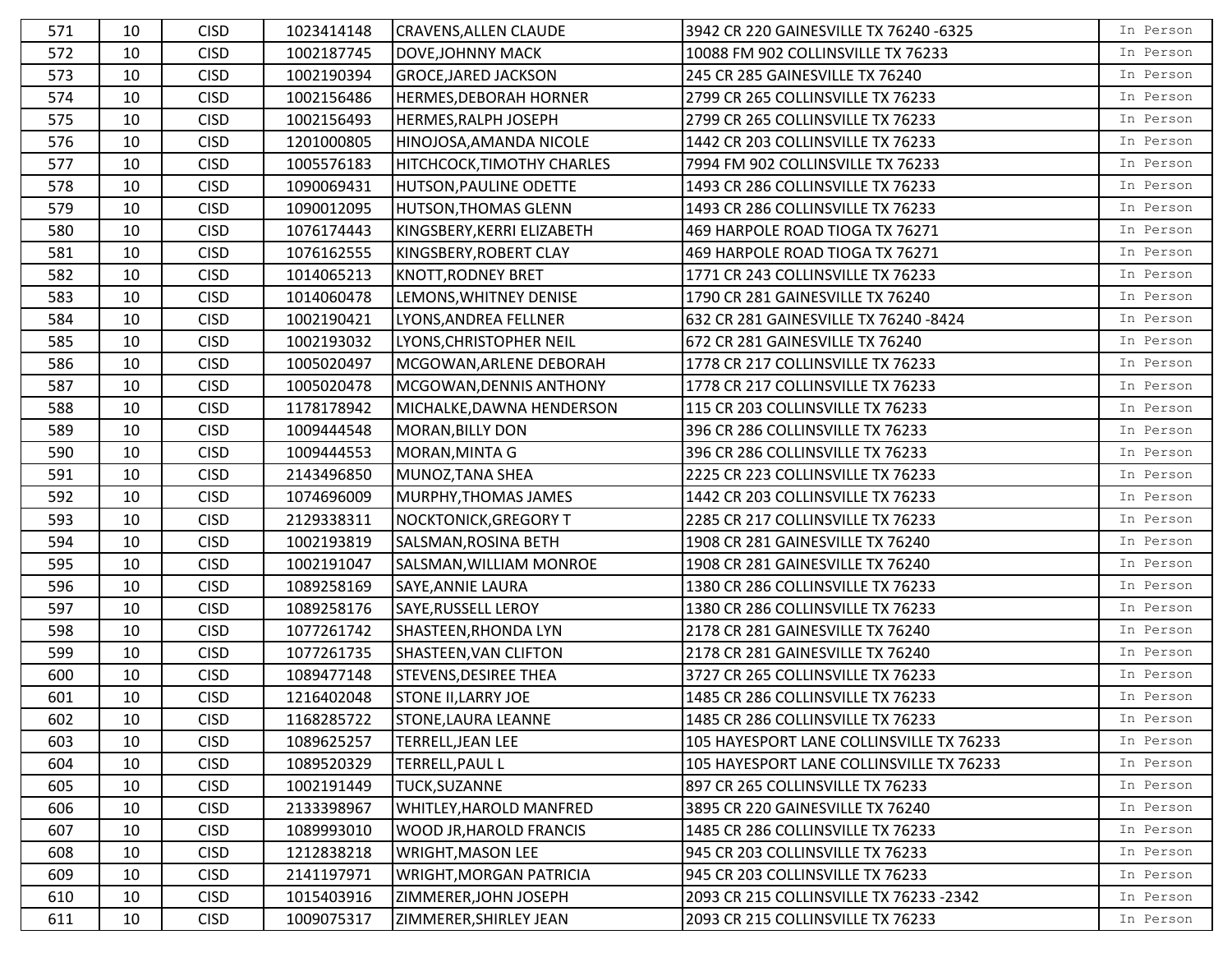| | | | | | | |
|---|---|---|---|---|---|---|
| 571 | 10 | CISD | 1023414148 | CRAVENS,ALLEN CLAUDE | 3942 CR 220 GAINESVILLE TX 76240 -6325 | In Person |
| 572 | 10 | CISD | 1002187745 | DOVE,JOHNNY MACK | 10088 FM 902 COLLINSVILLE TX 76233 | In Person |
| 573 | 10 | CISD | 1002190394 | GROCE,JARED JACKSON | 245 CR 285 GAINESVILLE TX 76240 | In Person |
| 574 | 10 | CISD | 1002156486 | HERMES,DEBORAH HORNER | 2799 CR 265 COLLINSVILLE TX 76233 | In Person |
| 575 | 10 | CISD | 1002156493 | HERMES,RALPH JOSEPH | 2799 CR 265 COLLINSVILLE TX 76233 | In Person |
| 576 | 10 | CISD | 1201000805 | HINOJOSA,AMANDA NICOLE | 1442 CR 203 COLLINSVILLE TX 76233 | In Person |
| 577 | 10 | CISD | 1005576183 | HITCHCOCK,TIMOTHY CHARLES | 7994 FM 902 COLLINSVILLE TX 76233 | In Person |
| 578 | 10 | CISD | 1090069431 | HUTSON,PAULINE ODETTE | 1493 CR 286 COLLINSVILLE TX 76233 | In Person |
| 579 | 10 | CISD | 1090012095 | HUTSON,THOMAS GLENN | 1493 CR 286 COLLINSVILLE TX 76233 | In Person |
| 580 | 10 | CISD | 1076174443 | KINGSBERY,KERRI ELIZABETH | 469 HARPOLE ROAD TIOGA TX 76271 | In Person |
| 581 | 10 | CISD | 1076162555 | KINGSBERY,ROBERT CLAY | 469 HARPOLE ROAD TIOGA TX 76271 | In Person |
| 582 | 10 | CISD | 1014065213 | KNOTT,RODNEY BRET | 1771 CR 243 COLLINSVILLE TX 76233 | In Person |
| 583 | 10 | CISD | 1014060478 | LEMONS,WHITNEY DENISE | 1790 CR 281 GAINESVILLE TX 76240 | In Person |
| 584 | 10 | CISD | 1002190421 | LYONS,ANDREA FELLNER | 632 CR 281 GAINESVILLE TX 76240 -8424 | In Person |
| 585 | 10 | CISD | 1002193032 | LYONS,CHRISTOPHER NEIL | 672 CR 281 GAINESVILLE TX 76240 | In Person |
| 586 | 10 | CISD | 1005020497 | MCGOWAN,ARLENE DEBORAH | 1778 CR 217 COLLINSVILLE TX 76233 | In Person |
| 587 | 10 | CISD | 1005020478 | MCGOWAN,DENNIS ANTHONY | 1778 CR 217 COLLINSVILLE TX 76233 | In Person |
| 588 | 10 | CISD | 1178178942 | MICHALKE,DAWNA HENDERSON | 115 CR 203 COLLINSVILLE TX 76233 | In Person |
| 589 | 10 | CISD | 1009444548 | MORAN,BILLY DON | 396 CR 286 COLLINSVILLE TX 76233 | In Person |
| 590 | 10 | CISD | 1009444553 | MORAN,MINTA G | 396 CR 286 COLLINSVILLE TX 76233 | In Person |
| 591 | 10 | CISD | 2143496850 | MUNOZ,TANA SHEA | 2225 CR 223 COLLINSVILLE TX 76233 | In Person |
| 592 | 10 | CISD | 1074696009 | MURPHY,THOMAS JAMES | 1442 CR 203 COLLINSVILLE TX 76233 | In Person |
| 593 | 10 | CISD | 2129338311 | NOCKTONICK,GREGORY T | 2285 CR 217 COLLINSVILLE TX 76233 | In Person |
| 594 | 10 | CISD | 1002193819 | SALSMAN,ROSINA BETH | 1908 CR 281 GAINESVILLE TX 76240 | In Person |
| 595 | 10 | CISD | 1002191047 | SALSMAN,WILLIAM MONROE | 1908 CR 281 GAINESVILLE TX 76240 | In Person |
| 596 | 10 | CISD | 1089258169 | SAYE,ANNIE LAURA | 1380 CR 286 COLLINSVILLE TX 76233 | In Person |
| 597 | 10 | CISD | 1089258176 | SAYE,RUSSELL LEROY | 1380 CR 286 COLLINSVILLE TX 76233 | In Person |
| 598 | 10 | CISD | 1077261742 | SHASTEEN,RHONDA LYN | 2178 CR 281 GAINESVILLE TX 76240 | In Person |
| 599 | 10 | CISD | 1077261735 | SHASTEEN,VAN CLIFTON | 2178 CR 281 GAINESVILLE TX 76240 | In Person |
| 600 | 10 | CISD | 1089477148 | STEVENS,DESIREE THEA | 3727 CR 265 COLLINSVILLE TX 76233 | In Person |
| 601 | 10 | CISD | 1216402048 | STONE II,LARRY JOE | 1485 CR 286 COLLINSVILLE TX 76233 | In Person |
| 602 | 10 | CISD | 1168285722 | STONE,LAURA LEANNE | 1485 CR 286 COLLINSVILLE TX 76233 | In Person |
| 603 | 10 | CISD | 1089625257 | TERRELL,JEAN LEE | 105 HAYESPORT LANE COLLINSVILLE TX 76233 | In Person |
| 604 | 10 | CISD | 1089520329 | TERRELL,PAUL L | 105 HAYESPORT LANE COLLINSVILLE TX 76233 | In Person |
| 605 | 10 | CISD | 1002191449 | TUCK,SUZANNE | 897 CR 265 COLLINSVILLE TX 76233 | In Person |
| 606 | 10 | CISD | 2133398967 | WHITLEY,HAROLD MANFRED | 3895 CR 220 GAINESVILLE TX 76240 | In Person |
| 607 | 10 | CISD | 1089993010 | WOOD JR,HAROLD FRANCIS | 1485 CR 286 COLLINSVILLE TX 76233 | In Person |
| 608 | 10 | CISD | 1212838218 | WRIGHT,MASON LEE | 945 CR 203 COLLINSVILLE TX 76233 | In Person |
| 609 | 10 | CISD | 2141197971 | WRIGHT,MORGAN PATRICIA | 945 CR 203 COLLINSVILLE TX 76233 | In Person |
| 610 | 10 | CISD | 1015403916 | ZIMMERER,JOHN JOSEPH | 2093 CR 215 COLLINSVILLE TX 76233 -2342 | In Person |
| 611 | 10 | CISD | 1009075317 | ZIMMERER,SHIRLEY JEAN | 2093 CR 215 COLLINSVILLE TX 76233 | In Person |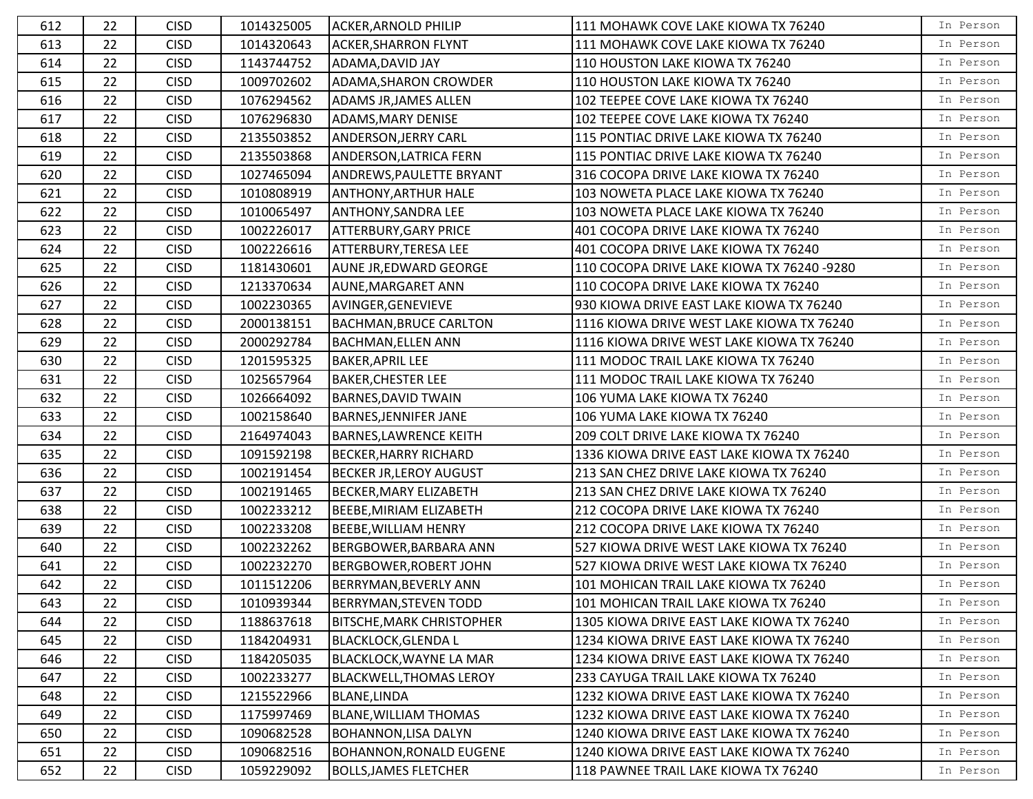| 612 | 22 | CISD | 1014325005 | ACKER,ARNOLD PHILIP | 111 MOHAWK COVE LAKE KIOWA TX 76240 | In Person |
|---|---|---|---|---|---|---|
| 613 | 22 | CISD | 1014320643 | ACKER,SHARRON FLYNT | 111 MOHAWK COVE LAKE KIOWA TX 76240 | In Person |
| 614 | 22 | CISD | 1143744752 | ADAMA,DAVID JAY | 110 HOUSTON LAKE KIOWA TX 76240 | In Person |
| 615 | 22 | CISD | 1009702602 | ADAMA,SHARON CROWDER | 110 HOUSTON LAKE KIOWA TX 76240 | In Person |
| 616 | 22 | CISD | 1076294562 | ADAMS JR,JAMES ALLEN | 102 TEEPEE COVE LAKE KIOWA TX 76240 | In Person |
| 617 | 22 | CISD | 1076296830 | ADAMS,MARY DENISE | 102 TEEPEE COVE LAKE KIOWA TX 76240 | In Person |
| 618 | 22 | CISD | 2135503852 | ANDERSON,JERRY CARL | 115 PONTIAC DRIVE LAKE KIOWA TX 76240 | In Person |
| 619 | 22 | CISD | 2135503868 | ANDERSON,LATRICA FERN | 115 PONTIAC DRIVE LAKE KIOWA TX 76240 | In Person |
| 620 | 22 | CISD | 1027465094 | ANDREWS,PAULETTE BRYANT | 316 COCOPA DRIVE LAKE KIOWA TX 76240 | In Person |
| 621 | 22 | CISD | 1010808919 | ANTHONY,ARTHUR HALE | 103 NOWETA PLACE LAKE KIOWA TX 76240 | In Person |
| 622 | 22 | CISD | 1010065497 | ANTHONY,SANDRA LEE | 103 NOWETA PLACE LAKE KIOWA TX 76240 | In Person |
| 623 | 22 | CISD | 1002226017 | ATTERBURY,GARY PRICE | 401 COCOPA DRIVE LAKE KIOWA TX 76240 | In Person |
| 624 | 22 | CISD | 1002226616 | ATTERBURY,TERESA LEE | 401 COCOPA DRIVE LAKE KIOWA TX 76240 | In Person |
| 625 | 22 | CISD | 1181430601 | AUNE JR,EDWARD GEORGE | 110 COCOPA DRIVE LAKE KIOWA TX 76240 -9280 | In Person |
| 626 | 22 | CISD | 1213370634 | AUNE,MARGARET ANN | 110 COCOPA DRIVE LAKE KIOWA TX 76240 | In Person |
| 627 | 22 | CISD | 1002230365 | AVINGER,GENEVIEVE | 930 KIOWA DRIVE EAST LAKE KIOWA TX 76240 | In Person |
| 628 | 22 | CISD | 2000138151 | BACHMAN,BRUCE CARLTON | 1116 KIOWA DRIVE WEST LAKE KIOWA TX 76240 | In Person |
| 629 | 22 | CISD | 2000292784 | BACHMAN,ELLEN ANN | 1116 KIOWA DRIVE WEST LAKE KIOWA TX 76240 | In Person |
| 630 | 22 | CISD | 1201595325 | BAKER,APRIL LEE | 111 MODOC TRAIL LAKE KIOWA TX 76240 | In Person |
| 631 | 22 | CISD | 1025657964 | BAKER,CHESTER LEE | 111 MODOC TRAIL LAKE KIOWA TX 76240 | In Person |
| 632 | 22 | CISD | 1026664092 | BARNES,DAVID TWAIN | 106 YUMA LAKE KIOWA TX 76240 | In Person |
| 633 | 22 | CISD | 1002158640 | BARNES,JENNIFER JANE | 106 YUMA LAKE KIOWA TX 76240 | In Person |
| 634 | 22 | CISD | 2164974043 | BARNES,LAWRENCE KEITH | 209 COLT DRIVE LAKE KIOWA TX 76240 | In Person |
| 635 | 22 | CISD | 1091592198 | BECKER,HARRY RICHARD | 1336 KIOWA DRIVE EAST LAKE KIOWA TX 76240 | In Person |
| 636 | 22 | CISD | 1002191454 | BECKER JR,LEROY AUGUST | 213 SAN CHEZ DRIVE LAKE KIOWA TX 76240 | In Person |
| 637 | 22 | CISD | 1002191465 | BECKER,MARY ELIZABETH | 213 SAN CHEZ DRIVE LAKE KIOWA TX 76240 | In Person |
| 638 | 22 | CISD | 1002233212 | BEEBE,MIRIAM ELIZABETH | 212 COCOPA DRIVE LAKE KIOWA TX 76240 | In Person |
| 639 | 22 | CISD | 1002233208 | BEEBE,WILLIAM HENRY | 212 COCOPA DRIVE LAKE KIOWA TX 76240 | In Person |
| 640 | 22 | CISD | 1002232262 | BERGBOWER,BARBARA ANN | 527 KIOWA DRIVE WEST LAKE KIOWA TX 76240 | In Person |
| 641 | 22 | CISD | 1002232270 | BERGBOWER,ROBERT JOHN | 527 KIOWA DRIVE WEST LAKE KIOWA TX 76240 | In Person |
| 642 | 22 | CISD | 1011512206 | BERRYMAN,BEVERLY ANN | 101 MOHICAN TRAIL LAKE KIOWA TX 76240 | In Person |
| 643 | 22 | CISD | 1010939344 | BERRYMAN,STEVEN TODD | 101 MOHICAN TRAIL LAKE KIOWA TX 76240 | In Person |
| 644 | 22 | CISD | 1188637618 | BITSCHE,MARK CHRISTOPHER | 1305 KIOWA DRIVE EAST LAKE KIOWA TX 76240 | In Person |
| 645 | 22 | CISD | 1184204931 | BLACKLOCK,GLENDA L | 1234 KIOWA DRIVE EAST LAKE KIOWA TX 76240 | In Person |
| 646 | 22 | CISD | 1184205035 | BLACKLOCK,WAYNE LA MAR | 1234 KIOWA DRIVE EAST LAKE KIOWA TX 76240 | In Person |
| 647 | 22 | CISD | 1002233277 | BLACKWELL,THOMAS LEROY | 233 CAYUGA TRAIL LAKE KIOWA TX 76240 | In Person |
| 648 | 22 | CISD | 1215522966 | BLANE,LINDA | 1232 KIOWA DRIVE EAST LAKE KIOWA TX 76240 | In Person |
| 649 | 22 | CISD | 1175997469 | BLANE,WILLIAM THOMAS | 1232 KIOWA DRIVE EAST LAKE KIOWA TX 76240 | In Person |
| 650 | 22 | CISD | 1090682528 | BOHANNON,LISA DALYN | 1240 KIOWA DRIVE EAST LAKE KIOWA TX 76240 | In Person |
| 651 | 22 | CISD | 1090682516 | BOHANNON,RONALD EUGENE | 1240 KIOWA DRIVE EAST LAKE KIOWA TX 76240 | In Person |
| 652 | 22 | CISD | 1059229092 | BOLLS,JAMES FLETCHER | 118 PAWNEE TRAIL LAKE KIOWA TX 76240 | In Person |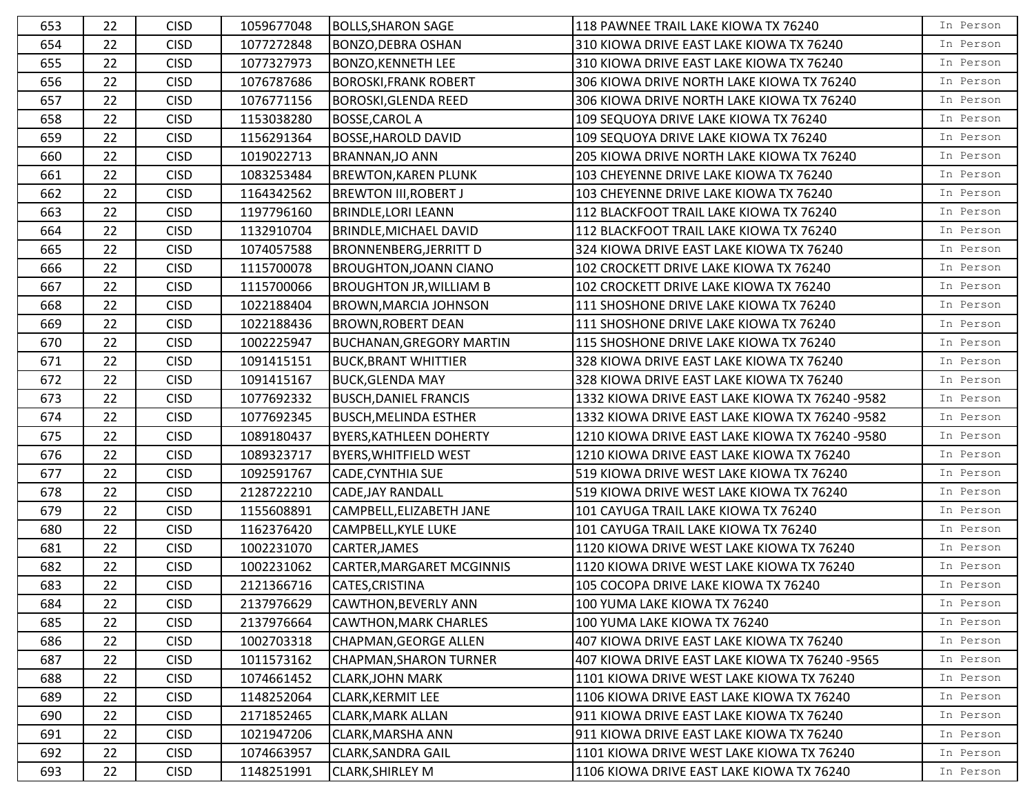| | | | | | | |
|---|---|---|---|---|---|---|
| 653 | 22 | CISD | 1059677048 | BOLLS,SHARON SAGE | 118 PAWNEE TRAIL LAKE KIOWA TX 76240 | In Person |
| 654 | 22 | CISD | 1077272848 | BONZO,DEBRA OSHAN | 310 KIOWA DRIVE EAST LAKE KIOWA TX 76240 | In Person |
| 655 | 22 | CISD | 1077327973 | BONZO,KENNETH LEE | 310 KIOWA DRIVE EAST LAKE KIOWA TX 76240 | In Person |
| 656 | 22 | CISD | 1076787686 | BOROSKI,FRANK ROBERT | 306 KIOWA DRIVE NORTH LAKE KIOWA TX 76240 | In Person |
| 657 | 22 | CISD | 1076771156 | BOROSKI,GLENDA REED | 306 KIOWA DRIVE NORTH LAKE KIOWA TX 76240 | In Person |
| 658 | 22 | CISD | 1153038280 | BOSSE,CAROL A | 109 SEQUOYA DRIVE LAKE KIOWA TX 76240 | In Person |
| 659 | 22 | CISD | 1156291364 | BOSSE,HAROLD DAVID | 109 SEQUOYA DRIVE LAKE KIOWA TX 76240 | In Person |
| 660 | 22 | CISD | 1019022713 | BRANNAN,JO ANN | 205 KIOWA DRIVE NORTH LAKE KIOWA TX 76240 | In Person |
| 661 | 22 | CISD | 1083253484 | BREWTON,KAREN PLUNK | 103 CHEYENNE DRIVE LAKE KIOWA TX 76240 | In Person |
| 662 | 22 | CISD | 1164342562 | BREWTON III,ROBERT J | 103 CHEYENNE DRIVE LAKE KIOWA TX 76240 | In Person |
| 663 | 22 | CISD | 1197796160 | BRINDLE,LORI LEANN | 112 BLACKFOOT TRAIL LAKE KIOWA TX 76240 | In Person |
| 664 | 22 | CISD | 1132910704 | BRINDLE,MICHAEL DAVID | 112 BLACKFOOT TRAIL LAKE KIOWA TX 76240 | In Person |
| 665 | 22 | CISD | 1074057588 | BRONNENBERG,JERRITT D | 324 KIOWA DRIVE EAST LAKE KIOWA TX 76240 | In Person |
| 666 | 22 | CISD | 1115700078 | BROUGHTON,JOANN CIANO | 102 CROCKETT DRIVE LAKE KIOWA TX 76240 | In Person |
| 667 | 22 | CISD | 1115700066 | BROUGHTON JR,WILLIAM B | 102 CROCKETT DRIVE LAKE KIOWA TX 76240 | In Person |
| 668 | 22 | CISD | 1022188404 | BROWN,MARCIA JOHNSON | 111 SHOSHONE DRIVE LAKE KIOWA TX 76240 | In Person |
| 669 | 22 | CISD | 1022188436 | BROWN,ROBERT DEAN | 111 SHOSHONE DRIVE LAKE KIOWA TX 76240 | In Person |
| 670 | 22 | CISD | 1002225947 | BUCHANAN,GREGORY MARTIN | 115 SHOSHONE DRIVE LAKE KIOWA TX 76240 | In Person |
| 671 | 22 | CISD | 1091415151 | BUCK,BRANT WHITTIER | 328 KIOWA DRIVE EAST LAKE KIOWA TX 76240 | In Person |
| 672 | 22 | CISD | 1091415167 | BUCK,GLENDA MAY | 328 KIOWA DRIVE EAST LAKE KIOWA TX 76240 | In Person |
| 673 | 22 | CISD | 1077692332 | BUSCH,DANIEL FRANCIS | 1332 KIOWA DRIVE EAST LAKE KIOWA TX 76240 -9582 | In Person |
| 674 | 22 | CISD | 1077692345 | BUSCH,MELINDA ESTHER | 1332 KIOWA DRIVE EAST LAKE KIOWA TX 76240 -9582 | In Person |
| 675 | 22 | CISD | 1089180437 | BYERS,KATHLEEN DOHERTY | 1210 KIOWA DRIVE EAST LAKE KIOWA TX 76240 -9580 | In Person |
| 676 | 22 | CISD | 1089323717 | BYERS,WHITFIELD WEST | 1210 KIOWA DRIVE EAST LAKE KIOWA TX 76240 | In Person |
| 677 | 22 | CISD | 1092591767 | CADE,CYNTHIA SUE | 519 KIOWA DRIVE WEST LAKE KIOWA TX 76240 | In Person |
| 678 | 22 | CISD | 2128722210 | CADE,JAY RANDALL | 519 KIOWA DRIVE WEST LAKE KIOWA TX 76240 | In Person |
| 679 | 22 | CISD | 1155608891 | CAMPBELL,ELIZABETH JANE | 101 CAYUGA TRAIL LAKE KIOWA TX 76240 | In Person |
| 680 | 22 | CISD | 1162376420 | CAMPBELL,KYLE LUKE | 101 CAYUGA TRAIL LAKE KIOWA TX 76240 | In Person |
| 681 | 22 | CISD | 1002231070 | CARTER,JAMES | 1120 KIOWA DRIVE WEST LAKE KIOWA TX 76240 | In Person |
| 682 | 22 | CISD | 1002231062 | CARTER,MARGARET MCGINNIS | 1120 KIOWA DRIVE WEST LAKE KIOWA TX 76240 | In Person |
| 683 | 22 | CISD | 2121366716 | CATES,CRISTINA | 105 COCOPA DRIVE LAKE KIOWA TX 76240 | In Person |
| 684 | 22 | CISD | 2137976629 | CAWTHON,BEVERLY ANN | 100 YUMA LAKE KIOWA TX 76240 | In Person |
| 685 | 22 | CISD | 2137976664 | CAWTHON,MARK CHARLES | 100 YUMA LAKE KIOWA TX 76240 | In Person |
| 686 | 22 | CISD | 1002703318 | CHAPMAN,GEORGE ALLEN | 407 KIOWA DRIVE EAST LAKE KIOWA TX 76240 | In Person |
| 687 | 22 | CISD | 1011573162 | CHAPMAN,SHARON TURNER | 407 KIOWA DRIVE EAST LAKE KIOWA TX 76240 -9565 | In Person |
| 688 | 22 | CISD | 1074661452 | CLARK,JOHN MARK | 1101 KIOWA DRIVE WEST LAKE KIOWA TX 76240 | In Person |
| 689 | 22 | CISD | 1148252064 | CLARK,KERMIT LEE | 1106 KIOWA DRIVE EAST LAKE KIOWA TX 76240 | In Person |
| 690 | 22 | CISD | 2171852465 | CLARK,MARK ALLAN | 911 KIOWA DRIVE EAST LAKE KIOWA TX 76240 | In Person |
| 691 | 22 | CISD | 1021947206 | CLARK,MARSHA ANN | 911 KIOWA DRIVE EAST LAKE KIOWA TX 76240 | In Person |
| 692 | 22 | CISD | 1074663957 | CLARK,SANDRA GAIL | 1101 KIOWA DRIVE WEST LAKE KIOWA TX 76240 | In Person |
| 693 | 22 | CISD | 1148251991 | CLARK,SHIRLEY M | 1106 KIOWA DRIVE EAST LAKE KIOWA TX 76240 | In Person |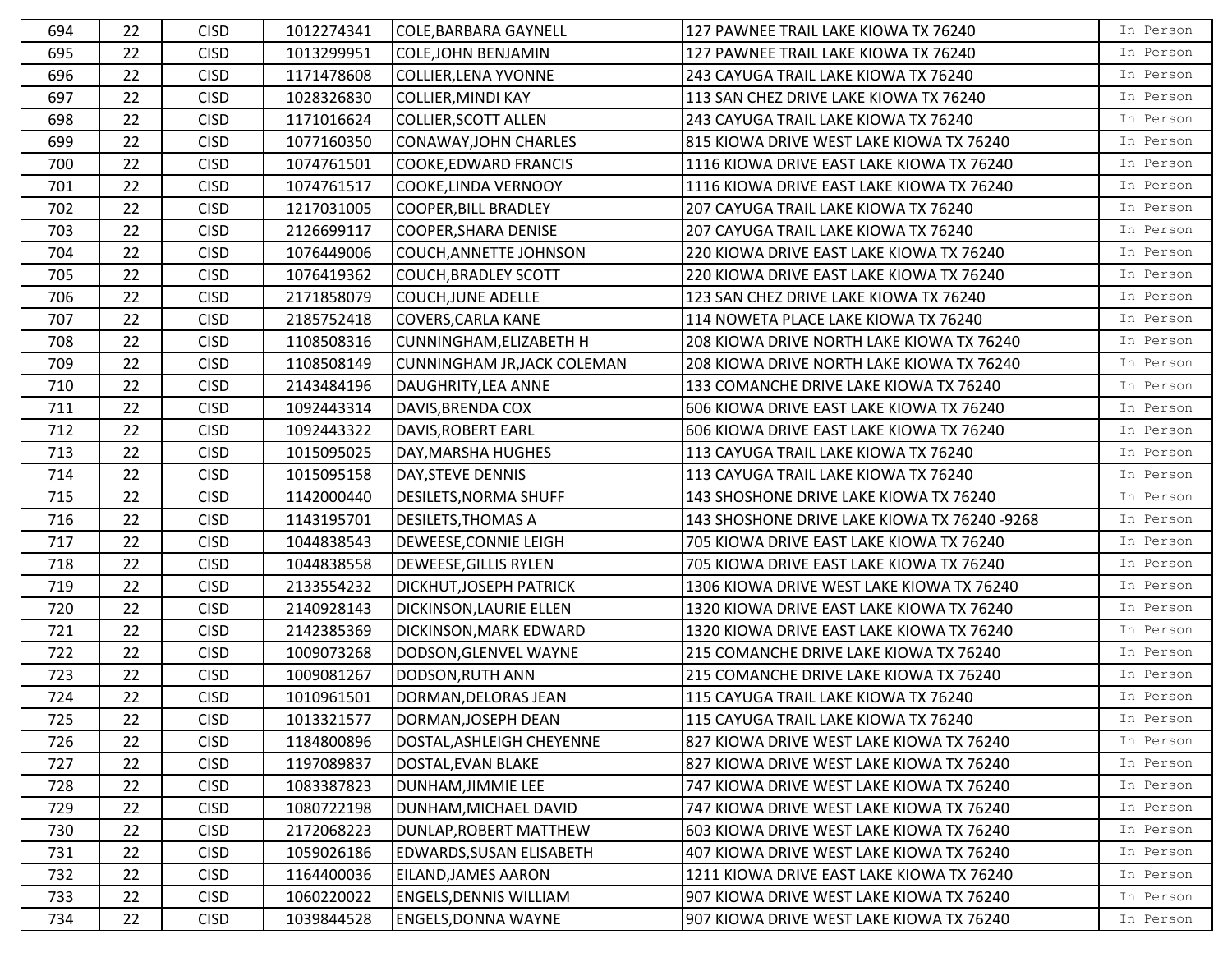| | | | | | | |
|---|---|---|---|---|---|---|
| 694 | 22 | CISD | 1012274341 | COLE,BARBARA GAYNELL | 127 PAWNEE TRAIL LAKE KIOWA TX 76240 | In Person |
| 695 | 22 | CISD | 1013299951 | COLE,JOHN BENJAMIN | 127 PAWNEE TRAIL LAKE KIOWA TX 76240 | In Person |
| 696 | 22 | CISD | 1171478608 | COLLIER,LENA YVONNE | 243 CAYUGA TRAIL LAKE KIOWA TX 76240 | In Person |
| 697 | 22 | CISD | 1028326830 | COLLIER,MINDI KAY | 113 SAN CHEZ DRIVE LAKE KIOWA TX 76240 | In Person |
| 698 | 22 | CISD | 1171016624 | COLLIER,SCOTT ALLEN | 243 CAYUGA TRAIL LAKE KIOWA TX 76240 | In Person |
| 699 | 22 | CISD | 1077160350 | CONAWAY,JOHN CHARLES | 815 KIOWA DRIVE WEST LAKE KIOWA TX 76240 | In Person |
| 700 | 22 | CISD | 1074761501 | COOKE,EDWARD FRANCIS | 1116 KIOWA DRIVE EAST LAKE KIOWA TX 76240 | In Person |
| 701 | 22 | CISD | 1074761517 | COOKE,LINDA VERNOOY | 1116 KIOWA DRIVE EAST LAKE KIOWA TX 76240 | In Person |
| 702 | 22 | CISD | 1217031005 | COOPER,BILL BRADLEY | 207 CAYUGA TRAIL LAKE KIOWA TX 76240 | In Person |
| 703 | 22 | CISD | 2126699117 | COOPER,SHARA DENISE | 207 CAYUGA TRAIL LAKE KIOWA TX 76240 | In Person |
| 704 | 22 | CISD | 1076449006 | COUCH,ANNETTE JOHNSON | 220 KIOWA DRIVE EAST LAKE KIOWA TX 76240 | In Person |
| 705 | 22 | CISD | 1076419362 | COUCH,BRADLEY SCOTT | 220 KIOWA DRIVE EAST LAKE KIOWA TX 76240 | In Person |
| 706 | 22 | CISD | 2171858079 | COUCH,JUNE ADELLE | 123 SAN CHEZ DRIVE LAKE KIOWA TX 76240 | In Person |
| 707 | 22 | CISD | 2185752418 | COVERS,CARLA KANE | 114 NOWETA PLACE LAKE KIOWA TX 76240 | In Person |
| 708 | 22 | CISD | 1108508316 | CUNNINGHAM,ELIZABETH H | 208 KIOWA DRIVE NORTH LAKE KIOWA TX 76240 | In Person |
| 709 | 22 | CISD | 1108508149 | CUNNINGHAM JR,JACK COLEMAN | 208 KIOWA DRIVE NORTH LAKE KIOWA TX 76240 | In Person |
| 710 | 22 | CISD | 2143484196 | DAUGHRITY,LEA ANNE | 133 COMANCHE DRIVE LAKE KIOWA TX 76240 | In Person |
| 711 | 22 | CISD | 1092443314 | DAVIS,BRENDA COX | 606 KIOWA DRIVE EAST LAKE KIOWA TX 76240 | In Person |
| 712 | 22 | CISD | 1092443322 | DAVIS,ROBERT EARL | 606 KIOWA DRIVE EAST LAKE KIOWA TX 76240 | In Person |
| 713 | 22 | CISD | 1015095025 | DAY,MARSHA HUGHES | 113 CAYUGA TRAIL LAKE KIOWA TX 76240 | In Person |
| 714 | 22 | CISD | 1015095158 | DAY,STEVE DENNIS | 113 CAYUGA TRAIL LAKE KIOWA TX 76240 | In Person |
| 715 | 22 | CISD | 1142000440 | DESILETS,NORMA SHUFF | 143 SHOSHONE DRIVE LAKE KIOWA TX 76240 | In Person |
| 716 | 22 | CISD | 1143195701 | DESILETS,THOMAS A | 143 SHOSHONE DRIVE LAKE KIOWA TX 76240 -9268 | In Person |
| 717 | 22 | CISD | 1044838543 | DEWEESE,CONNIE LEIGH | 705 KIOWA DRIVE EAST LAKE KIOWA TX 76240 | In Person |
| 718 | 22 | CISD | 1044838558 | DEWEESE,GILLIS RYLEN | 705 KIOWA DRIVE EAST LAKE KIOWA TX 76240 | In Person |
| 719 | 22 | CISD | 2133554232 | DICKHUT,JOSEPH PATRICK | 1306 KIOWA DRIVE WEST LAKE KIOWA TX 76240 | In Person |
| 720 | 22 | CISD | 2140928143 | DICKINSON,LAURIE ELLEN | 1320 KIOWA DRIVE EAST LAKE KIOWA TX 76240 | In Person |
| 721 | 22 | CISD | 2142385369 | DICKINSON,MARK EDWARD | 1320 KIOWA DRIVE EAST LAKE KIOWA TX 76240 | In Person |
| 722 | 22 | CISD | 1009073268 | DODSON,GLENVEL WAYNE | 215 COMANCHE DRIVE LAKE KIOWA TX 76240 | In Person |
| 723 | 22 | CISD | 1009081267 | DODSON,RUTH ANN | 215 COMANCHE DRIVE LAKE KIOWA TX 76240 | In Person |
| 724 | 22 | CISD | 1010961501 | DORMAN,DELORAS JEAN | 115 CAYUGA TRAIL LAKE KIOWA TX 76240 | In Person |
| 725 | 22 | CISD | 1013321577 | DORMAN,JOSEPH DEAN | 115 CAYUGA TRAIL LAKE KIOWA TX 76240 | In Person |
| 726 | 22 | CISD | 1184800896 | DOSTAL,ASHLEIGH CHEYENNE | 827 KIOWA DRIVE WEST LAKE KIOWA TX 76240 | In Person |
| 727 | 22 | CISD | 1197089837 | DOSTAL,EVAN BLAKE | 827 KIOWA DRIVE WEST LAKE KIOWA TX 76240 | In Person |
| 728 | 22 | CISD | 1083387823 | DUNHAM,JIMMIE LEE | 747 KIOWA DRIVE WEST LAKE KIOWA TX 76240 | In Person |
| 729 | 22 | CISD | 1080722198 | DUNHAM,MICHAEL DAVID | 747 KIOWA DRIVE WEST LAKE KIOWA TX 76240 | In Person |
| 730 | 22 | CISD | 2172068223 | DUNLAP,ROBERT MATTHEW | 603 KIOWA DRIVE WEST LAKE KIOWA TX 76240 | In Person |
| 731 | 22 | CISD | 1059026186 | EDWARDS,SUSAN ELISABETH | 407 KIOWA DRIVE WEST LAKE KIOWA TX 76240 | In Person |
| 732 | 22 | CISD | 1164400036 | EILAND,JAMES AARON | 1211 KIOWA DRIVE EAST LAKE KIOWA TX 76240 | In Person |
| 733 | 22 | CISD | 1060220022 | ENGELS,DENNIS WILLIAM | 907 KIOWA DRIVE WEST LAKE KIOWA TX 76240 | In Person |
| 734 | 22 | CISD | 1039844528 | ENGELS,DONNA WAYNE | 907 KIOWA DRIVE WEST LAKE KIOWA TX 76240 | In Person |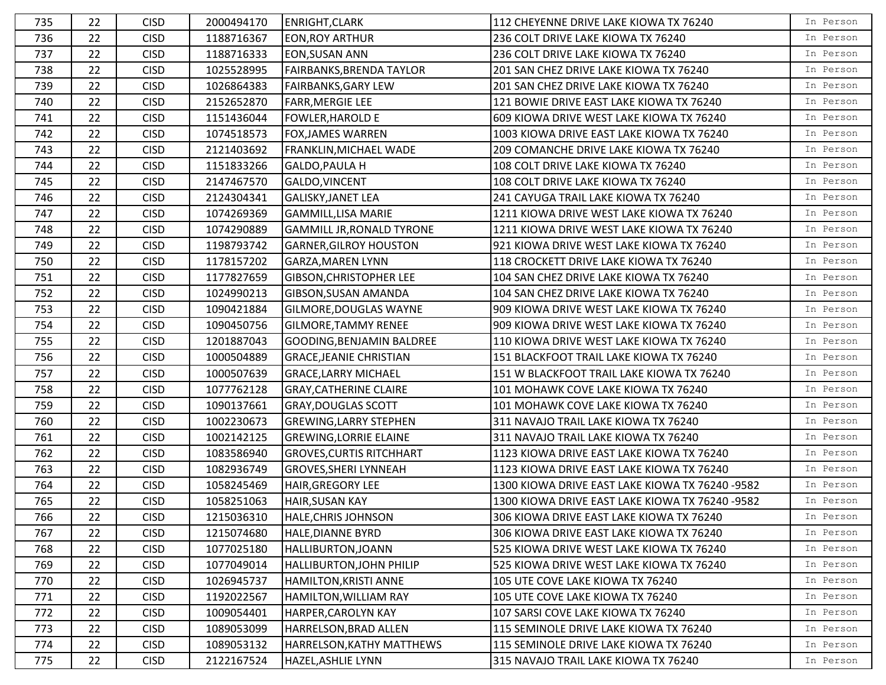| 735 | 22 | CISD | 2000494170 | ENRIGHT,CLARK | 112 CHEYENNE DRIVE LAKE KIOWA TX 76240 | In Person |
|---|---|---|---|---|---|---|
| 736 | 22 | CISD | 1188716367 | EON,ROY ARTHUR | 236 COLT DRIVE LAKE KIOWA TX 76240 | In Person |
| 737 | 22 | CISD | 1188716333 | EON,SUSAN ANN | 236 COLT DRIVE LAKE KIOWA TX 76240 | In Person |
| 738 | 22 | CISD | 1025528995 | FAIRBANKS,BRENDA TAYLOR | 201 SAN CHEZ DRIVE LAKE KIOWA TX 76240 | In Person |
| 739 | 22 | CISD | 1026864383 | FAIRBANKS,GARY LEW | 201 SAN CHEZ DRIVE LAKE KIOWA TX 76240 | In Person |
| 740 | 22 | CISD | 2152652870 | FARR,MERGIE LEE | 121 BOWIE DRIVE EAST LAKE KIOWA TX 76240 | In Person |
| 741 | 22 | CISD | 1151436044 | FOWLER,HAROLD E | 609 KIOWA DRIVE WEST LAKE KIOWA TX 76240 | In Person |
| 742 | 22 | CISD | 1074518573 | FOX,JAMES WARREN | 1003 KIOWA DRIVE EAST LAKE KIOWA TX 76240 | In Person |
| 743 | 22 | CISD | 2121403692 | FRANKLIN,MICHAEL WADE | 209 COMANCHE DRIVE LAKE KIOWA TX 76240 | In Person |
| 744 | 22 | CISD | 1151833266 | GALDO,PAULA H | 108 COLT DRIVE LAKE KIOWA TX 76240 | In Person |
| 745 | 22 | CISD | 2147467570 | GALDO,VINCENT | 108 COLT DRIVE LAKE KIOWA TX 76240 | In Person |
| 746 | 22 | CISD | 2124304341 | GALISKY,JANET LEA | 241 CAYUGA TRAIL LAKE KIOWA TX 76240 | In Person |
| 747 | 22 | CISD | 1074269369 | GAMMILL,LISA MARIE | 1211 KIOWA DRIVE WEST LAKE KIOWA TX 76240 | In Person |
| 748 | 22 | CISD | 1074290889 | GAMMILL JR,RONALD TYRONE | 1211 KIOWA DRIVE WEST LAKE KIOWA TX 76240 | In Person |
| 749 | 22 | CISD | 1198793742 | GARNER,GILROY HOUSTON | 921 KIOWA DRIVE WEST LAKE KIOWA TX 76240 | In Person |
| 750 | 22 | CISD | 1178157202 | GARZA,MAREN LYNN | 118 CROCKETT DRIVE LAKE KIOWA TX 76240 | In Person |
| 751 | 22 | CISD | 1177827659 | GIBSON,CHRISTOPHER LEE | 104 SAN CHEZ DRIVE LAKE KIOWA TX 76240 | In Person |
| 752 | 22 | CISD | 1024990213 | GIBSON,SUSAN AMANDA | 104 SAN CHEZ DRIVE LAKE KIOWA TX 76240 | In Person |
| 753 | 22 | CISD | 1090421884 | GILMORE,DOUGLAS WAYNE | 909 KIOWA DRIVE WEST LAKE KIOWA TX 76240 | In Person |
| 754 | 22 | CISD | 1090450756 | GILMORE,TAMMY RENEE | 909 KIOWA DRIVE WEST LAKE KIOWA TX 76240 | In Person |
| 755 | 22 | CISD | 1201887043 | GOODING,BENJAMIN BALDREE | 110 KIOWA DRIVE WEST LAKE KIOWA TX 76240 | In Person |
| 756 | 22 | CISD | 1000504889 | GRACE,JEANIE CHRISTIAN | 151 BLACKFOOT TRAIL LAKE KIOWA TX 76240 | In Person |
| 757 | 22 | CISD | 1000507639 | GRACE,LARRY MICHAEL | 151 W BLACKFOOT TRAIL LAKE KIOWA TX 76240 | In Person |
| 758 | 22 | CISD | 1077762128 | GRAY,CATHERINE CLAIRE | 101 MOHAWK COVE LAKE KIOWA TX 76240 | In Person |
| 759 | 22 | CISD | 1090137661 | GRAY,DOUGLAS SCOTT | 101 MOHAWK COVE LAKE KIOWA TX 76240 | In Person |
| 760 | 22 | CISD | 1002230673 | GREWING,LARRY STEPHEN | 311 NAVAJO TRAIL LAKE KIOWA TX 76240 | In Person |
| 761 | 22 | CISD | 1002142125 | GREWING,LORRIE ELAINE | 311 NAVAJO TRAIL LAKE KIOWA TX 76240 | In Person |
| 762 | 22 | CISD | 1083586940 | GROVES,CURTIS RITCHHART | 1123 KIOWA DRIVE EAST LAKE KIOWA TX 76240 | In Person |
| 763 | 22 | CISD | 1082936749 | GROVES,SHERI LYNNEAH | 1123 KIOWA DRIVE EAST LAKE KIOWA TX 76240 | In Person |
| 764 | 22 | CISD | 1058245469 | HAIR,GREGORY LEE | 1300 KIOWA DRIVE EAST LAKE KIOWA TX 76240 -9582 | In Person |
| 765 | 22 | CISD | 1058251063 | HAIR,SUSAN KAY | 1300 KIOWA DRIVE EAST LAKE KIOWA TX 76240 -9582 | In Person |
| 766 | 22 | CISD | 1215036310 | HALE,CHRIS JOHNSON | 306 KIOWA DRIVE EAST LAKE KIOWA TX 76240 | In Person |
| 767 | 22 | CISD | 1215074680 | HALE,DIANNE BYRD | 306 KIOWA DRIVE EAST LAKE KIOWA TX 76240 | In Person |
| 768 | 22 | CISD | 1077025180 | HALLIBURTON,JOANN | 525 KIOWA DRIVE WEST LAKE KIOWA TX 76240 | In Person |
| 769 | 22 | CISD | 1077049014 | HALLIBURTON,JOHN PHILIP | 525 KIOWA DRIVE WEST LAKE KIOWA TX 76240 | In Person |
| 770 | 22 | CISD | 1026945737 | HAMILTON,KRISTI ANNE | 105 UTE COVE LAKE KIOWA TX 76240 | In Person |
| 771 | 22 | CISD | 1192022567 | HAMILTON,WILLIAM RAY | 105 UTE COVE LAKE KIOWA TX 76240 | In Person |
| 772 | 22 | CISD | 1009054401 | HARPER,CAROLYN KAY | 107 SARSI COVE LAKE KIOWA TX 76240 | In Person |
| 773 | 22 | CISD | 1089053099 | HARRELSON,BRAD ALLEN | 115 SEMINOLE DRIVE LAKE KIOWA TX 76240 | In Person |
| 774 | 22 | CISD | 1089053132 | HARRELSON,KATHY MATTHEWS | 115 SEMINOLE DRIVE LAKE KIOWA TX 76240 | In Person |
| 775 | 22 | CISD | 2122167524 | HAZEL,ASHLIE LYNN | 315 NAVAJO TRAIL LAKE KIOWA TX 76240 | In Person |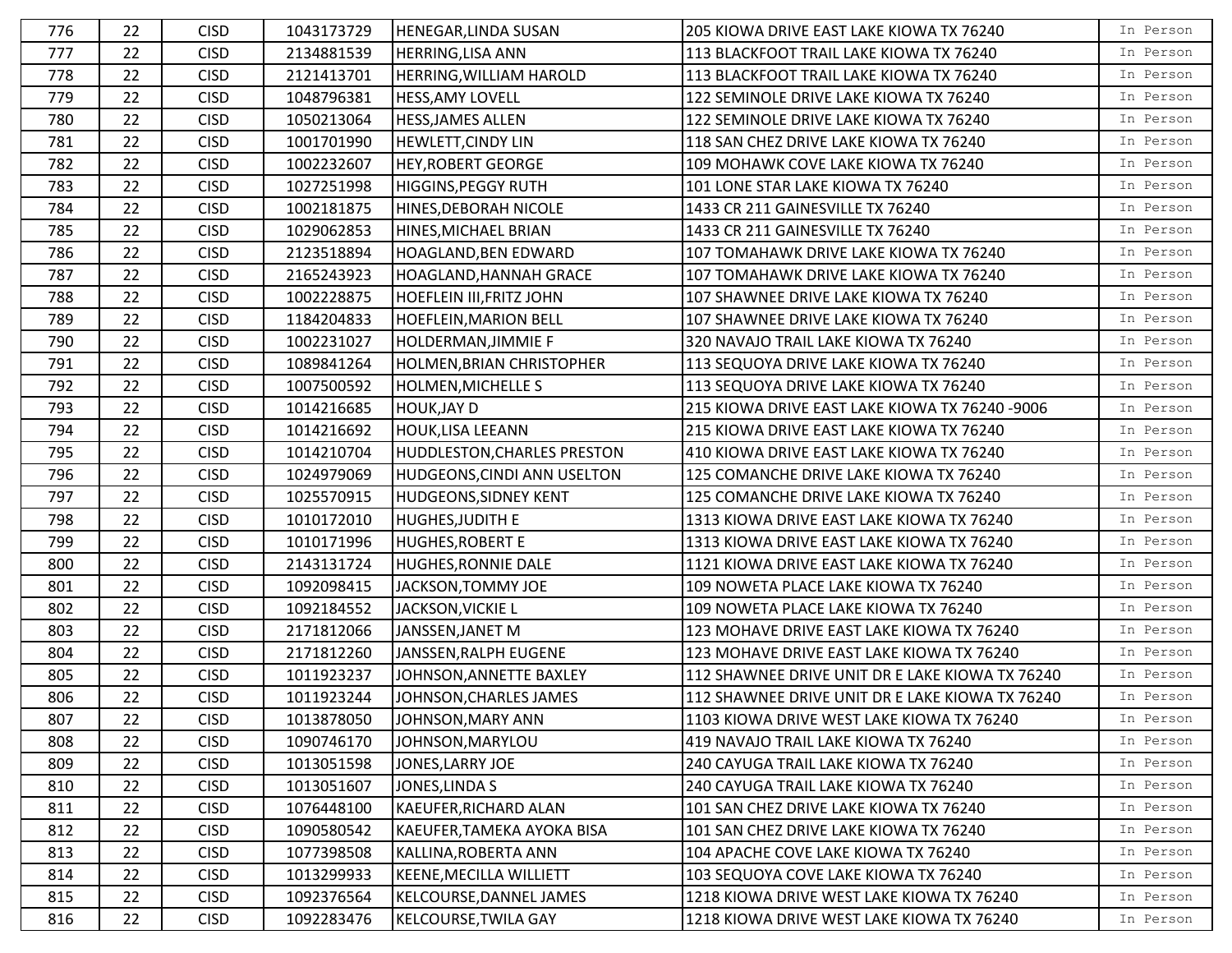| 776 | 22 | CISD | 1043173729 | HENEGAR,LINDA SUSAN | 205 KIOWA DRIVE EAST LAKE KIOWA TX 76240 | In Person |
|---|---|---|---|---|---|---|
| 777 | 22 | CISD | 2134881539 | HERRING,LISA ANN | 113 BLACKFOOT TRAIL LAKE KIOWA TX 76240 | In Person |
| 778 | 22 | CISD | 2121413701 | HERRING,WILLIAM HAROLD | 113 BLACKFOOT TRAIL LAKE KIOWA TX 76240 | In Person |
| 779 | 22 | CISD | 1048796381 | HESS,AMY LOVELL | 122 SEMINOLE DRIVE LAKE KIOWA TX 76240 | In Person |
| 780 | 22 | CISD | 1050213064 | HESS,JAMES ALLEN | 122 SEMINOLE DRIVE LAKE KIOWA TX 76240 | In Person |
| 781 | 22 | CISD | 1001701990 | HEWLETT,CINDY LIN | 118 SAN CHEZ DRIVE LAKE KIOWA TX 76240 | In Person |
| 782 | 22 | CISD | 1002232607 | HEY,ROBERT GEORGE | 109 MOHAWK COVE LAKE KIOWA TX 76240 | In Person |
| 783 | 22 | CISD | 1027251998 | HIGGINS,PEGGY RUTH | 101 LONE STAR LAKE KIOWA TX 76240 | In Person |
| 784 | 22 | CISD | 1002181875 | HINES,DEBORAH NICOLE | 1433 CR 211 GAINESVILLE TX 76240 | In Person |
| 785 | 22 | CISD | 1029062853 | HINES,MICHAEL BRIAN | 1433 CR 211 GAINESVILLE TX 76240 | In Person |
| 786 | 22 | CISD | 2123518894 | HOAGLAND,BEN EDWARD | 107 TOMAHAWK DRIVE LAKE KIOWA TX 76240 | In Person |
| 787 | 22 | CISD | 2165243923 | HOAGLAND,HANNAH GRACE | 107 TOMAHAWK DRIVE LAKE KIOWA TX 76240 | In Person |
| 788 | 22 | CISD | 1002228875 | HOEFLEIN III,FRITZ JOHN | 107 SHAWNEE DRIVE LAKE KIOWA TX 76240 | In Person |
| 789 | 22 | CISD | 1184204833 | HOEFLEIN,MARION BELL | 107 SHAWNEE DRIVE LAKE KIOWA TX 76240 | In Person |
| 790 | 22 | CISD | 1002231027 | HOLDERMAN,JIMMIE F | 320 NAVAJO TRAIL LAKE KIOWA TX 76240 | In Person |
| 791 | 22 | CISD | 1089841264 | HOLMEN,BRIAN CHRISTOPHER | 113 SEQUOYA DRIVE LAKE KIOWA TX 76240 | In Person |
| 792 | 22 | CISD | 1007500592 | HOLMEN,MICHELLE S | 113 SEQUOYA DRIVE LAKE KIOWA TX 76240 | In Person |
| 793 | 22 | CISD | 1014216685 | HOUK,JAY D | 215 KIOWA DRIVE EAST LAKE KIOWA TX 76240 -9006 | In Person |
| 794 | 22 | CISD | 1014216692 | HOUK,LISA LEEANN | 215 KIOWA DRIVE EAST LAKE KIOWA TX 76240 | In Person |
| 795 | 22 | CISD | 1014210704 | HUDDLESTON,CHARLES PRESTON | 410 KIOWA DRIVE EAST LAKE KIOWA TX 76240 | In Person |
| 796 | 22 | CISD | 1024979069 | HUDGEONS,CINDI ANN USELTON | 125 COMANCHE DRIVE LAKE KIOWA TX 76240 | In Person |
| 797 | 22 | CISD | 1025570915 | HUDGEONS,SIDNEY KENT | 125 COMANCHE DRIVE LAKE KIOWA TX 76240 | In Person |
| 798 | 22 | CISD | 1010172010 | HUGHES,JUDITH E | 1313 KIOWA DRIVE EAST LAKE KIOWA TX 76240 | In Person |
| 799 | 22 | CISD | 1010171996 | HUGHES,ROBERT E | 1313 KIOWA DRIVE EAST LAKE KIOWA TX 76240 | In Person |
| 800 | 22 | CISD | 2143131724 | HUGHES,RONNIE DALE | 1121 KIOWA DRIVE EAST LAKE KIOWA TX 76240 | In Person |
| 801 | 22 | CISD | 1092098415 | JACKSON,TOMMY JOE | 109 NOWETA PLACE LAKE KIOWA TX 76240 | In Person |
| 802 | 22 | CISD | 1092184552 | JACKSON,VICKIE L | 109 NOWETA PLACE LAKE KIOWA TX 76240 | In Person |
| 803 | 22 | CISD | 2171812066 | JANSSEN,JANET M | 123 MOHAVE DRIVE EAST LAKE KIOWA TX 76240 | In Person |
| 804 | 22 | CISD | 2171812260 | JANSSEN,RALPH EUGENE | 123 MOHAVE DRIVE EAST LAKE KIOWA TX 76240 | In Person |
| 805 | 22 | CISD | 1011923237 | JOHNSON,ANNETTE BAXLEY | 112 SHAWNEE DRIVE UNIT DR E LAKE KIOWA TX 76240 | In Person |
| 806 | 22 | CISD | 1011923244 | JOHNSON,CHARLES JAMES | 112 SHAWNEE DRIVE UNIT DR E LAKE KIOWA TX 76240 | In Person |
| 807 | 22 | CISD | 1013878050 | JOHNSON,MARY ANN | 1103 KIOWA DRIVE WEST LAKE KIOWA TX 76240 | In Person |
| 808 | 22 | CISD | 1090746170 | JOHNSON,MARYLOU | 419 NAVAJO TRAIL LAKE KIOWA TX 76240 | In Person |
| 809 | 22 | CISD | 1013051598 | JONES,LARRY JOE | 240 CAYUGA TRAIL LAKE KIOWA TX 76240 | In Person |
| 810 | 22 | CISD | 1013051607 | JONES,LINDA S | 240 CAYUGA TRAIL LAKE KIOWA TX 76240 | In Person |
| 811 | 22 | CISD | 1076448100 | KAEUFER,RICHARD ALAN | 101 SAN CHEZ DRIVE LAKE KIOWA TX 76240 | In Person |
| 812 | 22 | CISD | 1090580542 | KAEUFER,TAMEKA AYOKA BISA | 101 SAN CHEZ DRIVE LAKE KIOWA TX 76240 | In Person |
| 813 | 22 | CISD | 1077398508 | KALLINA,ROBERTA ANN | 104 APACHE COVE LAKE KIOWA TX 76240 | In Person |
| 814 | 22 | CISD | 1013299933 | KEENE,MECILLA WILLIETT | 103 SEQUOYA COVE LAKE KIOWA TX 76240 | In Person |
| 815 | 22 | CISD | 1092376564 | KELCOURSE,DANNEL JAMES | 1218 KIOWA DRIVE WEST LAKE KIOWA TX 76240 | In Person |
| 816 | 22 | CISD | 1092283476 | KELCOURSE,TWILA GAY | 1218 KIOWA DRIVE WEST LAKE KIOWA TX 76240 | In Person |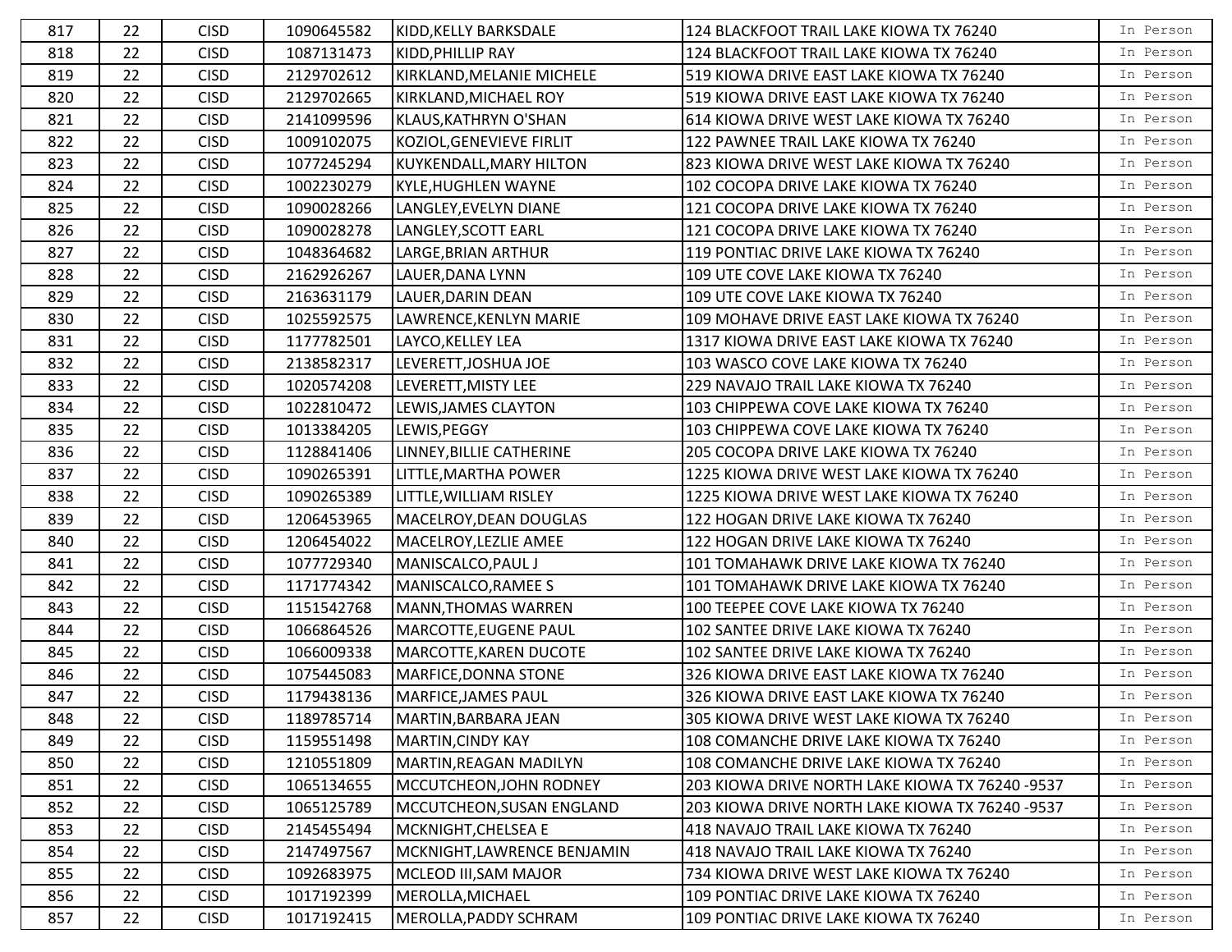| 817 | 22 | CISD | 1090645582 | KIDD,KELLY BARKSDALE | 124 BLACKFOOT TRAIL LAKE KIOWA TX 76240 | In Person |
|---|---|---|---|---|---|---|
| 818 | 22 | CISD | 1087131473 | KIDD,PHILLIP RAY | 124 BLACKFOOT TRAIL LAKE KIOWA TX 76240 | In Person |
| 819 | 22 | CISD | 2129702612 | KIRKLAND,MELANIE MICHELE | 519 KIOWA DRIVE EAST LAKE KIOWA TX 76240 | In Person |
| 820 | 22 | CISD | 2129702665 | KIRKLAND,MICHAEL ROY | 519 KIOWA DRIVE EAST LAKE KIOWA TX 76240 | In Person |
| 821 | 22 | CISD | 2141099596 | KLAUS,KATHRYN O'SHAN | 614 KIOWA DRIVE WEST LAKE KIOWA TX 76240 | In Person |
| 822 | 22 | CISD | 1009102075 | KOZIOL,GENEVIEVE FIRLIT | 122 PAWNEE TRAIL LAKE KIOWA TX 76240 | In Person |
| 823 | 22 | CISD | 1077245294 | KUYKENDALL,MARY HILTON | 823 KIOWA DRIVE WEST LAKE KIOWA TX 76240 | In Person |
| 824 | 22 | CISD | 1002230279 | KYLE,HUGHLEN WAYNE | 102 COCOPA DRIVE LAKE KIOWA TX 76240 | In Person |
| 825 | 22 | CISD | 1090028266 | LANGLEY,EVELYN DIANE | 121 COCOPA DRIVE LAKE KIOWA TX 76240 | In Person |
| 826 | 22 | CISD | 1090028278 | LANGLEY,SCOTT EARL | 121 COCOPA DRIVE LAKE KIOWA TX 76240 | In Person |
| 827 | 22 | CISD | 1048364682 | LARGE,BRIAN ARTHUR | 119 PONTIAC DRIVE LAKE KIOWA TX 76240 | In Person |
| 828 | 22 | CISD | 2162926267 | LAUER,DANA LYNN | 109 UTE COVE LAKE KIOWA TX 76240 | In Person |
| 829 | 22 | CISD | 2163631179 | LAUER,DARIN DEAN | 109 UTE COVE LAKE KIOWA TX 76240 | In Person |
| 830 | 22 | CISD | 1025592575 | LAWRENCE,KENLYN MARIE | 109 MOHAVE DRIVE EAST LAKE KIOWA TX 76240 | In Person |
| 831 | 22 | CISD | 1177782501 | LAYCO,KELLEY LEA | 1317 KIOWA DRIVE EAST LAKE KIOWA TX 76240 | In Person |
| 832 | 22 | CISD | 2138582317 | LEVERETT,JOSHUA JOE | 103 WASCO COVE LAKE KIOWA TX 76240 | In Person |
| 833 | 22 | CISD | 1020574208 | LEVERETT,MISTY LEE | 229 NAVAJO TRAIL LAKE KIOWA TX 76240 | In Person |
| 834 | 22 | CISD | 1022810472 | LEWIS,JAMES CLAYTON | 103 CHIPPEWA COVE LAKE KIOWA TX 76240 | In Person |
| 835 | 22 | CISD | 1013384205 | LEWIS,PEGGY | 103 CHIPPEWA COVE LAKE KIOWA TX 76240 | In Person |
| 836 | 22 | CISD | 1128841406 | LINNEY,BILLIE CATHERINE | 205 COCOPA DRIVE LAKE KIOWA TX 76240 | In Person |
| 837 | 22 | CISD | 1090265391 | LITTLE,MARTHA POWER | 1225 KIOWA DRIVE WEST LAKE KIOWA TX 76240 | In Person |
| 838 | 22 | CISD | 1090265389 | LITTLE,WILLIAM RISLEY | 1225 KIOWA DRIVE WEST LAKE KIOWA TX 76240 | In Person |
| 839 | 22 | CISD | 1206453965 | MACELROY,DEAN DOUGLAS | 122 HOGAN DRIVE LAKE KIOWA TX 76240 | In Person |
| 840 | 22 | CISD | 1206454022 | MACELROY,LEZLIE AMEE | 122 HOGAN DRIVE LAKE KIOWA TX 76240 | In Person |
| 841 | 22 | CISD | 1077729340 | MANISCALCO,PAUL J | 101 TOMAHAWK DRIVE LAKE KIOWA TX 76240 | In Person |
| 842 | 22 | CISD | 1171774342 | MANISCALCO,RAMEE S | 101 TOMAHAWK DRIVE LAKE KIOWA TX 76240 | In Person |
| 843 | 22 | CISD | 1151542768 | MANN,THOMAS WARREN | 100 TEEPEE COVE LAKE KIOWA TX 76240 | In Person |
| 844 | 22 | CISD | 1066864526 | MARCOTTE,EUGENE PAUL | 102 SANTEE DRIVE LAKE KIOWA TX 76240 | In Person |
| 845 | 22 | CISD | 1066009338 | MARCOTTE,KAREN DUCOTE | 102 SANTEE DRIVE LAKE KIOWA TX 76240 | In Person |
| 846 | 22 | CISD | 1075445083 | MARFICE,DONNA STONE | 326 KIOWA DRIVE EAST LAKE KIOWA TX 76240 | In Person |
| 847 | 22 | CISD | 1179438136 | MARFICE,JAMES PAUL | 326 KIOWA DRIVE EAST LAKE KIOWA TX 76240 | In Person |
| 848 | 22 | CISD | 1189785714 | MARTIN,BARBARA JEAN | 305 KIOWA DRIVE WEST LAKE KIOWA TX 76240 | In Person |
| 849 | 22 | CISD | 1159551498 | MARTIN,CINDY KAY | 108 COMANCHE DRIVE LAKE KIOWA TX 76240 | In Person |
| 850 | 22 | CISD | 1210551809 | MARTIN,REAGAN MADILYN | 108 COMANCHE DRIVE LAKE KIOWA TX 76240 | In Person |
| 851 | 22 | CISD | 1065134655 | MCCUTCHEON,JOHN RODNEY | 203 KIOWA DRIVE NORTH LAKE KIOWA TX 76240 -9537 | In Person |
| 852 | 22 | CISD | 1065125789 | MCCUTCHEON,SUSAN ENGLAND | 203 KIOWA DRIVE NORTH LAKE KIOWA TX 76240 -9537 | In Person |
| 853 | 22 | CISD | 2145455494 | MCKNIGHT,CHELSEA E | 418 NAVAJO TRAIL LAKE KIOWA TX 76240 | In Person |
| 854 | 22 | CISD | 2147497567 | MCKNIGHT,LAWRENCE BENJAMIN | 418 NAVAJO TRAIL LAKE KIOWA TX 76240 | In Person |
| 855 | 22 | CISD | 1092683975 | MCLEOD III,SAM MAJOR | 734 KIOWA DRIVE WEST LAKE KIOWA TX 76240 | In Person |
| 856 | 22 | CISD | 1017192399 | MEROLLA,MICHAEL | 109 PONTIAC DRIVE LAKE KIOWA TX 76240 | In Person |
| 857 | 22 | CISD | 1017192415 | MEROLLA,PADDY SCHRAM | 109 PONTIAC DRIVE LAKE KIOWA TX 76240 | In Person |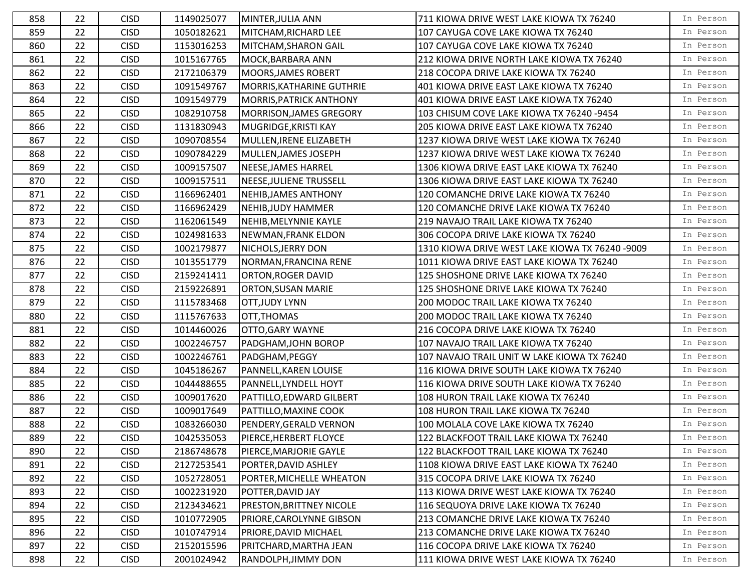| 858 | 22 | CISD | 1149025077 | MINTER,JULIA ANN | 711 KIOWA DRIVE WEST LAKE KIOWA TX 76240 | In Person |
|---|---|---|---|---|---|---|
| 859 | 22 | CISD | 1050182621 | MITCHAM,RICHARD LEE | 107 CAYUGA COVE LAKE KIOWA TX 76240 | In Person |
| 860 | 22 | CISD | 1153016253 | MITCHAM,SHARON GAIL | 107 CAYUGA COVE LAKE KIOWA TX 76240 | In Person |
| 861 | 22 | CISD | 1015167765 | MOCK,BARBARA ANN | 212 KIOWA DRIVE NORTH LAKE KIOWA TX 76240 | In Person |
| 862 | 22 | CISD | 2172106379 | MOORS,JAMES ROBERT | 218 COCOPA DRIVE LAKE KIOWA TX 76240 | In Person |
| 863 | 22 | CISD | 1091549767 | MORRIS,KATHARINE GUTHRIE | 401 KIOWA DRIVE EAST LAKE KIOWA TX 76240 | In Person |
| 864 | 22 | CISD | 1091549779 | MORRIS,PATRICK ANTHONY | 401 KIOWA DRIVE EAST LAKE KIOWA TX 76240 | In Person |
| 865 | 22 | CISD | 1082910758 | MORRISON,JAMES GREGORY | 103 CHISUM COVE LAKE KIOWA TX 76240 -9454 | In Person |
| 866 | 22 | CISD | 1131830943 | MUGRIDGE,KRISTI KAY | 205 KIOWA DRIVE EAST LAKE KIOWA TX 76240 | In Person |
| 867 | 22 | CISD | 1090708554 | MULLEN,IRENE ELIZABETH | 1237 KIOWA DRIVE WEST LAKE KIOWA TX 76240 | In Person |
| 868 | 22 | CISD | 1090784229 | MULLEN,JAMES JOSEPH | 1237 KIOWA DRIVE WEST LAKE KIOWA TX 76240 | In Person |
| 869 | 22 | CISD | 1009157507 | NEESE,JAMES HARREL | 1306 KIOWA DRIVE EAST LAKE KIOWA TX 76240 | In Person |
| 870 | 22 | CISD | 1009157511 | NEESE,JULIENE TRUSSELL | 1306 KIOWA DRIVE EAST LAKE KIOWA TX 76240 | In Person |
| 871 | 22 | CISD | 1166962401 | NEHIB,JAMES ANTHONY | 120 COMANCHE DRIVE LAKE KIOWA TX 76240 | In Person |
| 872 | 22 | CISD | 1166962429 | NEHIB,JUDY HAMMER | 120 COMANCHE DRIVE LAKE KIOWA TX 76240 | In Person |
| 873 | 22 | CISD | 1162061549 | NEHIB,MELYNNIE KAYLE | 219 NAVAJO TRAIL LAKE KIOWA TX 76240 | In Person |
| 874 | 22 | CISD | 1024981633 | NEWMAN,FRANK ELDON | 306 COCOPA DRIVE LAKE KIOWA TX 76240 | In Person |
| 875 | 22 | CISD | 1002179877 | NICHOLS,JERRY DON | 1310 KIOWA DRIVE WEST LAKE KIOWA TX 76240 -9009 | In Person |
| 876 | 22 | CISD | 1013551779 | NORMAN,FRANCINA RENE | 1011 KIOWA DRIVE EAST LAKE KIOWA TX 76240 | In Person |
| 877 | 22 | CISD | 2159241411 | ORTON,ROGER DAVID | 125 SHOSHONE DRIVE LAKE KIOWA TX 76240 | In Person |
| 878 | 22 | CISD | 2159226891 | ORTON,SUSAN MARIE | 125 SHOSHONE DRIVE LAKE KIOWA TX 76240 | In Person |
| 879 | 22 | CISD | 1115783468 | OTT,JUDY LYNN | 200 MODOC TRAIL LAKE KIOWA TX 76240 | In Person |
| 880 | 22 | CISD | 1115767633 | OTT,THOMAS | 200 MODOC TRAIL LAKE KIOWA TX 76240 | In Person |
| 881 | 22 | CISD | 1014460026 | OTTO,GARY WAYNE | 216 COCOPA DRIVE LAKE KIOWA TX 76240 | In Person |
| 882 | 22 | CISD | 1002246757 | PADGHAM,JOHN BOROP | 107 NAVAJO TRAIL LAKE KIOWA TX 76240 | In Person |
| 883 | 22 | CISD | 1002246761 | PADGHAM,PEGGY | 107 NAVAJO TRAIL UNIT W LAKE KIOWA TX 76240 | In Person |
| 884 | 22 | CISD | 1045186267 | PANNELL,KAREN LOUISE | 116 KIOWA DRIVE SOUTH LAKE KIOWA TX 76240 | In Person |
| 885 | 22 | CISD | 1044488655 | PANNELL,LYNDELL HOYT | 116 KIOWA DRIVE SOUTH LAKE KIOWA TX 76240 | In Person |
| 886 | 22 | CISD | 1009017620 | PATTILLO,EDWARD GILBERT | 108 HURON TRAIL LAKE KIOWA TX 76240 | In Person |
| 887 | 22 | CISD | 1009017649 | PATTILLO,MAXINE COOK | 108 HURON TRAIL LAKE KIOWA TX 76240 | In Person |
| 888 | 22 | CISD | 1083266030 | PENDERY,GERALD VERNON | 100 MOLALA COVE LAKE KIOWA TX 76240 | In Person |
| 889 | 22 | CISD | 1042535053 | PIERCE,HERBERT FLOYCE | 122 BLACKFOOT TRAIL LAKE KIOWA TX 76240 | In Person |
| 890 | 22 | CISD | 2186748678 | PIERCE,MARJORIE GAYLE | 122 BLACKFOOT TRAIL LAKE KIOWA TX 76240 | In Person |
| 891 | 22 | CISD | 2127253541 | PORTER,DAVID ASHLEY | 1108 KIOWA DRIVE EAST LAKE KIOWA TX 76240 | In Person |
| 892 | 22 | CISD | 1052728051 | PORTER,MICHELLE WHEATON | 315 COCOPA DRIVE LAKE KIOWA TX 76240 | In Person |
| 893 | 22 | CISD | 1002231920 | POTTER,DAVID JAY | 113 KIOWA DRIVE WEST LAKE KIOWA TX 76240 | In Person |
| 894 | 22 | CISD | 2123434621 | PRESTON,BRITTNEY NICOLE | 116 SEQUOYA DRIVE LAKE KIOWA TX 76240 | In Person |
| 895 | 22 | CISD | 1010772905 | PRIORE,CAROLYNNE GIBSON | 213 COMANCHE DRIVE LAKE KIOWA TX 76240 | In Person |
| 896 | 22 | CISD | 1010747914 | PRIORE,DAVID MICHAEL | 213 COMANCHE DRIVE LAKE KIOWA TX 76240 | In Person |
| 897 | 22 | CISD | 2152015596 | PRITCHARD,MARTHA JEAN | 116 COCOPA DRIVE LAKE KIOWA TX 76240 | In Person |
| 898 | 22 | CISD | 2001024942 | RANDOLPH,JIMMY DON | 111 KIOWA DRIVE WEST LAKE KIOWA TX 76240 | In Person |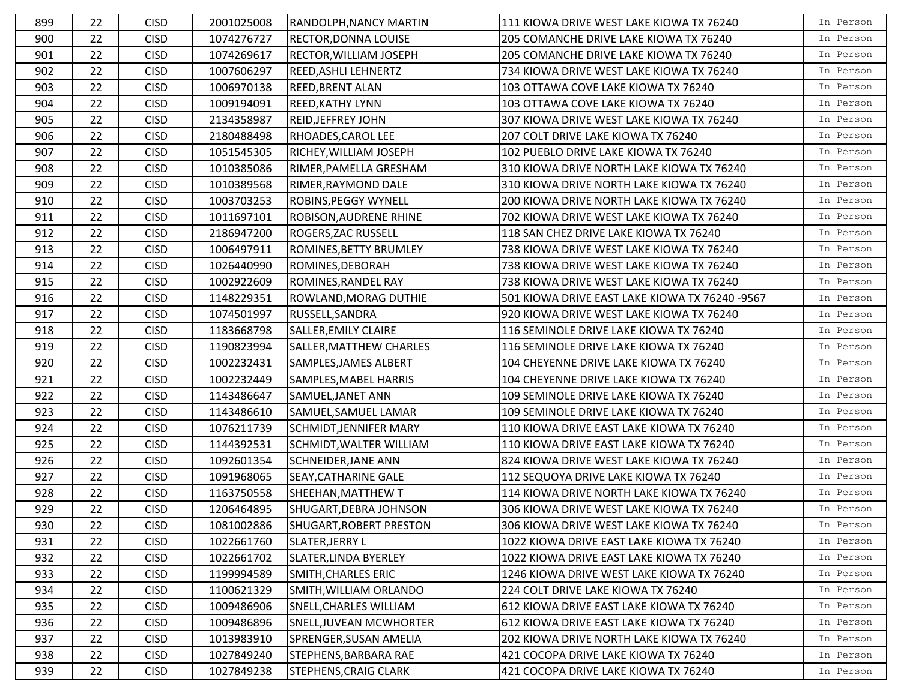| 899 | 22 | CISD | 2001025008 | RANDOLPH,NANCY MARTIN | 111 KIOWA DRIVE WEST LAKE KIOWA TX 76240 | In Person |
|---|---|---|---|---|---|---|
| 900 | 22 | CISD | 1074276727 | RECTOR,DONNA LOUISE | 205 COMANCHE DRIVE LAKE KIOWA TX 76240 | In Person |
| 901 | 22 | CISD | 1074269617 | RECTOR,WILLIAM JOSEPH | 205 COMANCHE DRIVE LAKE KIOWA TX 76240 | In Person |
| 902 | 22 | CISD | 1007606297 | REED,ASHLI LEHNERTZ | 734 KIOWA DRIVE WEST LAKE KIOWA TX 76240 | In Person |
| 903 | 22 | CISD | 1006970138 | REED,BRENT ALAN | 103 OTTAWA COVE LAKE KIOWA TX 76240 | In Person |
| 904 | 22 | CISD | 1009194091 | REED,KATHY LYNN | 103 OTTAWA COVE LAKE KIOWA TX 76240 | In Person |
| 905 | 22 | CISD | 2134358987 | REID,JEFFREY JOHN | 307 KIOWA DRIVE WEST LAKE KIOWA TX 76240 | In Person |
| 906 | 22 | CISD | 2180488498 | RHOADES,CAROL LEE | 207 COLT DRIVE LAKE KIOWA TX 76240 | In Person |
| 907 | 22 | CISD | 1051545305 | RICHEY,WILLIAM JOSEPH | 102 PUEBLO DRIVE LAKE KIOWA TX 76240 | In Person |
| 908 | 22 | CISD | 1010385086 | RIMER,PAMELLA GRESHAM | 310 KIOWA DRIVE NORTH LAKE KIOWA TX 76240 | In Person |
| 909 | 22 | CISD | 1010389568 | RIMER,RAYMOND DALE | 310 KIOWA DRIVE NORTH LAKE KIOWA TX 76240 | In Person |
| 910 | 22 | CISD | 1003703253 | ROBINS,PEGGY WYNELL | 200 KIOWA DRIVE NORTH LAKE KIOWA TX 76240 | In Person |
| 911 | 22 | CISD | 1011697101 | ROBISON,AUDRENE RHINE | 702 KIOWA DRIVE WEST LAKE KIOWA TX 76240 | In Person |
| 912 | 22 | CISD | 2186947200 | ROGERS,ZAC RUSSELL | 118 SAN CHEZ DRIVE LAKE KIOWA TX 76240 | In Person |
| 913 | 22 | CISD | 1006497911 | ROMINES,BETTY BRUMLEY | 738 KIOWA DRIVE WEST LAKE KIOWA TX 76240 | In Person |
| 914 | 22 | CISD | 1026440990 | ROMINES,DEBORAH | 738 KIOWA DRIVE WEST LAKE KIOWA TX 76240 | In Person |
| 915 | 22 | CISD | 1002922609 | ROMINES,RANDEL RAY | 738 KIOWA DRIVE WEST LAKE KIOWA TX 76240 | In Person |
| 916 | 22 | CISD | 1148229351 | ROWLAND,MORAG DUTHIE | 501 KIOWA DRIVE EAST LAKE KIOWA TX 76240 -9567 | In Person |
| 917 | 22 | CISD | 1074501997 | RUSSELL,SANDRA | 920 KIOWA DRIVE WEST LAKE KIOWA TX 76240 | In Person |
| 918 | 22 | CISD | 1183668798 | SALLER,EMILY CLAIRE | 116 SEMINOLE DRIVE LAKE KIOWA TX 76240 | In Person |
| 919 | 22 | CISD | 1190823994 | SALLER,MATTHEW CHARLES | 116 SEMINOLE DRIVE LAKE KIOWA TX 76240 | In Person |
| 920 | 22 | CISD | 1002232431 | SAMPLES,JAMES ALBERT | 104 CHEYENNE DRIVE LAKE KIOWA TX 76240 | In Person |
| 921 | 22 | CISD | 1002232449 | SAMPLES,MABEL HARRIS | 104 CHEYENNE DRIVE LAKE KIOWA TX 76240 | In Person |
| 922 | 22 | CISD | 1143486647 | SAMUEL,JANET ANN | 109 SEMINOLE DRIVE LAKE KIOWA TX 76240 | In Person |
| 923 | 22 | CISD | 1143486610 | SAMUEL,SAMUEL LAMAR | 109 SEMINOLE DRIVE LAKE KIOWA TX 76240 | In Person |
| 924 | 22 | CISD | 1076211739 | SCHMIDT,JENNIFER MARY | 110 KIOWA DRIVE EAST LAKE KIOWA TX 76240 | In Person |
| 925 | 22 | CISD | 1144392531 | SCHMIDT,WALTER WILLIAM | 110 KIOWA DRIVE EAST LAKE KIOWA TX 76240 | In Person |
| 926 | 22 | CISD | 1092601354 | SCHNEIDER,JANE ANN | 824 KIOWA DRIVE WEST LAKE KIOWA TX 76240 | In Person |
| 927 | 22 | CISD | 1091968065 | SEAY,CATHARINE GALE | 112 SEQUOYA DRIVE LAKE KIOWA TX 76240 | In Person |
| 928 | 22 | CISD | 1163750558 | SHEEHAN,MATTHEW T | 114 KIOWA DRIVE NORTH LAKE KIOWA TX 76240 | In Person |
| 929 | 22 | CISD | 1206464895 | SHUGART,DEBRA JOHNSON | 306 KIOWA DRIVE WEST LAKE KIOWA TX 76240 | In Person |
| 930 | 22 | CISD | 1081002886 | SHUGART,ROBERT PRESTON | 306 KIOWA DRIVE WEST LAKE KIOWA TX 76240 | In Person |
| 931 | 22 | CISD | 1022661760 | SLATER,JERRY L | 1022 KIOWA DRIVE EAST LAKE KIOWA TX 76240 | In Person |
| 932 | 22 | CISD | 1022661702 | SLATER,LINDA BYERLEY | 1022 KIOWA DRIVE EAST LAKE KIOWA TX 76240 | In Person |
| 933 | 22 | CISD | 1199994589 | SMITH,CHARLES ERIC | 1246 KIOWA DRIVE WEST LAKE KIOWA TX 76240 | In Person |
| 934 | 22 | CISD | 1100621329 | SMITH,WILLIAM ORLANDO | 224 COLT DRIVE LAKE KIOWA TX 76240 | In Person |
| 935 | 22 | CISD | 1009486906 | SNELL,CHARLES WILLIAM | 612 KIOWA DRIVE EAST LAKE KIOWA TX 76240 | In Person |
| 936 | 22 | CISD | 1009486896 | SNELL,JUVEAN MCWHORTER | 612 KIOWA DRIVE EAST LAKE KIOWA TX 76240 | In Person |
| 937 | 22 | CISD | 1013983910 | SPRENGER,SUSAN AMELIA | 202 KIOWA DRIVE NORTH LAKE KIOWA TX 76240 | In Person |
| 938 | 22 | CISD | 1027849240 | STEPHENS,BARBARA RAE | 421 COCOPA DRIVE LAKE KIOWA TX 76240 | In Person |
| 939 | 22 | CISD | 1027849238 | STEPHENS,CRAIG CLARK | 421 COCOPA DRIVE LAKE KIOWA TX 76240 | In Person |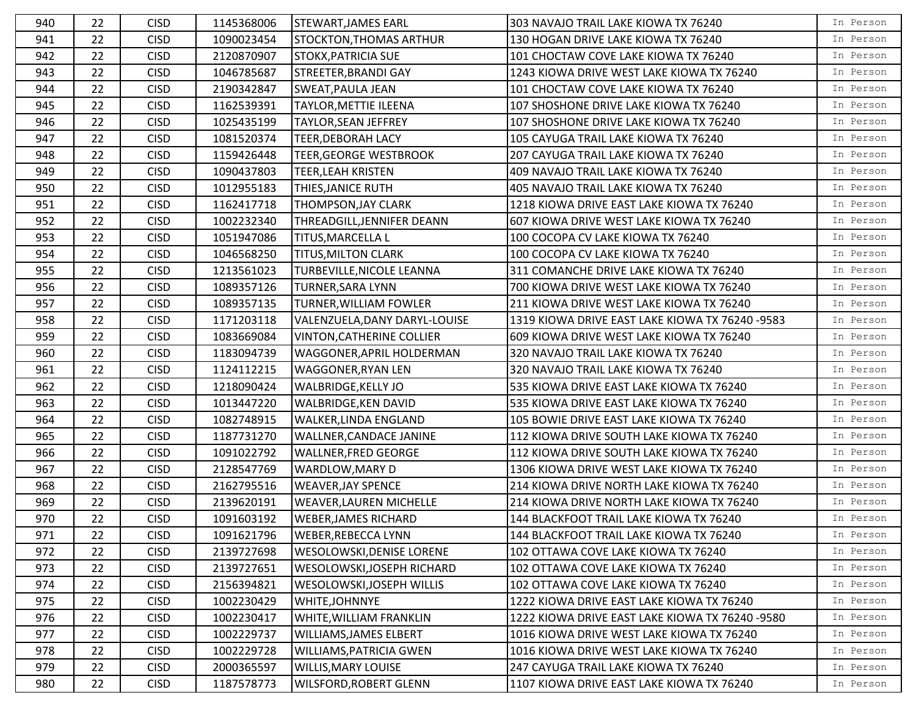| 940 | 22 | CISD | 1145368006 | STEWART,JAMES EARL | 303 NAVAJO TRAIL LAKE KIOWA TX 76240 | In Person |
|---|---|---|---|---|---|---|
| 941 | 22 | CISD | 1090023454 | STOCKTON,THOMAS ARTHUR | 130 HOGAN DRIVE LAKE KIOWA TX 76240 | In Person |
| 942 | 22 | CISD | 2120870907 | STOKX,PATRICIA SUE | 101 CHOCTAW COVE LAKE KIOWA TX 76240 | In Person |
| 943 | 22 | CISD | 1046785687 | STREETER,BRANDI GAY | 1243 KIOWA DRIVE WEST LAKE KIOWA TX 76240 | In Person |
| 944 | 22 | CISD | 2190342847 | SWEAT,PAULA JEAN | 101 CHOCTAW COVE LAKE KIOWA TX 76240 | In Person |
| 945 | 22 | CISD | 1162539391 | TAYLOR,METTIE ILEENA | 107 SHOSHONE DRIVE LAKE KIOWA TX 76240 | In Person |
| 946 | 22 | CISD | 1025435199 | TAYLOR,SEAN JEFFREY | 107 SHOSHONE DRIVE LAKE KIOWA TX 76240 | In Person |
| 947 | 22 | CISD | 1081520374 | TEER,DEBORAH LACY | 105 CAYUGA TRAIL LAKE KIOWA TX 76240 | In Person |
| 948 | 22 | CISD | 1159426448 | TEER,GEORGE WESTBROOK | 207 CAYUGA TRAIL LAKE KIOWA TX 76240 | In Person |
| 949 | 22 | CISD | 1090437803 | TEER,LEAH KRISTEN | 409 NAVAJO TRAIL LAKE KIOWA TX 76240 | In Person |
| 950 | 22 | CISD | 1012955183 | THIES,JANICE RUTH | 405 NAVAJO TRAIL LAKE KIOWA TX 76240 | In Person |
| 951 | 22 | CISD | 1162417718 | THOMPSON,JAY CLARK | 1218 KIOWA DRIVE EAST LAKE KIOWA TX 76240 | In Person |
| 952 | 22 | CISD | 1002232340 | THREADGILL,JENNIFER DEANN | 607 KIOWA DRIVE WEST LAKE KIOWA TX 76240 | In Person |
| 953 | 22 | CISD | 1051947086 | TITUS,MARCELLA L | 100 COCOPA CV LAKE KIOWA TX 76240 | In Person |
| 954 | 22 | CISD | 1046568250 | TITUS,MILTON CLARK | 100 COCOPA CV LAKE KIOWA TX 76240 | In Person |
| 955 | 22 | CISD | 1213561023 | TURBEVILLE,NICOLE LEANNA | 311 COMANCHE DRIVE LAKE KIOWA TX 76240 | In Person |
| 956 | 22 | CISD | 1089357126 | TURNER,SARA LYNN | 700 KIOWA DRIVE WEST LAKE KIOWA TX 76240 | In Person |
| 957 | 22 | CISD | 1089357135 | TURNER,WILLIAM FOWLER | 211 KIOWA DRIVE WEST LAKE KIOWA TX 76240 | In Person |
| 958 | 22 | CISD | 1171203118 | VALENZUELA,DANY DARYL-LOUISE | 1319 KIOWA DRIVE EAST LAKE KIOWA TX 76240 -9583 | In Person |
| 959 | 22 | CISD | 1083669084 | VINTON,CATHERINE COLLIER | 609 KIOWA DRIVE WEST LAKE KIOWA TX 76240 | In Person |
| 960 | 22 | CISD | 1183094739 | WAGGONER,APRIL HOLDERMAN | 320 NAVAJO TRAIL LAKE KIOWA TX 76240 | In Person |
| 961 | 22 | CISD | 1124112215 | WAGGONER,RYAN LEN | 320 NAVAJO TRAIL LAKE KIOWA TX 76240 | In Person |
| 962 | 22 | CISD | 1218090424 | WALBRIDGE,KELLY JO | 535 KIOWA DRIVE EAST LAKE KIOWA TX 76240 | In Person |
| 963 | 22 | CISD | 1013447220 | WALBRIDGE,KEN DAVID | 535 KIOWA DRIVE EAST LAKE KIOWA TX 76240 | In Person |
| 964 | 22 | CISD | 1082748915 | WALKER,LINDA ENGLAND | 105 BOWIE DRIVE EAST LAKE KIOWA TX 76240 | In Person |
| 965 | 22 | CISD | 1187731270 | WALLNER,CANDACE JANINE | 112 KIOWA DRIVE SOUTH LAKE KIOWA TX 76240 | In Person |
| 966 | 22 | CISD | 1091022792 | WALLNER,FRED GEORGE | 112 KIOWA DRIVE SOUTH LAKE KIOWA TX 76240 | In Person |
| 967 | 22 | CISD | 2128547769 | WARDLOW,MARY D | 1306 KIOWA DRIVE WEST LAKE KIOWA TX 76240 | In Person |
| 968 | 22 | CISD | 2162795516 | WEAVER,JAY SPENCE | 214 KIOWA DRIVE NORTH LAKE KIOWA TX 76240 | In Person |
| 969 | 22 | CISD | 2139620191 | WEAVER,LAUREN MICHELLE | 214 KIOWA DRIVE NORTH LAKE KIOWA TX 76240 | In Person |
| 970 | 22 | CISD | 1091603192 | WEBER,JAMES RICHARD | 144 BLACKFOOT TRAIL LAKE KIOWA TX 76240 | In Person |
| 971 | 22 | CISD | 1091621796 | WEBER,REBECCA LYNN | 144 BLACKFOOT TRAIL LAKE KIOWA TX 76240 | In Person |
| 972 | 22 | CISD | 2139727698 | WESOLOWSKI,DENISE LORENE | 102 OTTAWA COVE LAKE KIOWA TX 76240 | In Person |
| 973 | 22 | CISD | 2139727651 | WESOLOWSKI,JOSEPH RICHARD | 102 OTTAWA COVE LAKE KIOWA TX 76240 | In Person |
| 974 | 22 | CISD | 2156394821 | WESOLOWSKI,JOSEPH WILLIS | 102 OTTAWA COVE LAKE KIOWA TX 76240 | In Person |
| 975 | 22 | CISD | 1002230429 | WHITE,JOHNNYE | 1222 KIOWA DRIVE EAST LAKE KIOWA TX 76240 | In Person |
| 976 | 22 | CISD | 1002230417 | WHITE,WILLIAM FRANKLIN | 1222 KIOWA DRIVE EAST LAKE KIOWA TX 76240 -9580 | In Person |
| 977 | 22 | CISD | 1002229737 | WILLIAMS,JAMES ELBERT | 1016 KIOWA DRIVE WEST LAKE KIOWA TX 76240 | In Person |
| 978 | 22 | CISD | 1002229728 | WILLIAMS,PATRICIA GWEN | 1016 KIOWA DRIVE WEST LAKE KIOWA TX 76240 | In Person |
| 979 | 22 | CISD | 2000365597 | WILLIS,MARY LOUISE | 247 CAYUGA TRAIL LAKE KIOWA TX 76240 | In Person |
| 980 | 22 | CISD | 1187578773 | WILSFORD,ROBERT GLENN | 1107 KIOWA DRIVE EAST LAKE KIOWA TX 76240 | In Person |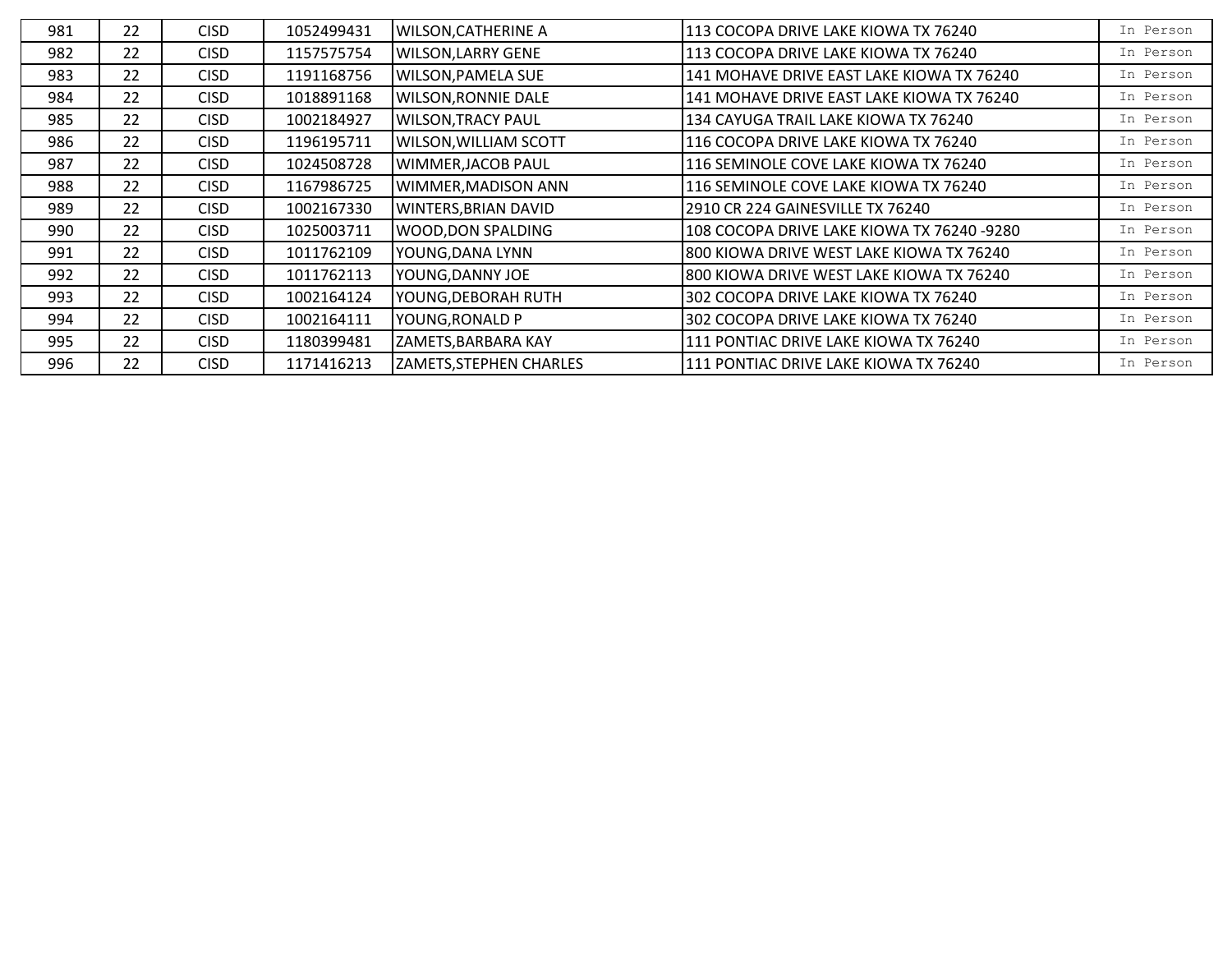| | | | | | | |
|---|---|---|---|---|---|---|
| 981 | 22 | CISD | 1052499431 | WILSON,CATHERINE A | 113 COCOPA DRIVE LAKE KIOWA TX 76240 | In Person |
| 982 | 22 | CISD | 1157575754 | WILSON,LARRY GENE | 113 COCOPA DRIVE LAKE KIOWA TX 76240 | In Person |
| 983 | 22 | CISD | 1191168756 | WILSON,PAMELA SUE | 141 MOHAVE DRIVE EAST LAKE KIOWA TX 76240 | In Person |
| 984 | 22 | CISD | 1018891168 | WILSON,RONNIE DALE | 141 MOHAVE DRIVE EAST LAKE KIOWA TX 76240 | In Person |
| 985 | 22 | CISD | 1002184927 | WILSON,TRACY PAUL | 134 CAYUGA TRAIL LAKE KIOWA TX 76240 | In Person |
| 986 | 22 | CISD | 1196195711 | WILSON,WILLIAM SCOTT | 116 COCOPA DRIVE LAKE KIOWA TX 76240 | In Person |
| 987 | 22 | CISD | 1024508728 | WIMMER,JACOB PAUL | 116 SEMINOLE COVE LAKE KIOWA TX 76240 | In Person |
| 988 | 22 | CISD | 1167986725 | WIMMER,MADISON ANN | 116 SEMINOLE COVE LAKE KIOWA TX 76240 | In Person |
| 989 | 22 | CISD | 1002167330 | WINTERS,BRIAN DAVID | 2910 CR 224 GAINESVILLE TX 76240 | In Person |
| 990 | 22 | CISD | 1025003711 | WOOD,DON SPALDING | 108 COCOPA DRIVE LAKE KIOWA TX 76240 -9280 | In Person |
| 991 | 22 | CISD | 1011762109 | YOUNG,DANA LYNN | 800 KIOWA DRIVE WEST LAKE KIOWA TX 76240 | In Person |
| 992 | 22 | CISD | 1011762113 | YOUNG,DANNY JOE | 800 KIOWA DRIVE WEST LAKE KIOWA TX 76240 | In Person |
| 993 | 22 | CISD | 1002164124 | YOUNG,DEBORAH RUTH | 302 COCOPA DRIVE LAKE KIOWA TX 76240 | In Person |
| 994 | 22 | CISD | 1002164111 | YOUNG,RONALD P | 302 COCOPA DRIVE LAKE KIOWA TX 76240 | In Person |
| 995 | 22 | CISD | 1180399481 | ZAMETS,BARBARA KAY | 111 PONTIAC DRIVE LAKE KIOWA TX 76240 | In Person |
| 996 | 22 | CISD | 1171416213 | ZAMETS,STEPHEN CHARLES | 111 PONTIAC DRIVE LAKE KIOWA TX 76240 | In Person |